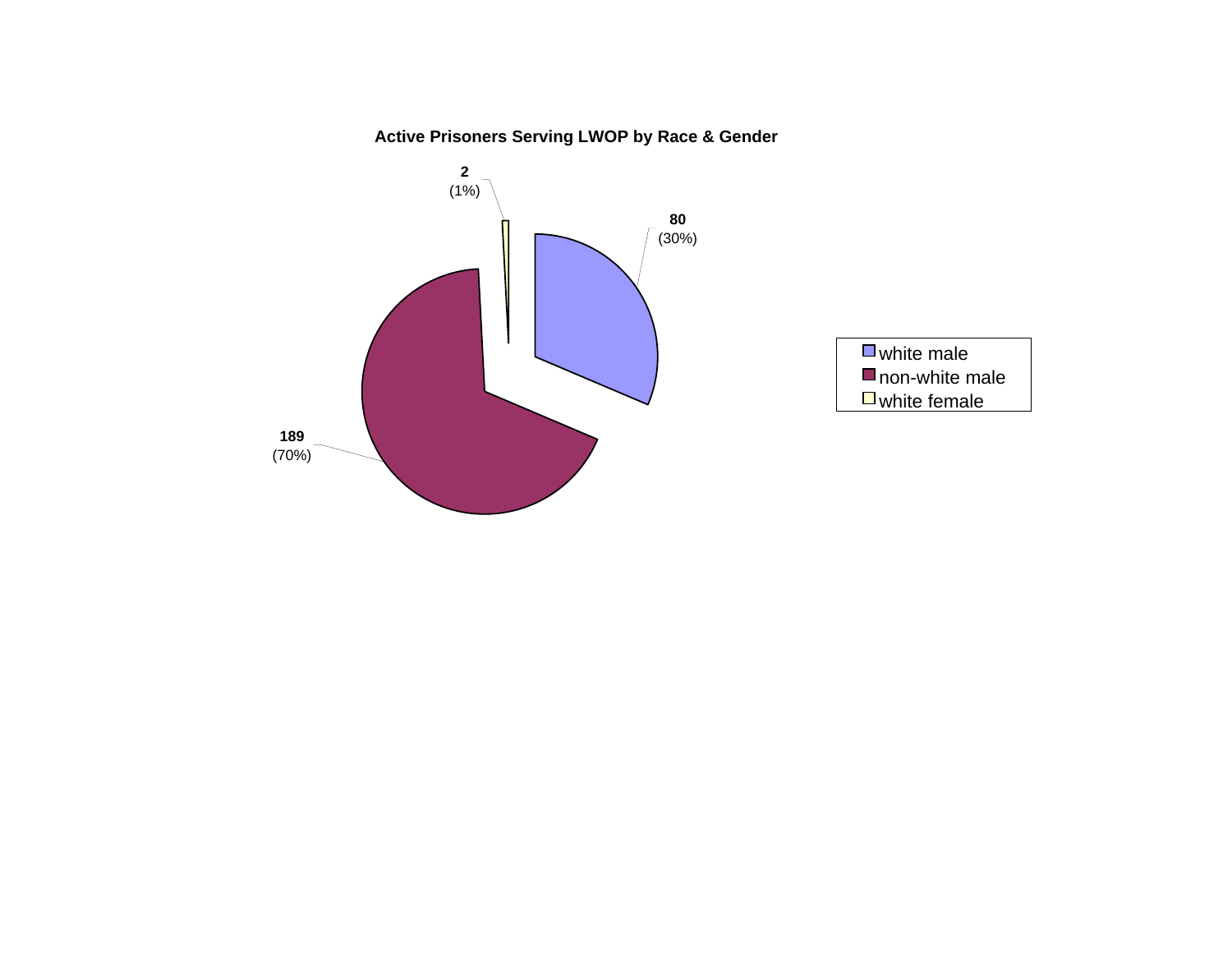**Active Prisoners Serving LWOP by Race & Gender**

| Category | Count | Percent |
| --- | --- | --- |
| white male | 80 | (30%) |
| non-white male | 189 | (70%) |
| white female | 2 | (1%) |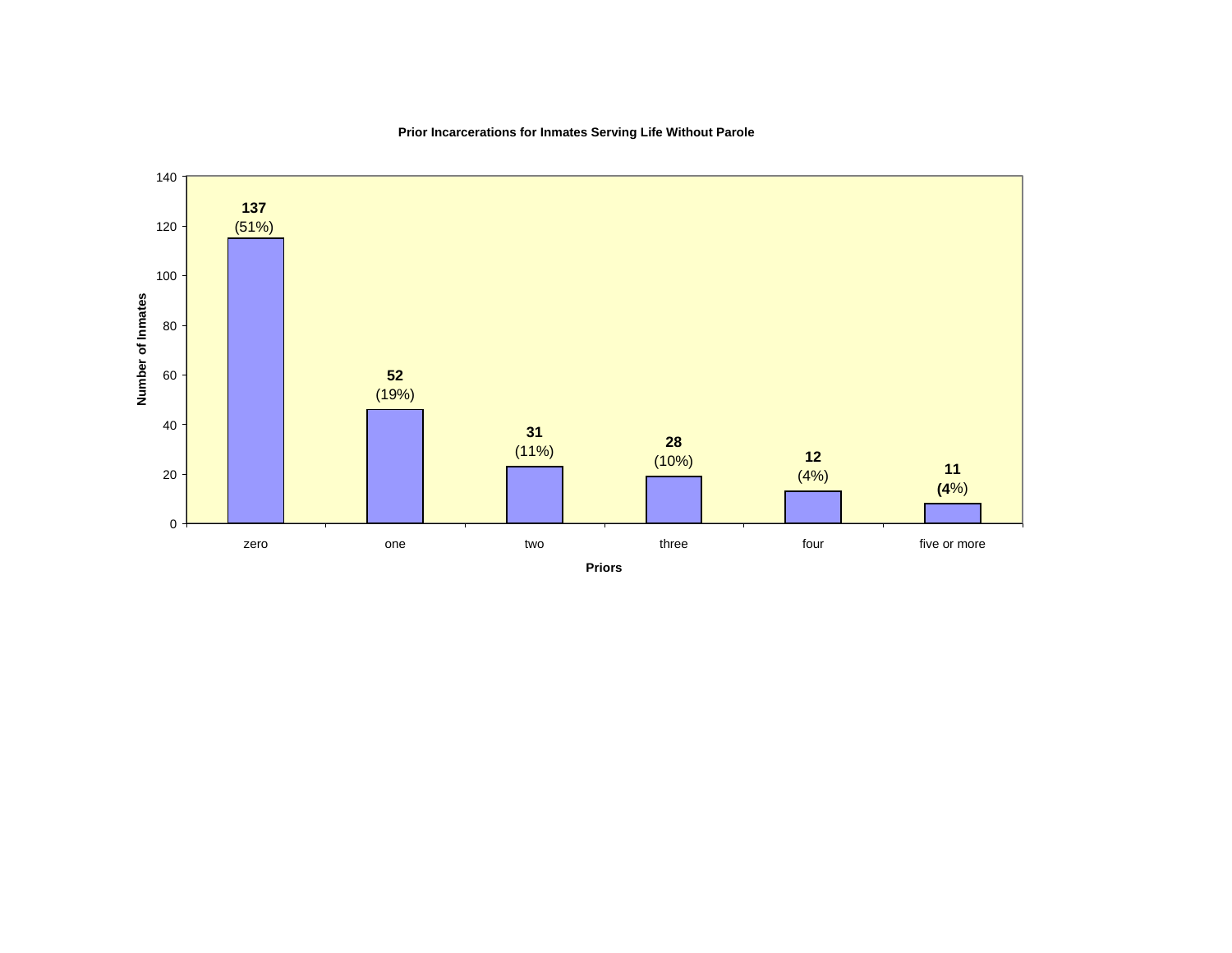**Prior Incarcerations for Inmates Serving Life Without Parole**

| Priors | Number of Inmates |
|---|---|
| zero | 137 (51%) |
| one | 52 (19%) |
| two | 31 (11%) |
| three | 28 (10%) |
| four | 12 (4%) |
| five or more | 11 (4%) |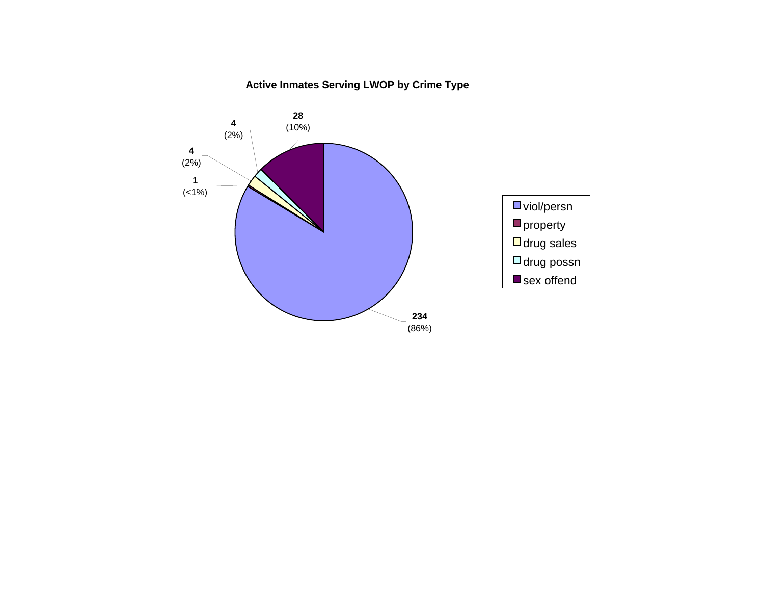**Active Inmates Serving LWOP by Crime Type**

| Crime Type | Count | Percent |
| --- | --- | --- |
| viol/persn | 234 | (86%) |
| property | 1 | (<1%) |
| drug sales | 4 | (2%) |
| drug possn | 4 | (2%) |
| sex offend | 28 | (10%) |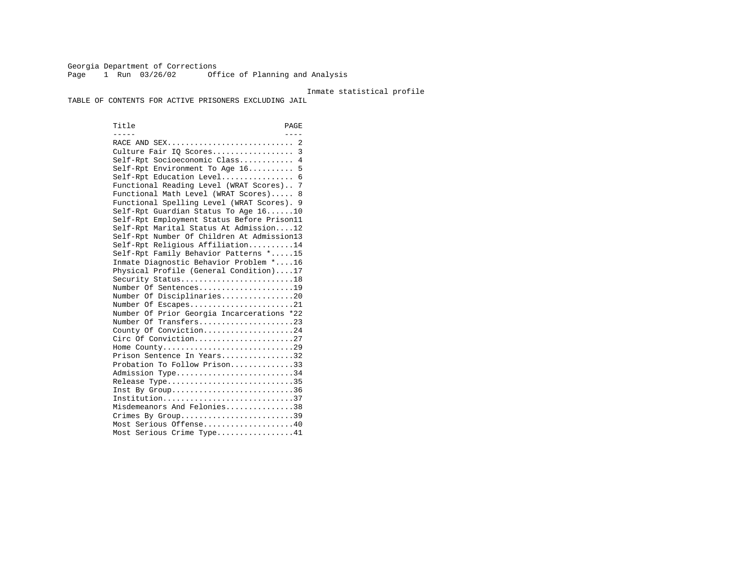Georgia Department of Corrections
Page 1 Run 03/26/02 Office of Planning and Analysis

Inmate statistical profile

TABLE OF CONTENTS FOR ACTIVE PRISONERS EXCLUDING JAIL

| Title | PAGE |
| --- | --- |
| RACE AND SEX | 2 |
| Culture Fair IQ Scores | 3 |
| Self-Rpt Socioeconomic Class | 4 |
| Self-Rpt Environment To Age 16 | 5 |
| Self-Rpt Education Level | 6 |
| Functional Reading Level (WRAT Scores) | 7 |
| Functional Math Level (WRAT Scores) | 8 |
| Functional Spelling Level (WRAT Scores) | 9 |
| Self-Rpt Guardian Status To Age 16 | 10 |
| Self-Rpt Employment Status Before Prison | 11 |
| Self-Rpt Marital Status At Admission | 12 |
| Self-Rpt Number Of Children At Admission | 13 |
| Self-Rpt Religious Affiliation | 14 |
| Self-Rpt Family Behavior Patterns * | 15 |
| Inmate Diagnostic Behavior Problem * | 16 |
| Physical Profile (General Condition) | 17 |
| Security Status | 18 |
| Number Of Sentences | 19 |
| Number Of Disciplinaries | 20 |
| Number Of Escapes | 21 |
| Number Of Prior Georgia Incarcerations * | 22 |
| Number Of Transfers | 23 |
| County Of Conviction | 24 |
| Circ Of Conviction | 27 |
| Home County | 29 |
| Prison Sentence In Years | 32 |
| Probation To Follow Prison | 33 |
| Admission Type | 34 |
| Release Type | 35 |
| Inst By Group | 36 |
| Institution | 37 |
| Misdemeanors And Felonies | 38 |
| Crimes By Group | 39 |
| Most Serious Offense | 40 |
| Most Serious Crime Type | 41 |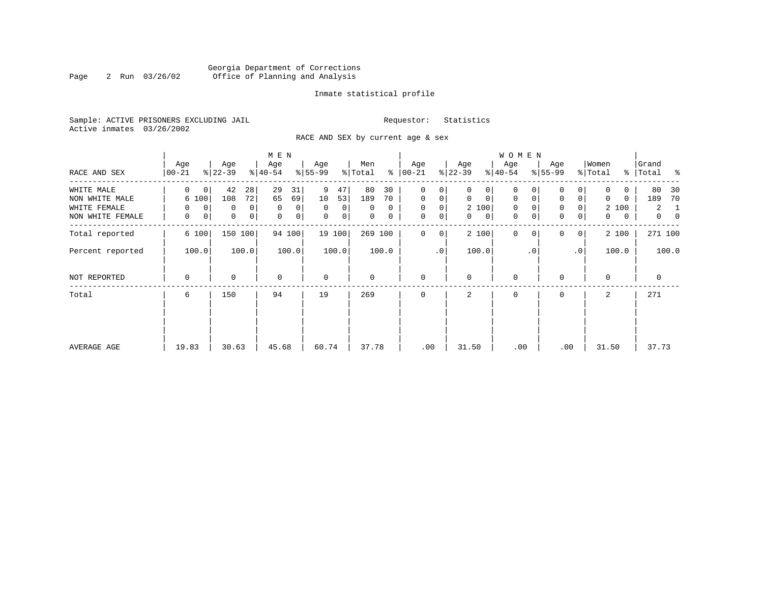Georgia Department of Corrections
Office of Planning and Analysis

Inmate statistical profile

Sample: ACTIVE PRISONERS EXCLUDING JAIL

Requestor: Statistics

Active inmates 03/26/2002

RACE AND SEX by current age & sex

| RACE AND SEX | MEN Age 00-21 | % | Age 22-39 | % | Age 40-54 | % | Age 55-99 | % | Men Total | % | WOMEN Age 00-21 | % | Age 22-39 | % | Age 40-54 | % | Age 55-99 | % | Women Total | % | Grand Total | % |
|---|---|---|---|---|---|---|---|---|---|---|---|---|---|---|---|---|---|---|---|---|---|---|
| WHITE MALE | 0 | 0 | 42 | 28 | 29 | 31 | 9 | 47 | 80 | 30 | 0 | 0 | 0 | 0 | 0 | 0 | 0 | 0 | 0 | 0 | 80 | 30 |
| NON WHITE MALE | 6 | 100 | 108 | 72 | 65 | 69 | 10 | 53 | 189 | 70 | 0 | 0 | 0 | 0 | 0 | 0 | 0 | 0 | 0 | 0 | 189 | 70 |
| WHITE FEMALE | 0 | 0 | 0 | 0 | 0 | 0 | 0 | 0 | 0 | 0 | 0 | 0 | 2 | 100 | 0 | 0 | 0 | 0 | 2 | 100 | 2 | 1 |
| NON WHITE FEMALE | 0 | 0 | 0 | 0 | 0 | 0 | 0 | 0 | 0 | 0 | 0 | 0 | 0 | 0 | 0 | 0 | 0 | 0 | 0 | 0 | 0 | 0 |
| Total reported | 6 | 100 | 150 | 100 | 94 | 100 | 19 | 100 | 269 | 100 | 0 | 0 | 2 | 100 | 0 | 0 | 0 | 0 | 2 | 100 | 271 | 100 |
| Percent reported | | 100.0 | | 100.0 | | 100.0 | | 100.0 | | 100.0 | | .0 | | 100.0 | | .0 | | .0 | | 100.0 | | 100.0 |
| NOT REPORTED | 0 | | 0 | | 0 | | 0 | | 0 | | 0 | | 0 | | 0 | | 0 | | 0 | | 0 | |
| Total | 6 | | 150 | | 94 | | 19 | | 269 | | 0 | | 2 | | 0 | | 0 | | 2 | | 271 | |
| AVERAGE AGE | 19.83 | | 30.63 | | 45.68 | | 60.74 | | 37.78 | | .00 | | 31.50 | | .00 | | .00 | | 31.50 | | 37.73 | |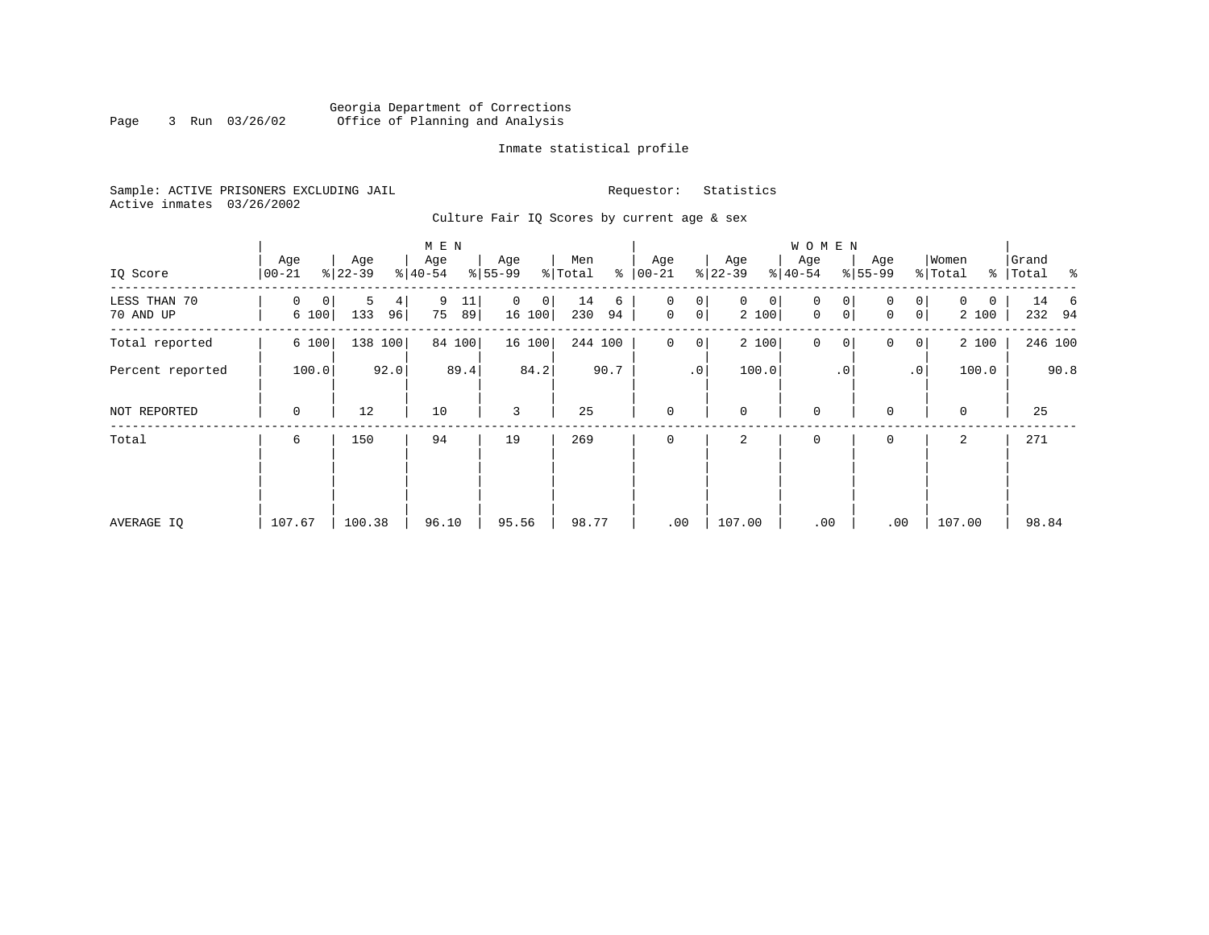Georgia Department of Corrections
Office of Planning and Analysis

Inmate statistical profile

Sample: ACTIVE PRISONERS EXCLUDING JAIL
Active inmates 03/26/2002

Requestor: Statistics

Culture Fair IQ Scores by current age & sex

| IQ Score | MEN Age 00-21 | % | Age 22-39 | % | Age 40-54 | % | Age 55-99 | % | Men Total | % | WOMEN Age 00-21 | % | Age 22-39 | % | Age 40-54 | % | Age 55-99 | % | Women Total | % | Grand Total | % |
|---|---|---|---|---|---|---|---|---|---|---|---|---|---|---|---|---|---|---|---|---|---|---|
| LESS THAN 70 | 0 | 0 | 5 | 4 | 9 | 11 | 0 | 0 | 14 | 6 | 0 | 0 | 0 | 0 | 0 | 0 | 0 | 0 | 0 | 0 | 14 | 6 |
| 70 AND UP | 6 | 100 | 133 | 96 | 75 | 89 | 16 | 100 | 230 | 94 | 0 | 0 | 2 | 100 | 0 | 0 | 0 | 0 | 2 | 100 | 232 | 94 |
| Total reported | 6 | 100 | 138 | 100 | 84 | 100 | 16 | 100 | 244 | 100 | 0 | 0 | 2 | 100 | 0 | 0 | 0 | 0 | 2 | 100 | 246 | 100 |
| Percent reported | | 100.0 | | 92.0 | | 89.4 | | 84.2 | | 90.7 | | .0 | | 100.0 | | .0 | | .0 | | 100.0 | | 90.8 |
| NOT REPORTED | 0 | | 12 | | 10 | | 3 | | 25 | | 0 | | 0 | | 0 | | 0 | | 0 | | 25 | |
| Total | 6 | | 150 | | 94 | | 19 | | 269 | | 0 | | 2 | | 0 | | 0 | | 2 | | 271 | |
| AVERAGE IQ | 107.67 | | 100.38 | | 96.10 | | 95.56 | | 98.77 | | .00 | | 107.00 | | .00 | | .00 | | 107.00 | | 98.84 | |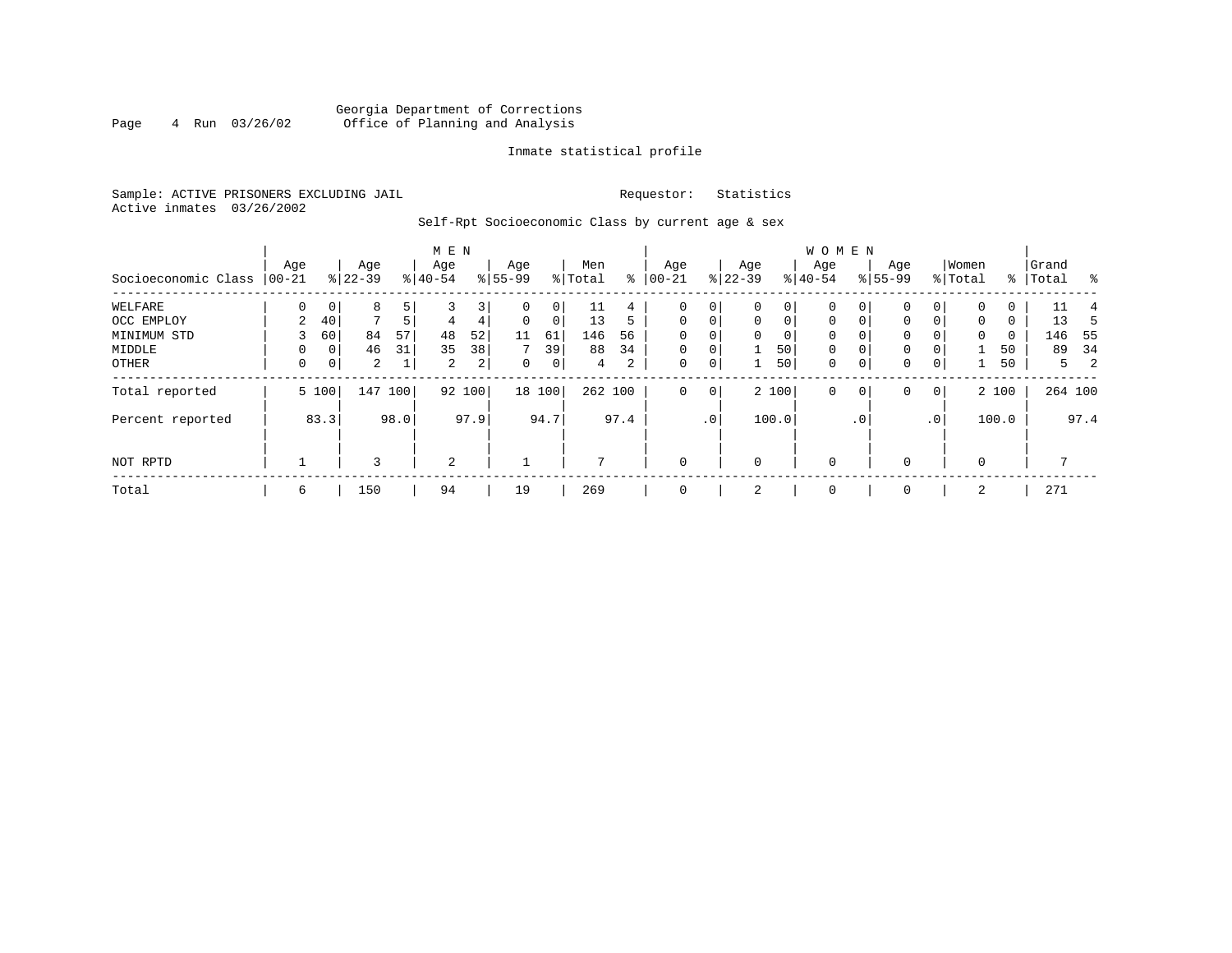Georgia Department of Corrections
Office of Planning and Analysis

Inmate statistical profile

Sample: ACTIVE PRISONERS EXCLUDING JAIL

Requestor: Statistics

Active inmates 03/26/2002

Self-Rpt Socioeconomic Class by current age & sex

| Socioeconomic Class | MEN Age 00-21 | % | Age 22-39 | % | Age 40-54 | % | Age 55-99 | % | Men Total | % | WOMEN Age 00-21 | % | Age 22-39 | % | Age 40-54 | % | Age 55-99 | % | Women Total | % | Grand Total | % |
|---|---|---|---|---|---|---|---|---|---|---|---|---|---|---|---|---|---|---|---|---|---|---|
| WELFARE | 0 | 0 | 8 | 5 | 3 | 3 | 0 | 0 | 11 | 4 | 0 | 0 | 0 | 0 | 0 | 0 | 0 | 0 | 0 | 0 | 11 | 4 |
| OCC EMPLOY | 2 | 40 | 7 | 5 | 4 | 4 | 0 | 0 | 13 | 5 | 0 | 0 | 0 | 0 | 0 | 0 | 0 | 0 | 0 | 0 | 13 | 5 |
| MINIMUM STD | 3 | 60 | 84 | 57 | 48 | 52 | 11 | 61 | 146 | 56 | 0 | 0 | 0 | 0 | 0 | 0 | 0 | 0 | 0 | 0 | 146 | 55 |
| MIDDLE | 0 | 0 | 46 | 31 | 35 | 38 | 7 | 39 | 88 | 34 | 0 | 0 | 1 | 50 | 0 | 0 | 0 | 0 | 1 | 50 | 89 | 34 |
| OTHER | 0 | 0 | 2 | 1 | 2 | 2 | 0 | 0 | 4 | 2 | 0 | 0 | 1 | 50 | 0 | 0 | 0 | 0 | 1 | 50 | 5 | 2 |
| Total reported | 5 | 100 | 147 | 100 | 92 | 100 | 18 | 100 | 262 | 100 | 0 | 0 | 2 | 100 | 0 | 0 | 0 | 0 | 2 | 100 | 264 | 100 |
| Percent reported | | 83.3 | | 98.0 | | 97.9 | | 94.7 | | 97.4 | | .0 | | 100.0 | | .0 | | .0 | | 100.0 | | 97.4 |
| NOT RPTD | 1 | | 3 | | 2 | | 1 | | 7 | | 0 | | 0 | | 0 | | 0 | | 0 | | 7 | |
| Total | 6 | | 150 | | 94 | | 19 | | 269 | | 0 | | 2 | | 0 | | 0 | | 2 | | 271 | |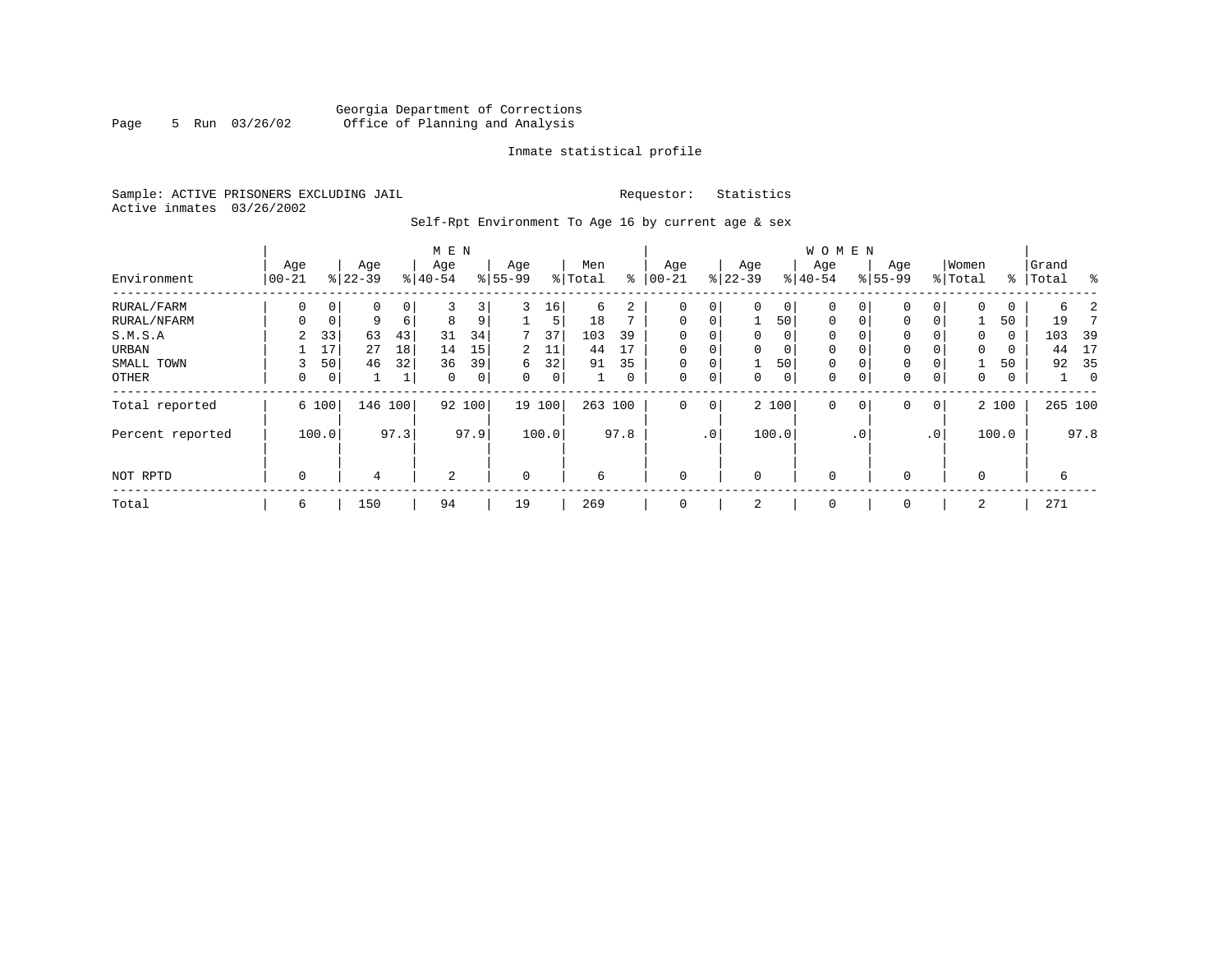Georgia Department of Corrections
Office of Planning and Analysis

Inmate statistical profile

Sample: ACTIVE PRISONERS EXCLUDING JAIL
Active inmates 03/26/2002

Requestor: Statistics

Self-Rpt Environment To Age 16 by current age & sex

| Environment | MEN Age 00-21 | % | Age 22-39 | % | Age 40-54 | % | Age 55-99 | % | Men Total | % | WOMEN Age 00-21 | % | Age 22-39 | % | Age 40-54 | % | Age 55-99 | % | Women Total | % | Grand Total | % |
|---|---|---|---|---|---|---|---|---|---|---|---|---|---|---|---|---|---|---|---|---|---|---|
| RURAL/FARM | 0 | 0 | 0 | 0 | 3 | 3 | 3 | 16 | 6 | 2 | 0 | 0 | 0 | 0 | 0 | 0 | 0 | 0 | 0 | 0 | 6 | 2 |
| RURAL/NFARM | 0 | 0 | 9 | 6 | 8 | 9 | 1 | 5 | 18 | 7 | 0 | 0 | 1 | 50 | 0 | 0 | 0 | 0 | 1 | 50 | 19 | 7 |
| S.M.S.A | 2 | 33 | 63 | 43 | 31 | 34 | 7 | 37 | 103 | 39 | 0 | 0 | 0 | 0 | 0 | 0 | 0 | 0 | 0 | 0 | 103 | 39 |
| URBAN | 1 | 17 | 27 | 18 | 14 | 15 | 2 | 11 | 44 | 17 | 0 | 0 | 0 | 0 | 0 | 0 | 0 | 0 | 0 | 0 | 44 | 17 |
| SMALL TOWN | 3 | 50 | 46 | 32 | 36 | 39 | 6 | 32 | 91 | 35 | 0 | 0 | 1 | 50 | 0 | 0 | 0 | 0 | 1 | 50 | 92 | 35 |
| OTHER | 0 | 0 | 1 | 1 | 0 | 0 | 0 | 0 | 1 | 0 | 0 | 0 | 0 | 0 | 0 | 0 | 0 | 0 | 0 | 0 | 1 | 0 |
| Total reported | 6 | 100 | 146 | 100 | 92 | 100 | 19 | 100 | 263 | 100 | 0 | 0 | 2 | 100 | 0 | 0 | 0 | 0 | 2 | 100 | 265 | 100 |
| Percent reported | | 100.0 | | 97.3 | | 97.9 | | 100.0 | | 97.8 | | .0 | | 100.0 | | .0 | | .0 | | 100.0 | | 97.8 |
| NOT RPTD | 0 | | 4 | | 2 | | 0 | | 6 | | 0 | | 0 | | 0 | | 0 | | 0 | | 6 | |
| Total | 6 | | 150 | | 94 | | 19 | | 269 | | 0 | | 2 | | 0 | | 0 | | 2 | | 271 | |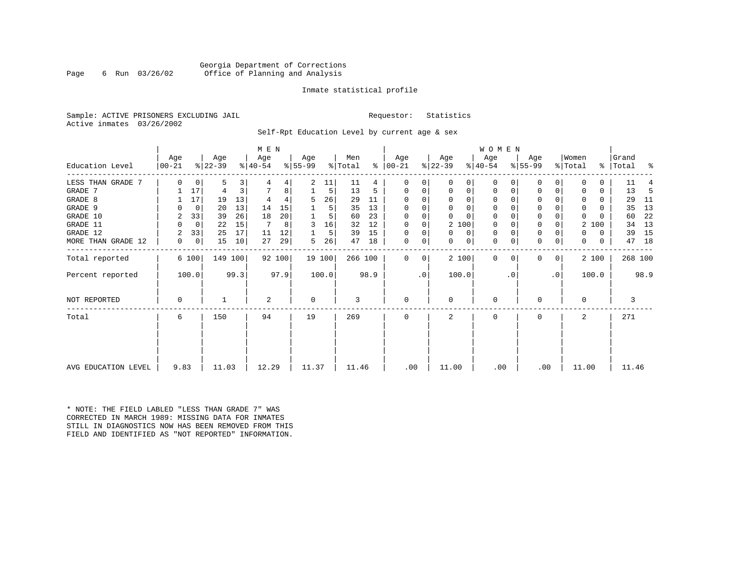Georgia Department of Corrections
Office of Planning and Analysis

Inmate statistical profile

Sample: ACTIVE PRISONERS EXCLUDING JAIL    Requestor: Statistics
Active inmates 03/26/2002

Self-Rpt Education Level by current age & sex

| Education Level | MEN Age 00-21 | % | Age 22-39 | % | Age 40-54 | % | Age 55-99 | % | Men Total | % | WOMEN Age 00-21 | % | Age 22-39 | % | Age 40-54 | % | Age 55-99 | % | Women Total | % | Grand Total | % |
|---|---|---|---|---|---|---|---|---|---|---|---|---|---|---|---|---|---|---|---|---|---|---|
| LESS THAN GRADE 7 | 0 | 0 | 5 | 3 | 4 | 4 | 2 | 11 | 11 | 4 | 0 | 0 | 0 | 0 | 0 | 0 | 0 | 0 | 0 | 0 | 11 | 4 |
| GRADE 7 | 1 | 17 | 4 | 3 | 7 | 8 | 1 | 5 | 13 | 5 | 0 | 0 | 0 | 0 | 0 | 0 | 0 | 0 | 0 | 0 | 13 | 5 |
| GRADE 8 | 1 | 17 | 19 | 13 | 4 | 4 | 5 | 26 | 29 | 11 | 0 | 0 | 0 | 0 | 0 | 0 | 0 | 0 | 0 | 0 | 29 | 11 |
| GRADE 9 | 0 | 0 | 20 | 13 | 14 | 15 | 1 | 5 | 35 | 13 | 0 | 0 | 0 | 0 | 0 | 0 | 0 | 0 | 0 | 0 | 35 | 13 |
| GRADE 10 | 2 | 33 | 39 | 26 | 18 | 20 | 1 | 5 | 60 | 23 | 0 | 0 | 0 | 0 | 0 | 0 | 0 | 0 | 0 | 0 | 60 | 22 |
| GRADE 11 | 0 | 0 | 22 | 15 | 7 | 8 | 3 | 16 | 32 | 12 | 0 | 0 | 2 | 100 | 0 | 0 | 0 | 0 | 2 | 100 | 34 | 13 |
| GRADE 12 | 2 | 33 | 25 | 17 | 11 | 12 | 1 | 5 | 39 | 15 | 0 | 0 | 0 | 0 | 0 | 0 | 0 | 0 | 0 | 0 | 39 | 15 |
| MORE THAN GRADE 12 | 0 | 0 | 15 | 10 | 27 | 29 | 5 | 26 | 47 | 18 | 0 | 0 | 0 | 0 | 0 | 0 | 0 | 0 | 0 | 0 | 47 | 18 |
| Total reported | 6 | 100 | 149 | 100 | 92 | 100 | 19 | 100 | 266 | 100 | 0 | 0 | 2 | 100 | 0 | 0 | 0 | 0 | 2 | 100 | 268 | 100 |
| Percent reported | | 100.0 | | 99.3 | | 97.9 | | 100.0 | | 98.9 | | .0 | | 100.0 | | .0 | | .0 | | 100.0 | | 98.9 |
| NOT REPORTED | 0 | | 1 | | 2 | | 0 | | 3 | | 0 | | 0 | | 0 | | 0 | | 0 | | 3 | |
| Total | 6 | | 150 | | 94 | | 19 | | 269 | | 0 | | 2 | | 0 | | 0 | | 2 | | 271 | |
| AVG EDUCATION LEVEL | 9.83 | | 11.03 | | 12.29 | | 11.37 | | 11.46 | | .00 | | 11.00 | | .00 | | .00 | | 11.00 | | 11.46 | |

* NOTE: THE FIELD LABLED "LESS THAN GRADE 7" WAS CORRECTED IN MARCH 1989: MISSING DATA FOR INMATES STILL IN DIAGNOSTICS NOW HAS BEEN REMOVED FROM THIS FIELD AND IDENTIFIED AS "NOT REPORTED" INFORMATION.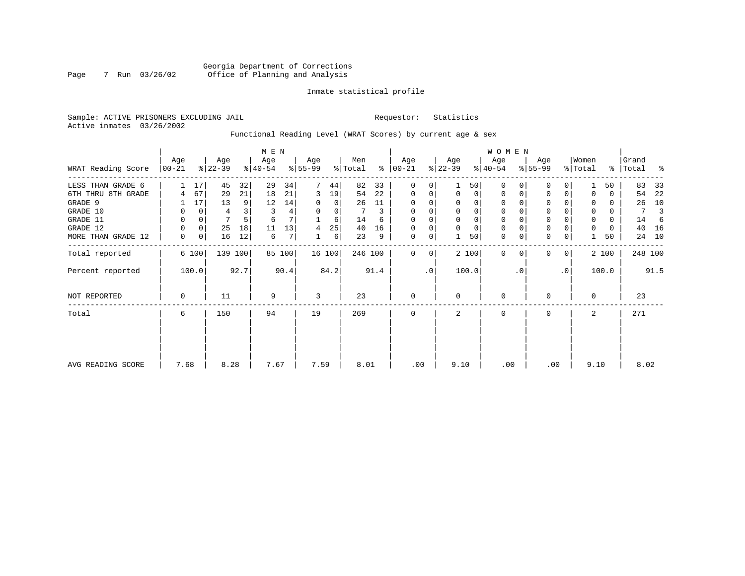Georgia Department of Corrections
Office of Planning and Analysis

Inmate statistical profile

Sample: ACTIVE PRISONERS EXCLUDING JAIL

Requestor: Statistics

Active inmates 03/26/2002

Functional Reading Level (WRAT Scores) by current age & sex

| WRAT Reading Score | MEN Age 00-21 | % | Age 22-39 | % | Age 40-54 | % | Age 55-99 | % | Men Total | % | WOMEN Age 00-21 | % | Age 22-39 | % | Age 40-54 | % | Age 55-99 | % | Women Total | % | Grand Total | % |
|---|---|---|---|---|---|---|---|---|---|---|---|---|---|---|---|---|---|---|---|---|---|---|
| LESS THAN GRADE 6 | 1 | 17 | 45 | 32 | 29 | 34 | 7 | 44 | 82 | 33 | 0 | 0 | 1 | 50 | 0 | 0 | 0 | 0 | 1 | 50 | 83 | 33 |
| 6TH THRU 8TH GRADE | 4 | 67 | 29 | 21 | 18 | 21 | 3 | 19 | 54 | 22 | 0 | 0 | 0 | 0 | 0 | 0 | 0 | 0 | 0 | 0 | 54 | 22 |
| GRADE 9 | 1 | 17 | 13 | 9 | 12 | 14 | 0 | 0 | 26 | 11 | 0 | 0 | 0 | 0 | 0 | 0 | 0 | 0 | 0 | 0 | 26 | 10 |
| GRADE 10 | 0 | 0 | 4 | 3 | 3 | 4 | 0 | 0 | 7 | 3 | 0 | 0 | 0 | 0 | 0 | 0 | 0 | 0 | 0 | 0 | 7 | 3 |
| GRADE 11 | 0 | 0 | 7 | 5 | 6 | 7 | 1 | 6 | 14 | 6 | 0 | 0 | 0 | 0 | 0 | 0 | 0 | 0 | 0 | 0 | 14 | 6 |
| GRADE 12 | 0 | 0 | 25 | 18 | 11 | 13 | 4 | 25 | 40 | 16 | 0 | 0 | 0 | 0 | 0 | 0 | 0 | 0 | 0 | 0 | 40 | 16 |
| MORE THAN GRADE 12 | 0 | 0 | 16 | 12 | 6 | 7 | 1 | 6 | 23 | 9 | 0 | 0 | 1 | 50 | 0 | 0 | 0 | 0 | 1 | 50 | 24 | 10 |
| Total reported | 6 | 100 | 139 | 100 | 85 | 100 | 16 | 100 | 246 | 100 | 0 | 0 | 2 | 100 | 0 | 0 | 0 | 0 | 2 | 100 | 248 | 100 |
| Percent reported | 100.0 | | 92.7 | | 90.4 | | 84.2 | | 91.4 | | .0 | | 100.0 | | .0 | | .0 | | 100.0 | | 91.5 | |
| NOT REPORTED | 0 | | 11 | | 9 | | 3 | | 23 | | 0 | | 0 | | 0 | | 0 | | 0 | | 23 | |
| Total | 6 | | 150 | | 94 | | 19 | | 269 | | 0 | | 2 | | 0 | | 0 | | 2 | | 271 | |
| AVG READING SCORE | 7.68 | | 8.28 | | 7.67 | | 7.59 | | 8.01 | | .00 | | 9.10 | | .00 | | .00 | | 9.10 | | 8.02 | |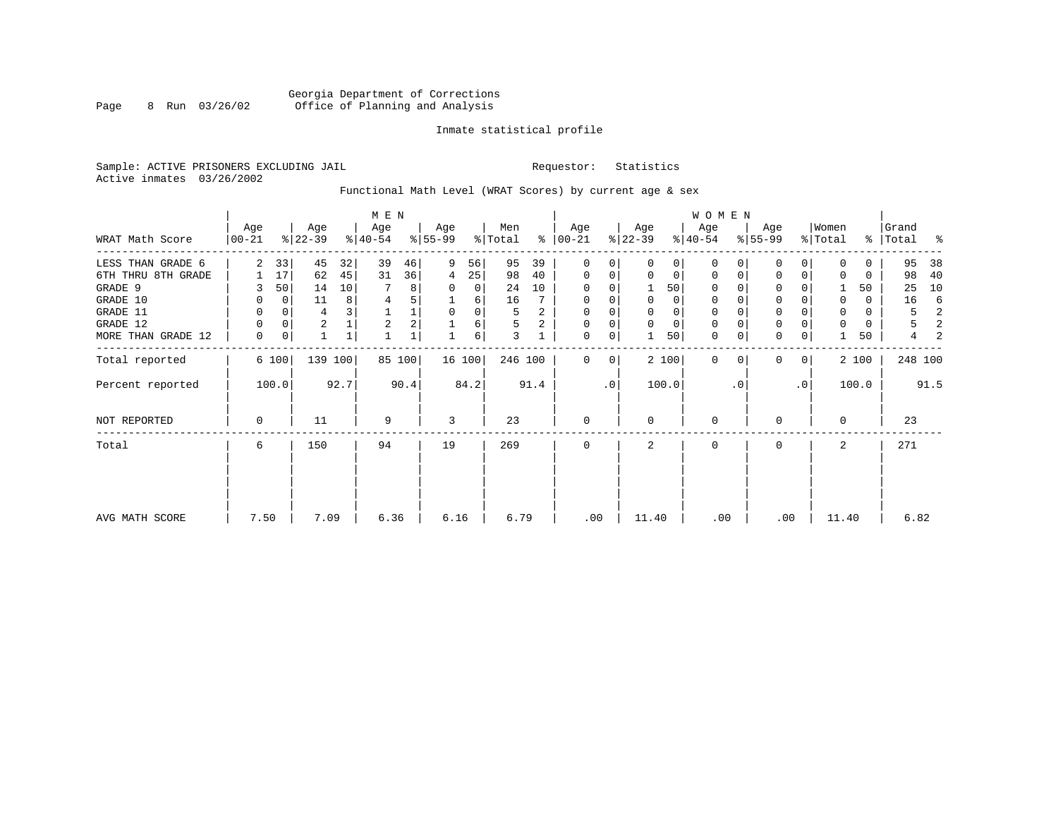Georgia Department of Corrections
Office of Planning and Analysis

Inmate statistical profile

Sample: ACTIVE PRISONERS EXCLUDING JAIL    Requestor: Statistics
Active inmates 03/26/2002

Functional Math Level (WRAT Scores) by current age & sex

| WRAT Math Score | MEN Age 00-21 | % | Age 22-39 | % | Age 40-54 | % | Age 55-99 | % | Men Total | % | WOMEN Age 00-21 | % | Age 22-39 | % | Age 40-54 | % | Age 55-99 | % | Women Total | % | Grand Total | % |
|---|---|---|---|---|---|---|---|---|---|---|---|---|---|---|---|---|---|---|---|---|---|---|
| LESS THAN GRADE 6 | 2 | 33 | 45 | 32 | 39 | 46 | 9 | 56 | 95 | 39 | 0 | 0 | 0 | 0 | 0 | 0 | 0 | 0 | 0 | 0 | 95 | 38 |
| 6TH THRU 8TH GRADE | 1 | 17 | 62 | 45 | 31 | 36 | 4 | 25 | 98 | 40 | 0 | 0 | 0 | 0 | 0 | 0 | 0 | 0 | 0 | 0 | 98 | 40 |
| GRADE 9 | 3 | 50 | 14 | 10 | 7 | 8 | 0 | 0 | 24 | 10 | 0 | 0 | 1 | 50 | 0 | 0 | 0 | 0 | 1 | 50 | 25 | 10 |
| GRADE 10 | 0 | 0 | 11 | 8 | 4 | 5 | 1 | 6 | 16 | 7 | 0 | 0 | 0 | 0 | 0 | 0 | 0 | 0 | 0 | 0 | 16 | 6 |
| GRADE 11 | 0 | 0 | 4 | 3 | 1 | 1 | 0 | 0 | 5 | 2 | 0 | 0 | 0 | 0 | 0 | 0 | 0 | 0 | 0 | 0 | 5 | 2 |
| GRADE 12 | 0 | 0 | 2 | 1 | 2 | 2 | 1 | 6 | 5 | 2 | 0 | 0 | 0 | 0 | 0 | 0 | 0 | 0 | 0 | 0 | 5 | 2 |
| MORE THAN GRADE 12 | 0 | 0 | 1 | 1 | 1 | 1 | 1 | 6 | 3 | 1 | 0 | 0 | 1 | 50 | 0 | 0 | 0 | 0 | 1 | 50 | 4 | 2 |
| Total reported | 6 | 100 | 139 | 100 | 85 | 100 | 16 | 100 | 246 | 100 | 0 | 0 | 2 | 100 | 0 | 0 | 0 | 0 | 2 | 100 | 248 | 100 |
| Percent reported | 100.0 | | 92.7 | | 90.4 | | 84.2 | | 91.4 | | .0 | | 100.0 | | .0 | | .0 | | 100.0 | | 91.5 | |
| NOT REPORTED | 0 | | 11 | | 9 | | 3 | | 23 | | 0 | | 0 | | 0 | | 0 | | 0 | | 23 | |
| Total | 6 | | 150 | | 94 | | 19 | | 269 | | 0 | | 2 | | 0 | | 0 | | 2 | | 271 | |
| AVG MATH SCORE | 7.50 | | 7.09 | | 6.36 | | 6.16 | | 6.79 | | .00 | | 11.40 | | .00 | | .00 | | 11.40 | | 6.82 | |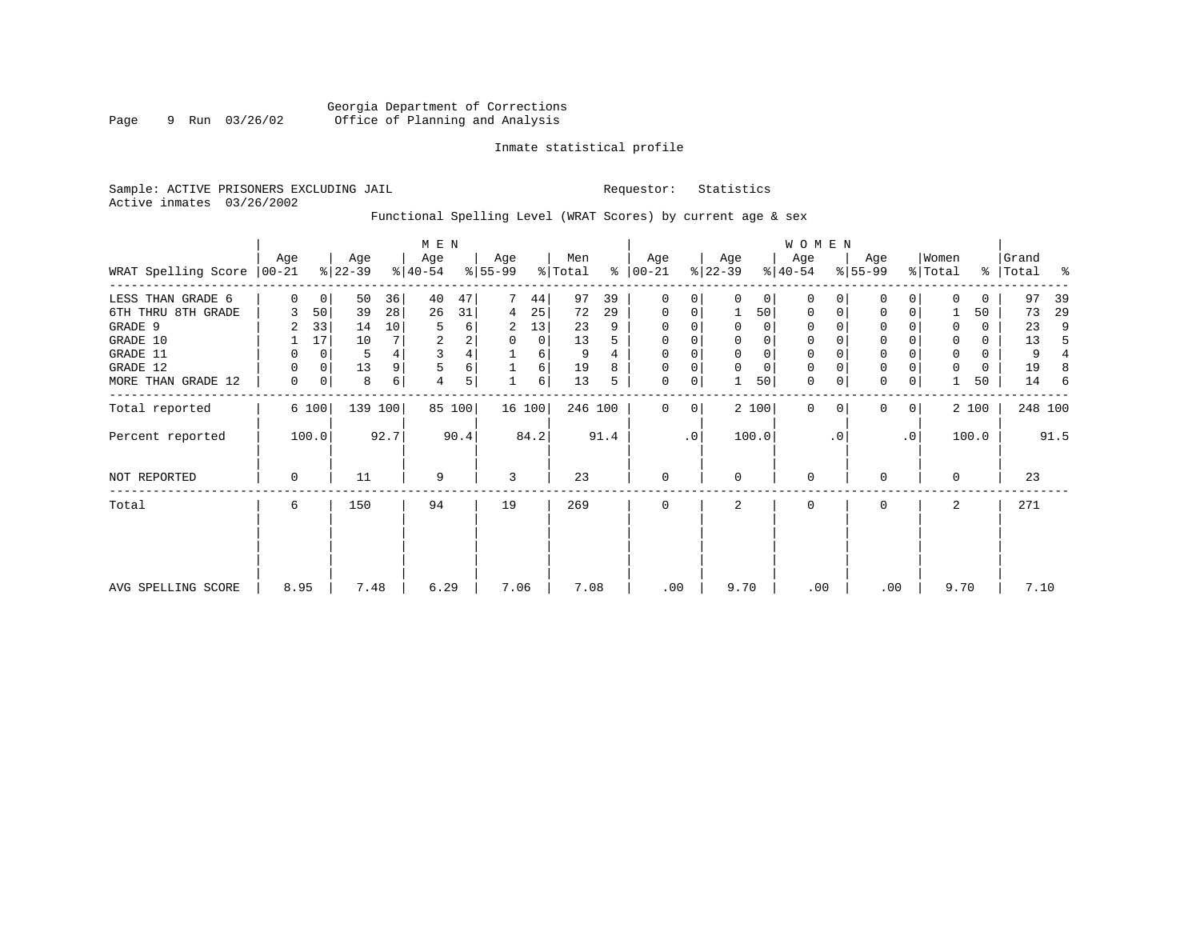Georgia Department of Corrections
Office of Planning and Analysis

Inmate statistical profile

Sample: ACTIVE PRISONERS EXCLUDING JAIL

Requestor: Statistics

Active inmates 03/26/2002

Functional Spelling Level (WRAT Scores) by current age & sex

| WRAT Spelling Score | MEN Age 00-21 | % | Age 22-39 | % | Age 40-54 | % | Age 55-99 | % | Men Total | % | WOMEN Age 00-21 | % | Age 22-39 | % | Age 40-54 | % | Age 55-99 | % | Women Total | % | Grand Total | % |
|---|---|---|---|---|---|---|---|---|---|---|---|---|---|---|---|---|---|---|---|---|---|---|
| LESS THAN GRADE 6 | 0 | 0 | 50 | 36 | 40 | 47 | 7 | 44 | 97 | 39 | 0 | 0 | 0 | 0 | 0 | 0 | 0 | 0 | 0 | 0 | 97 | 39 |
| 6TH THRU 8TH GRADE | 3 | 50 | 39 | 28 | 26 | 31 | 4 | 25 | 72 | 29 | 0 | 0 | 1 | 50 | 0 | 0 | 0 | 0 | 1 | 50 | 73 | 29 |
| GRADE 9 | 2 | 33 | 14 | 10 | 5 | 6 | 2 | 13 | 23 | 9 | 0 | 0 | 0 | 0 | 0 | 0 | 0 | 0 | 0 | 0 | 23 | 9 |
| GRADE 10 | 1 | 17 | 10 | 7 | 2 | 2 | 0 | 0 | 13 | 5 | 0 | 0 | 0 | 0 | 0 | 0 | 0 | 0 | 0 | 0 | 13 | 5 |
| GRADE 11 | 0 | 0 | 5 | 4 | 3 | 4 | 1 | 6 | 9 | 4 | 0 | 0 | 0 | 0 | 0 | 0 | 0 | 0 | 0 | 0 | 9 | 4 |
| GRADE 12 | 0 | 0 | 13 | 9 | 5 | 6 | 1 | 6 | 19 | 8 | 0 | 0 | 0 | 0 | 0 | 0 | 0 | 0 | 0 | 0 | 19 | 8 |
| MORE THAN GRADE 12 | 0 | 0 | 8 | 6 | 4 | 5 | 1 | 6 | 13 | 5 | 0 | 0 | 1 | 50 | 0 | 0 | 0 | 0 | 1 | 50 | 14 | 6 |
| Total reported | 6 | 100 | 139 | 100 | 85 | 100 | 16 | 100 | 246 | 100 | 0 | 0 | 2 | 100 | 0 | 0 | 0 | 0 | 2 | 100 | 248 | 100 |
| Percent reported | 100.0 | | 92.7 | | 90.4 | | 84.2 | | 91.4 | | .0 | | 100.0 | | .0 | | .0 | | 100.0 | | 91.5 | |
| NOT REPORTED | 0 | | 11 | | 9 | | 3 | | 23 | | 0 | | 0 | | 0 | | 0 | | 0 | | 23 | |
| Total | 6 | | 150 | | 94 | | 19 | | 269 | | 0 | | 2 | | 0 | | 0 | | 2 | | 271 | |
| AVG SPELLING SCORE | 8.95 | | 7.48 | | 6.29 | | 7.06 | | 7.08 | | .00 | | 9.70 | | .00 | | .00 | | 9.70 | | 7.10 | |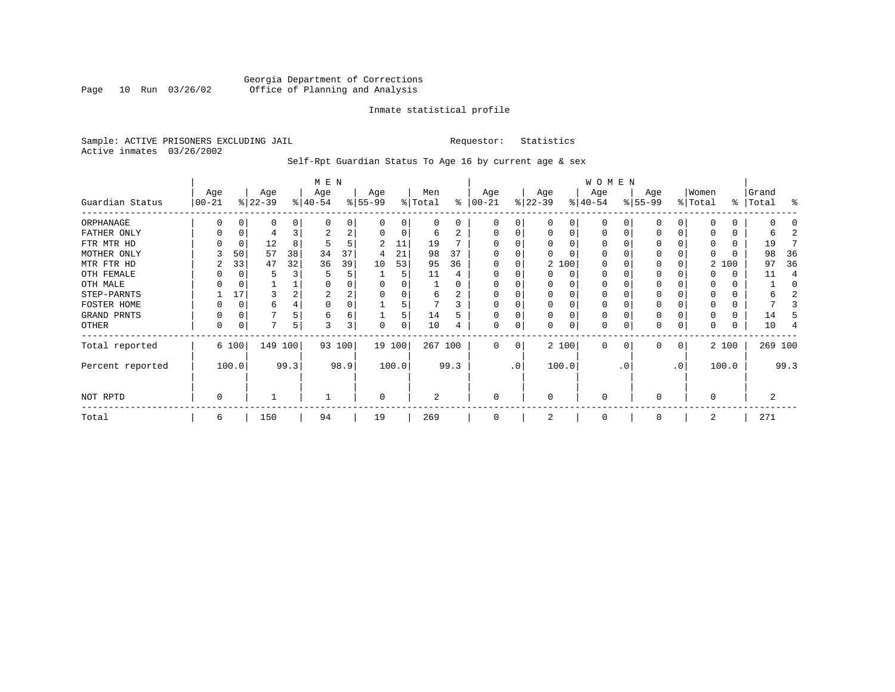Georgia Department of Corrections
Office of Planning and Analysis

Inmate statistical profile

Sample: ACTIVE PRISONERS EXCLUDING JAIL    Requestor: Statistics
Active inmates 03/26/2002

Self-Rpt Guardian Status To Age 16 by current age & sex

| Guardian Status | MEN Age 00-21 | % | Age 22-39 | % | Age 40-54 | % | Age 55-99 | % | Men Total | % | WOMEN Age 00-21 | % | Age 22-39 | % | Age 40-54 | % | Age 55-99 | % | Women Total | % | Grand Total | % |
|---|---|---|---|---|---|---|---|---|---|---|---|---|---|---|---|---|---|---|---|---|---|---|
| ORPHANAGE | 0 | 0 | 0 | 0 | 0 | 0 | 0 | 0 | 0 | 0 | 0 | 0 | 0 | 0 | 0 | 0 | 0 | 0 | 0 | 0 | 0 | 0 |
| FATHER ONLY | 0 | 0 | 4 | 3 | 2 | 2 | 0 | 0 | 6 | 2 | 0 | 0 | 0 | 0 | 0 | 0 | 0 | 0 | 0 | 0 | 6 | 2 |
| FTR MTR HD | 0 | 0 | 12 | 8 | 5 | 5 | 2 | 11 | 19 | 7 | 0 | 0 | 0 | 0 | 0 | 0 | 0 | 0 | 0 | 0 | 19 | 7 |
| MOTHER ONLY | 3 | 50 | 57 | 38 | 34 | 37 | 4 | 21 | 98 | 37 | 0 | 0 | 0 | 0 | 0 | 0 | 0 | 0 | 0 | 0 | 98 | 36 |
| MTR FTR HD | 2 | 33 | 47 | 32 | 36 | 39 | 10 | 53 | 95 | 36 | 0 | 0 | 2 | 100 | 0 | 0 | 0 | 0 | 2 | 100 | 97 | 36 |
| OTH FEMALE | 0 | 0 | 5 | 3 | 5 | 5 | 1 | 5 | 11 | 4 | 0 | 0 | 0 | 0 | 0 | 0 | 0 | 0 | 0 | 0 | 11 | 4 |
| OTH MALE | 0 | 0 | 1 | 1 | 0 | 0 | 0 | 0 | 1 | 0 | 0 | 0 | 0 | 0 | 0 | 0 | 0 | 0 | 0 | 0 | 1 | 0 |
| STEP-PARNTS | 1 | 17 | 3 | 2 | 2 | 2 | 0 | 0 | 6 | 2 | 0 | 0 | 0 | 0 | 0 | 0 | 0 | 0 | 0 | 0 | 6 | 2 |
| FOSTER HOME | 0 | 0 | 6 | 4 | 0 | 0 | 1 | 5 | 7 | 3 | 0 | 0 | 0 | 0 | 0 | 0 | 0 | 0 | 0 | 0 | 7 | 3 |
| GRAND PRNTS | 0 | 0 | 7 | 5 | 6 | 6 | 1 | 5 | 14 | 5 | 0 | 0 | 0 | 0 | 0 | 0 | 0 | 0 | 0 | 0 | 14 | 5 |
| OTHER | 0 | 0 | 7 | 5 | 3 | 3 | 0 | 0 | 10 | 4 | 0 | 0 | 0 | 0 | 0 | 0 | 0 | 0 | 0 | 0 | 10 | 4 |
| Total reported | 6 | 100 | 149 | 100 | 93 | 100 | 19 | 100 | 267 | 100 | 0 | 0 | 2 | 100 | 0 | 0 | 0 | 0 | 2 | 100 | 269 | 100 |
| Percent reported | | 100.0 | | 99.3 | | 98.9 | | 100.0 | | 99.3 | | .0 | | 100.0 | | .0 | | .0 | | 100.0 | | 99.3 |
| NOT RPTD | 0 | | 1 | | 1 | | 0 | | 2 | | 0 | | 0 | | 0 | | 0 | | 0 | | 2 | |
| Total | 6 | | 150 | | 94 | | 19 | | 269 | | 0 | | 2 | | 0 | | 0 | | 2 | | 271 | |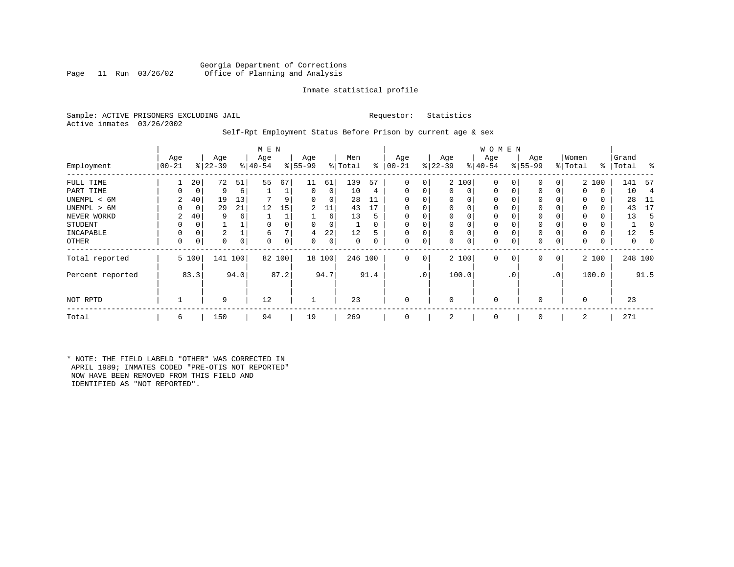Georgia Department of Corrections
Office of Planning and Analysis

Inmate statistical profile

Sample: ACTIVE PRISONERS EXCLUDING JAIL    Requestor: Statistics
Active inmates 03/26/2002

Self-Rpt Employment Status Before Prison by current age & sex

| Employment | MEN Age 00-21 | % | Age 22-39 | % | Age 40-54 | % | Age 55-99 | % | Men Total | % | WOMEN Age 00-21 | % | Age 22-39 | % | Age 40-54 | % | Age 55-99 | % | Women Total | % | Grand Total | % |
|---|---|---|---|---|---|---|---|---|---|---|---|---|---|---|---|---|---|---|---|---|---|---|
| FULL TIME | 1 | 20 | 72 | 51 | 55 | 67 | 11 | 61 | 139 | 57 | 0 | 0 | 2 | 100 | 0 | 0 | 0 | 0 | 2 | 100 | 141 | 57 |
| PART TIME | 0 | 0 | 9 | 6 | 1 | 1 | 0 | 0 | 10 | 4 | 0 | 0 | 0 | 0 | 0 | 0 | 0 | 0 | 0 | 0 | 10 | 4 |
| UNEMPL < 6M | 2 | 40 | 19 | 13 | 7 | 9 | 0 | 0 | 28 | 11 | 0 | 0 | 0 | 0 | 0 | 0 | 0 | 0 | 0 | 0 | 28 | 11 |
| UNEMPL > 6M | 0 | 0 | 29 | 21 | 12 | 15 | 2 | 11 | 43 | 17 | 0 | 0 | 0 | 0 | 0 | 0 | 0 | 0 | 0 | 0 | 43 | 17 |
| NEVER WORKD | 2 | 40 | 9 | 6 | 1 | 1 | 1 | 6 | 13 | 5 | 0 | 0 | 0 | 0 | 0 | 0 | 0 | 0 | 0 | 0 | 13 | 5 |
| STUDENT | 0 | 0 | 1 | 1 | 0 | 0 | 0 | 0 | 1 | 0 | 0 | 0 | 0 | 0 | 0 | 0 | 0 | 0 | 0 | 0 | 1 | 0 |
| INCAPABLE | 0 | 0 | 2 | 1 | 6 | 7 | 4 | 22 | 12 | 5 | 0 | 0 | 0 | 0 | 0 | 0 | 0 | 0 | 0 | 0 | 12 | 5 |
| OTHER | 0 | 0 | 0 | 0 | 0 | 0 | 0 | 0 | 0 | 0 | 0 | 0 | 0 | 0 | 0 | 0 | 0 | 0 | 0 | 0 | 0 | 0 |
| Total reported | 5 | 100 | 141 | 100 | 82 | 100 | 18 | 100 | 246 | 100 | 0 | 0 | 2 | 100 | 0 | 0 | 0 | 0 | 2 | 100 | 248 | 100 |
| Percent reported | | 83.3 | | 94.0 | | 87.2 | | 94.7 | | 91.4 | | .0 | | 100.0 | | .0 | | .0 | | 100.0 | | 91.5 |
| NOT RPTD | 1 | | 9 | | 12 | | 1 | | 23 | | 0 | | 0 | | 0 | | 0 | | 0 | | 23 | |
| Total | 6 | | 150 | | 94 | | 19 | | 269 | | 0 | | 2 | | 0 | | 0 | | 2 | | 271 | |

* NOTE: THE FIELD LABELD "OTHER" WAS CORRECTED IN APRIL 1989; INMATES CODED "PRE-OTIS NOT REPORTED" NOW HAVE BEEN REMOVED FROM THIS FIELD AND IDENTIFIED AS "NOT REPORTED".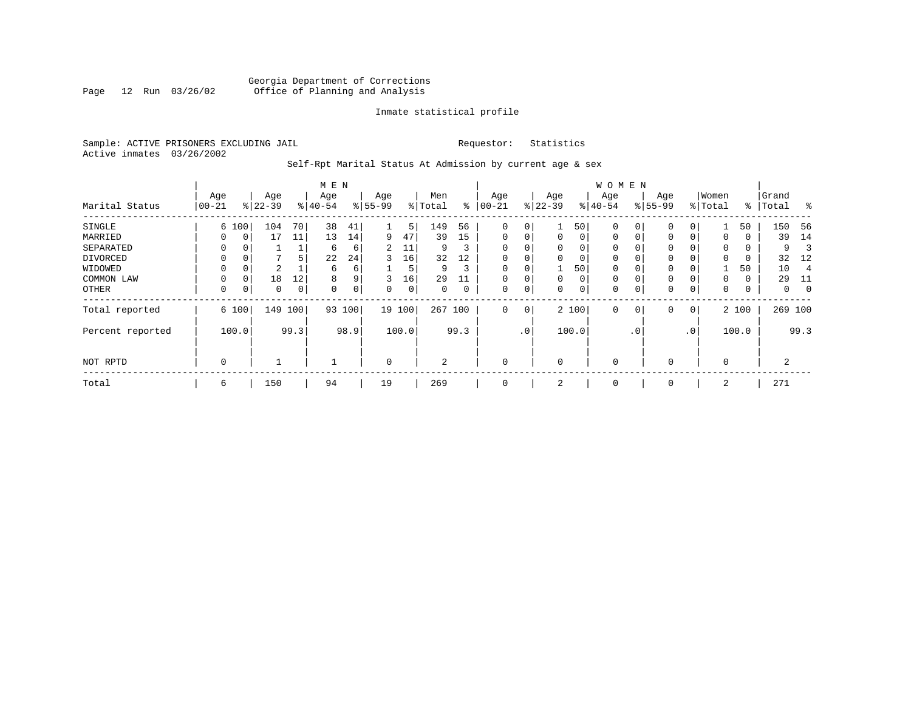Georgia Department of Corrections
Office of Planning and Analysis

Inmate statistical profile

Sample: ACTIVE PRISONERS EXCLUDING JAIL    Requestor: Statistics
Active inmates 03/26/2002

Self-Rpt Marital Status At Admission by current age & sex

| Marital Status | MEN Age 00-21 | % | Age 22-39 | % | Age 40-54 | % | Age 55-99 | % | Men Total | % | WOMEN Age 00-21 | % | Age 22-39 | % | Age 40-54 | % | Age 55-99 | % | Women Total | % | Grand Total | % |
|---|---|---|---|---|---|---|---|---|---|---|---|---|---|---|---|---|---|---|---|---|---|---|
| SINGLE | 6 | 100 | 104 | 70 | 38 | 41 | 1 | 5 | 149 | 56 | 0 | 0 | 1 | 50 | 0 | 0 | 0 | 0 | 1 | 50 | 150 | 56 |
| MARRIED | 0 | 0 | 17 | 11 | 13 | 14 | 9 | 47 | 39 | 15 | 0 | 0 | 0 | 0 | 0 | 0 | 0 | 0 | 0 | 0 | 39 | 14 |
| SEPARATED | 0 | 0 | 1 | 1 | 6 | 6 | 2 | 11 | 9 | 3 | 0 | 0 | 0 | 0 | 0 | 0 | 0 | 0 | 0 | 0 | 9 | 3 |
| DIVORCED | 0 | 0 | 7 | 5 | 22 | 24 | 3 | 16 | 32 | 12 | 0 | 0 | 0 | 0 | 0 | 0 | 0 | 0 | 0 | 0 | 32 | 12 |
| WIDOWED | 0 | 0 | 2 | 1 | 6 | 6 | 1 | 5 | 9 | 3 | 0 | 0 | 1 | 50 | 0 | 0 | 0 | 0 | 1 | 50 | 10 | 4 |
| COMMON LAW | 0 | 0 | 18 | 12 | 8 | 9 | 3 | 16 | 29 | 11 | 0 | 0 | 0 | 0 | 0 | 0 | 0 | 0 | 0 | 0 | 29 | 11 |
| OTHER | 0 | 0 | 0 | 0 | 0 | 0 | 0 | 0 | 0 | 0 | 0 | 0 | 0 | 0 | 0 | 0 | 0 | 0 | 0 | 0 | 0 | 0 |
| Total reported | 6 | 100 | 149 | 100 | 93 | 100 | 19 | 100 | 267 | 100 | 0 | 0 | 2 | 100 | 0 | 0 | 0 | 0 | 2 | 100 | 269 | 100 |
| Percent reported | | 100.0 | | 99.3 | | 98.9 | | 100.0 | | 99.3 | | .0 | | 100.0 | | .0 | | .0 | | 100.0 | | 99.3 |
| NOT RPTD | 0 | | 1 | | 1 | | 0 | | 2 | | 0 | | 0 | | 0 | | 0 | | 0 | | 2 | |
| Total | 6 | | 150 | | 94 | | 19 | | 269 | | 0 | | 2 | | 0 | | 0 | | 2 | | 271 | |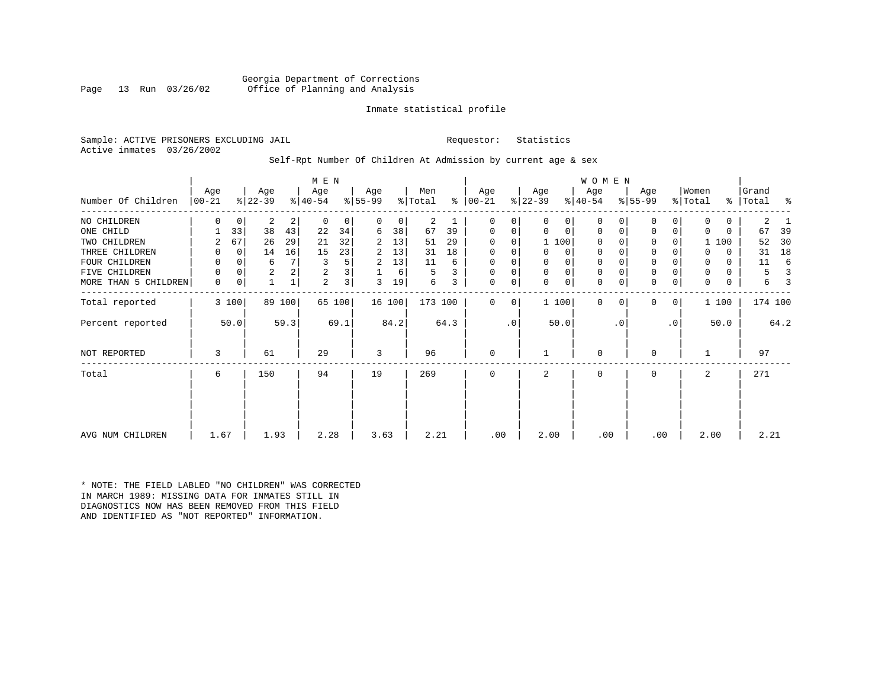Georgia Department of Corrections
Office of Planning and Analysis

Inmate statistical profile

Sample: ACTIVE PRISONERS EXCLUDING JAIL

Requestor: Statistics

Active inmates 03/26/2002

Self-Rpt Number Of Children At Admission by current age & sex

| Number Of Children | MEN Age 00-21 | % | Age 22-39 | % | Age 40-54 | % | Age 55-99 | % | Men Total | % | WOMEN Age 00-21 | % | Age 22-39 | % | Age 40-54 | % | Age 55-99 | % | Women Total | % | Grand Total | % |
|---|---|---|---|---|---|---|---|---|---|---|---|---|---|---|---|---|---|---|---|---|---|---|
| NO CHILDREN | 0 | 0 | 2 | 2 | 0 | 0 | 0 | 0 | 2 | 1 | 0 | 0 | 0 | 0 | 0 | 0 | 0 | 0 | 0 | 0 | 2 | 1 |
| ONE CHILD | 1 | 33 | 38 | 43 | 22 | 34 | 6 | 38 | 67 | 39 | 0 | 0 | 0 | 0 | 0 | 0 | 0 | 0 | 0 | 0 | 67 | 39 |
| TWO CHILDREN | 2 | 67 | 26 | 29 | 21 | 32 | 2 | 13 | 51 | 29 | 0 | 0 | 1 | 100 | 0 | 0 | 0 | 0 | 1 | 100 | 52 | 30 |
| THREE CHILDREN | 0 | 0 | 14 | 16 | 15 | 23 | 2 | 13 | 31 | 18 | 0 | 0 | 0 | 0 | 0 | 0 | 0 | 0 | 0 | 0 | 31 | 18 |
| FOUR CHILDREN | 0 | 0 | 6 | 7 | 3 | 5 | 2 | 13 | 11 | 6 | 0 | 0 | 0 | 0 | 0 | 0 | 0 | 0 | 0 | 0 | 11 | 6 |
| FIVE CHILDREN | 0 | 0 | 2 | 2 | 2 | 3 | 1 | 6 | 5 | 3 | 0 | 0 | 0 | 0 | 0 | 0 | 0 | 0 | 0 | 0 | 5 | 3 |
| MORE THAN 5 CHILDREN | 0 | 0 | 1 | 1 | 2 | 3 | 3 | 19 | 6 | 3 | 0 | 0 | 0 | 0 | 0 | 0 | 0 | 0 | 0 | 0 | 6 | 3 |
| Total reported | 3 | 100 | 89 | 100 | 65 | 100 | 16 | 100 | 173 | 100 | 0 | 0 | 1 | 100 | 0 | 0 | 0 | 0 | 1 | 100 | 174 | 100 |
| Percent reported | | 50.0 | | 59.3 | | 69.1 | | 84.2 | | 64.3 | | .0 | | 50.0 | | .0 | | .0 | | 50.0 | | 64.2 |
| NOT REPORTED | 3 | | 61 | | 29 | | 3 | | 96 | | 0 | | 1 | | 0 | | 0 | | 1 | | 97 | |
| Total | 6 | | 150 | | 94 | | 19 | | 269 | | 0 | | 2 | | 0 | | 0 | | 2 | | 271 | |
| AVG NUM CHILDREN | 1.67 | | 1.93 | | 2.28 | | 3.63 | | 2.21 | | .00 | | 2.00 | | .00 | | .00 | | 2.00 | | 2.21 | |

* NOTE: THE FIELD LABLED "NO CHILDREN" WAS CORRECTED IN MARCH 1989: MISSING DATA FOR INMATES STILL IN DIAGNOSTICS NOW HAS BEEN REMOVED FROM THIS FIELD AND IDENTIFIED AS "NOT REPORTED" INFORMATION.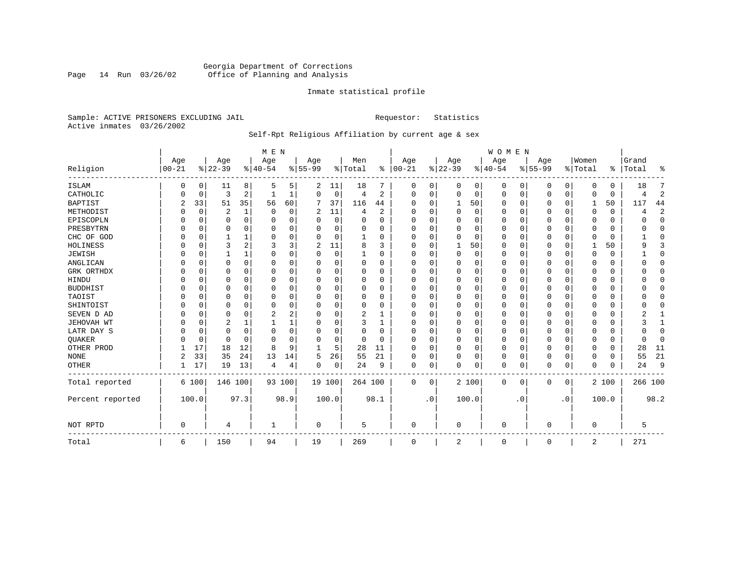Georgia Department of Corrections
Office of Planning and Analysis

Inmate statistical profile

Sample: ACTIVE PRISONERS EXCLUDING JAIL    Requestor: Statistics
Active inmates 03/26/2002

Self-Rpt Religious Affiliation by current age & sex

| Religion | MEN Age 00-21 | % | Age 22-39 | % | Age 40-54 | % | Age 55-99 | % | Men Total | % | WOMEN Age 00-21 | % | Age 22-39 | % | Age 40-54 | % | Age 55-99 | % | Women Total | % | Grand Total | % |
|---|---|---|---|---|---|---|---|---|---|---|---|---|---|---|---|---|---|---|---|---|---|---|
| ISLAM | 0 | 0 | 11 | 8 | 5 | 5 | 2 | 11 | 18 | 7 | 0 | 0 | 0 | 0 | 0 | 0 | 0 | 0 | 0 | 0 | 18 | 7 |
| CATHOLIC | 0 | 0 | 3 | 2 | 1 | 1 | 0 | 0 | 4 | 2 | 0 | 0 | 0 | 0 | 0 | 0 | 0 | 0 | 0 | 0 | 4 | 2 |
| BAPTIST | 2 | 33 | 51 | 35 | 56 | 60 | 7 | 37 | 116 | 44 | 0 | 0 | 1 | 50 | 0 | 0 | 0 | 0 | 1 | 50 | 117 | 44 |
| METHODIST | 0 | 0 | 2 | 1 | 0 | 0 | 2 | 11 | 4 | 2 | 0 | 0 | 0 | 0 | 0 | 0 | 0 | 0 | 0 | 0 | 4 | 2 |
| EPISCOPLN | 0 | 0 | 0 | 0 | 0 | 0 | 0 | 0 | 0 | 0 | 0 | 0 | 0 | 0 | 0 | 0 | 0 | 0 | 0 | 0 | 0 | 0 |
| PRESBYTRN | 0 | 0 | 0 | 0 | 0 | 0 | 0 | 0 | 0 | 0 | 0 | 0 | 0 | 0 | 0 | 0 | 0 | 0 | 0 | 0 | 0 | 0 |
| CHC OF GOD | 0 | 0 | 1 | 1 | 0 | 0 | 0 | 0 | 1 | 0 | 0 | 0 | 0 | 0 | 0 | 0 | 0 | 0 | 0 | 0 | 1 | 0 |
| HOLINESS | 0 | 0 | 3 | 2 | 3 | 3 | 2 | 11 | 8 | 3 | 0 | 0 | 1 | 50 | 0 | 0 | 0 | 0 | 1 | 50 | 9 | 3 |
| JEWISH | 0 | 0 | 1 | 1 | 0 | 0 | 0 | 0 | 1 | 0 | 0 | 0 | 0 | 0 | 0 | 0 | 0 | 0 | 0 | 0 | 1 | 0 |
| ANGLICAN | 0 | 0 | 0 | 0 | 0 | 0 | 0 | 0 | 0 | 0 | 0 | 0 | 0 | 0 | 0 | 0 | 0 | 0 | 0 | 0 | 0 | 0 |
| GRK ORTHDX | 0 | 0 | 0 | 0 | 0 | 0 | 0 | 0 | 0 | 0 | 0 | 0 | 0 | 0 | 0 | 0 | 0 | 0 | 0 | 0 | 0 | 0 |
| HINDU | 0 | 0 | 0 | 0 | 0 | 0 | 0 | 0 | 0 | 0 | 0 | 0 | 0 | 0 | 0 | 0 | 0 | 0 | 0 | 0 | 0 | 0 |
| BUDDHIST | 0 | 0 | 0 | 0 | 0 | 0 | 0 | 0 | 0 | 0 | 0 | 0 | 0 | 0 | 0 | 0 | 0 | 0 | 0 | 0 | 0 | 0 |
| TAOIST | 0 | 0 | 0 | 0 | 0 | 0 | 0 | 0 | 0 | 0 | 0 | 0 | 0 | 0 | 0 | 0 | 0 | 0 | 0 | 0 | 0 | 0 |
| SHINTOIST | 0 | 0 | 0 | 0 | 0 | 0 | 0 | 0 | 0 | 0 | 0 | 0 | 0 | 0 | 0 | 0 | 0 | 0 | 0 | 0 | 0 | 0 |
| SEVEN D AD | 0 | 0 | 0 | 0 | 2 | 2 | 0 | 0 | 2 | 1 | 0 | 0 | 0 | 0 | 0 | 0 | 0 | 0 | 0 | 0 | 2 | 1 |
| JEHOVAH WT | 0 | 0 | 2 | 1 | 1 | 1 | 0 | 0 | 3 | 1 | 0 | 0 | 0 | 0 | 0 | 0 | 0 | 0 | 0 | 0 | 3 | 1 |
| LATR DAY S | 0 | 0 | 0 | 0 | 0 | 0 | 0 | 0 | 0 | 0 | 0 | 0 | 0 | 0 | 0 | 0 | 0 | 0 | 0 | 0 | 0 | 0 |
| QUAKER | 0 | 0 | 0 | 0 | 0 | 0 | 0 | 0 | 0 | 0 | 0 | 0 | 0 | 0 | 0 | 0 | 0 | 0 | 0 | 0 | 0 | 0 |
| OTHER PROD | 1 | 17 | 18 | 12 | 8 | 9 | 1 | 5 | 28 | 11 | 0 | 0 | 0 | 0 | 0 | 0 | 0 | 0 | 0 | 0 | 28 | 11 |
| NONE | 2 | 33 | 35 | 24 | 13 | 14 | 5 | 26 | 55 | 21 | 0 | 0 | 0 | 0 | 0 | 0 | 0 | 0 | 0 | 0 | 55 | 21 |
| OTHER | 1 | 17 | 19 | 13 | 4 | 4 | 0 | 0 | 24 | 9 | 0 | 0 | 0 | 0 | 0 | 0 | 0 | 0 | 0 | 0 | 24 | 9 |
| Total reported | 6 | 100 | 146 | 100 | 93 | 100 | 19 | 100 | 264 | 100 | 0 | 0 | 2 | 100 | 0 | 0 | 0 | 0 | 2 | 100 | 266 | 100 |
| Percent reported | | 100.0 | | 97.3 | | 98.9 | | 100.0 | | 98.1 | | .0 | | 100.0 | | .0 | | .0 | | 100.0 | | 98.2 |
| NOT RPTD | 0 | | 4 | | 1 | | 0 | | 5 | | 0 | | 0 | | 0 | | 0 | | 0 | | 5 | |
| Total | 6 | | 150 | | 94 | | 19 | | 269 | | 0 | | 2 | | 0 | | 0 | | 2 | | 271 | |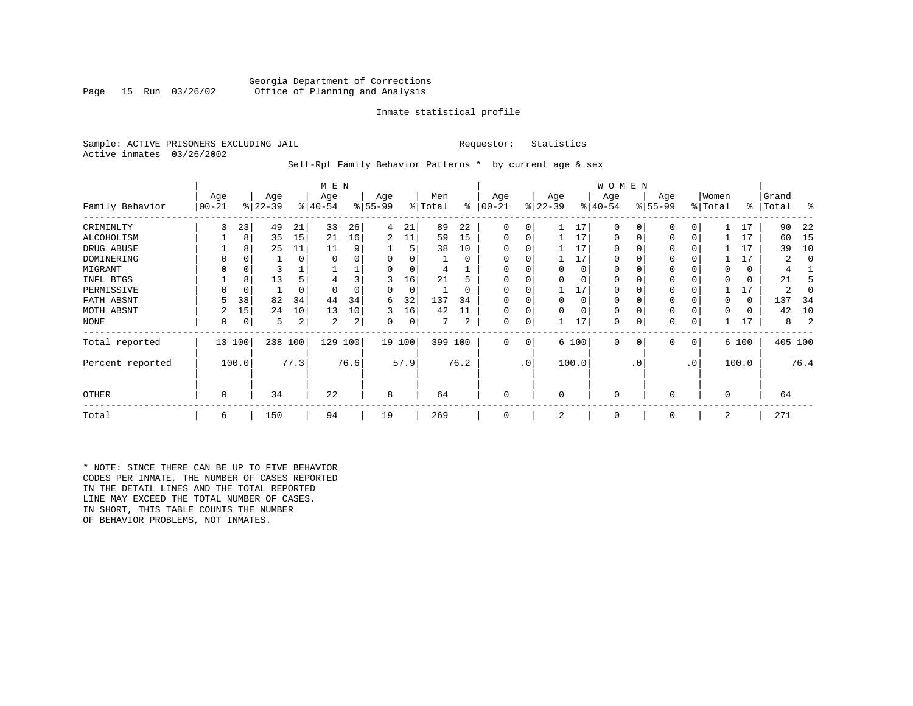Georgia Department of Corrections
Office of Planning and Analysis

Inmate statistical profile

Sample: ACTIVE PRISONERS EXCLUDING JAIL    Requestor: Statistics
Active inmates 03/26/2002

Self-Rpt Family Behavior Patterns * by current age & sex

| Family Behavior | MEN Age 00-21 | % | Age 22-39 | % | Age 40-54 | % | Age 55-99 | % | Men Total | % | WOMEN Age 00-21 | % | Age 22-39 | % | Age 40-54 | % | Age 55-99 | % | Women Total | % | Grand Total | % |
|---|---|---|---|---|---|---|---|---|---|---|---|---|---|---|---|---|---|---|---|---|---|---|
| CRIMINLTY | 3 | 23 | 49 | 21 | 33 | 26 | 4 | 21 | 89 | 22 | 0 | 0 | 1 | 17 | 0 | 0 | 0 | 0 | 1 | 17 | 90 | 22 |
| ALCOHOLISM | 1 | 8 | 35 | 15 | 21 | 16 | 2 | 11 | 59 | 15 | 0 | 0 | 1 | 17 | 0 | 0 | 0 | 0 | 1 | 17 | 60 | 15 |
| DRUG ABUSE | 1 | 8 | 25 | 11 | 11 | 9 | 1 | 5 | 38 | 10 | 0 | 0 | 1 | 17 | 0 | 0 | 0 | 0 | 1 | 17 | 39 | 10 |
| DOMINERING | 0 | 0 | 1 | 0 | 0 | 0 | 0 | 0 | 1 | 0 | 0 | 0 | 1 | 17 | 0 | 0 | 0 | 0 | 1 | 17 | 2 | 0 |
| MIGRANT | 0 | 0 | 3 | 1 | 1 | 1 | 0 | 0 | 4 | 1 | 0 | 0 | 0 | 0 | 0 | 0 | 0 | 0 | 0 | 0 | 4 | 1 |
| INFL BTGS | 1 | 8 | 13 | 5 | 4 | 3 | 3 | 16 | 21 | 5 | 0 | 0 | 0 | 0 | 0 | 0 | 0 | 0 | 0 | 0 | 21 | 5 |
| PERMISSIVE | 0 | 0 | 1 | 0 | 0 | 0 | 0 | 0 | 1 | 0 | 0 | 0 | 1 | 17 | 0 | 0 | 0 | 0 | 1 | 17 | 2 | 0 |
| FATH ABSNT | 5 | 38 | 82 | 34 | 44 | 34 | 6 | 32 | 137 | 34 | 0 | 0 | 0 | 0 | 0 | 0 | 0 | 0 | 0 | 0 | 137 | 34 |
| MOTH ABSNT | 2 | 15 | 24 | 10 | 13 | 10 | 3 | 16 | 42 | 11 | 0 | 0 | 0 | 0 | 0 | 0 | 0 | 0 | 0 | 0 | 42 | 10 |
| NONE | 0 | 0 | 5 | 2 | 2 | 2 | 0 | 0 | 7 | 2 | 0 | 0 | 1 | 17 | 0 | 0 | 0 | 0 | 1 | 17 | 8 | 2 |
| Total reported | 13 | 100 | 238 | 100 | 129 | 100 | 19 | 100 | 399 | 100 | 0 | 0 | 6 | 100 | 0 | 0 | 0 | 0 | 6 | 100 | 405 | 100 |
| Percent reported | | 100.0 | | 77.3 | | 76.6 | | 57.9 | | 76.2 | | .0 | | 100.0 | | .0 | | .0 | | 100.0 | | 76.4 |
| OTHER | 0 | | 34 | | 22 | | 8 | | 64 | | 0 | | 0 | | 0 | | 0 | | 0 | | 64 | |
| Total | 6 | | 150 | | 94 | | 19 | | 269 | | 0 | | 2 | | 0 | | 0 | | 2 | | 271 | |

* NOTE: SINCE THERE CAN BE UP TO FIVE BEHAVIOR CODES PER INMATE, THE NUMBER OF CASES REPORTED IN THE DETAIL LINES AND THE TOTAL REPORTED LINE MAY EXCEED THE TOTAL NUMBER OF CASES. IN SHORT, THIS TABLE COUNTS THE NUMBER OF BEHAVIOR PROBLEMS, NOT INMATES.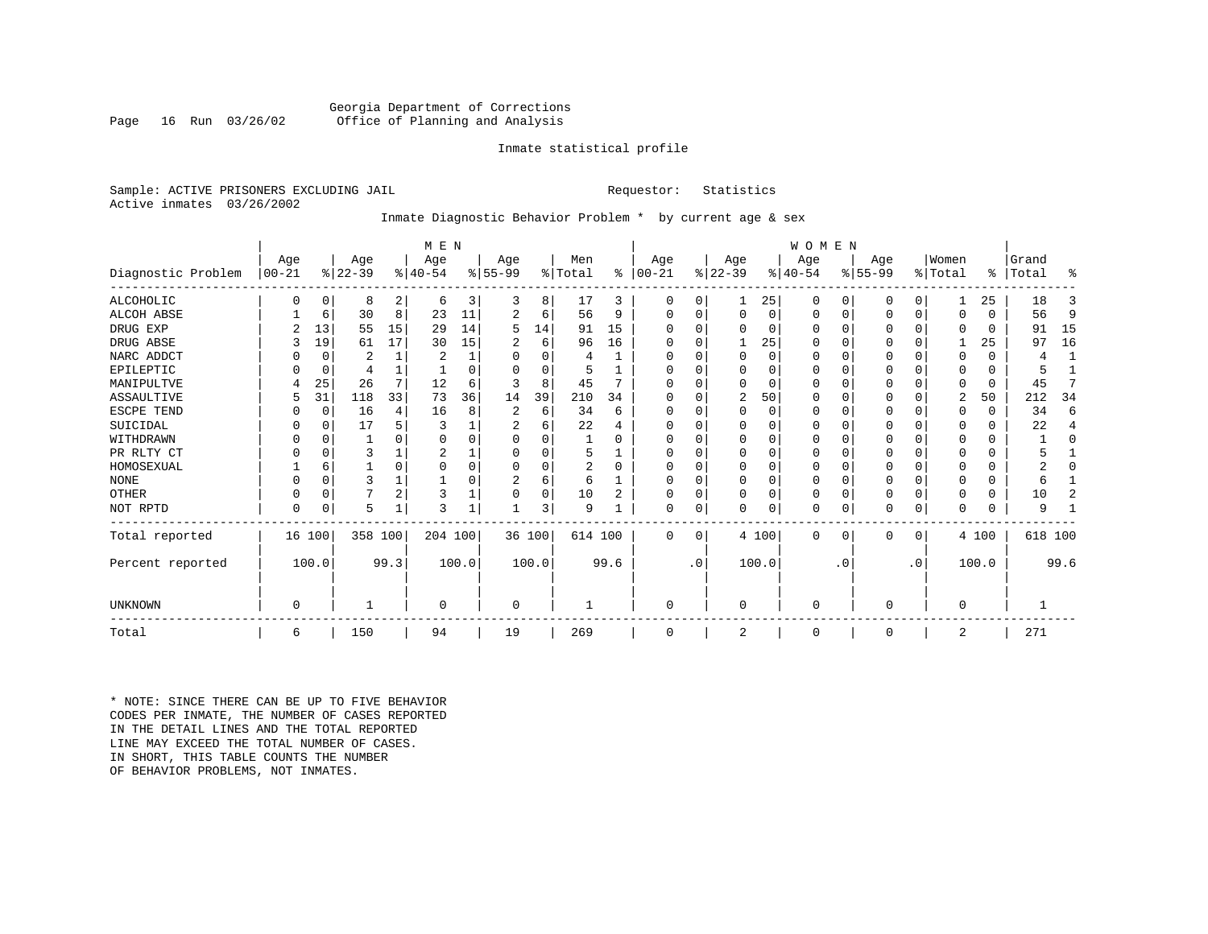Georgia Department of Corrections
Office of Planning and Analysis

Inmate statistical profile

Sample: ACTIVE PRISONERS EXCLUDING JAIL　　　　Requestor: Statistics
Active inmates 03/26/2002

Inmate Diagnostic Behavior Problem * by current age & sex

| Diagnostic Problem | MEN Age 00-21 | % | Age 22-39 | % | Age 40-54 | % | Age 55-99 | % | Men Total | % | WOMEN Age 00-21 | % | Age 22-39 | % | Age 40-54 | % | Age 55-99 | % | Women Total | % | Grand Total | % |
|---|---|---|---|---|---|---|---|---|---|---|---|---|---|---|---|---|---|---|---|---|---|---|
| ALCOHOLIC | 0 | 0 | 8 | 2 | 6 | 3 | 3 | 8 | 17 | 3 | 0 | 0 | 1 | 25 | 0 | 0 | 0 | 0 | 1 | 25 | 18 | 3 |
| ALCOH ABSE | 1 | 6 | 30 | 8 | 23 | 11 | 2 | 6 | 56 | 9 | 0 | 0 | 0 | 0 | 0 | 0 | 0 | 0 | 0 | 0 | 56 | 9 |
| DRUG EXP | 2 | 13 | 55 | 15 | 29 | 14 | 5 | 14 | 91 | 15 | 0 | 0 | 0 | 0 | 0 | 0 | 0 | 0 | 0 | 0 | 91 | 15 |
| DRUG ABSE | 3 | 19 | 61 | 17 | 30 | 15 | 2 | 6 | 96 | 16 | 0 | 0 | 1 | 25 | 0 | 0 | 0 | 0 | 1 | 25 | 97 | 16 |
| NARC ADDCT | 0 | 0 | 2 | 1 | 2 | 1 | 0 | 0 | 4 | 1 | 0 | 0 | 0 | 0 | 0 | 0 | 0 | 0 | 0 | 0 | 4 | 1 |
| EPILEPTIC | 0 | 0 | 4 | 1 | 1 | 0 | 0 | 0 | 5 | 1 | 0 | 0 | 0 | 0 | 0 | 0 | 0 | 0 | 0 | 0 | 5 | 1 |
| MANIPULTVE | 4 | 25 | 26 | 7 | 12 | 6 | 3 | 8 | 45 | 7 | 0 | 0 | 0 | 0 | 0 | 0 | 0 | 0 | 0 | 0 | 45 | 7 |
| ASSAULTIVE | 5 | 31 | 118 | 33 | 73 | 36 | 14 | 39 | 210 | 34 | 0 | 0 | 2 | 50 | 0 | 0 | 0 | 0 | 2 | 50 | 212 | 34 |
| ESCPE TEND | 0 | 0 | 16 | 4 | 16 | 8 | 2 | 6 | 34 | 6 | 0 | 0 | 0 | 0 | 0 | 0 | 0 | 0 | 0 | 0 | 34 | 6 |
| SUICIDAL | 0 | 0 | 17 | 5 | 3 | 1 | 2 | 6 | 22 | 4 | 0 | 0 | 0 | 0 | 0 | 0 | 0 | 0 | 0 | 0 | 22 | 4 |
| WITHDRAWN | 0 | 0 | 1 | 0 | 0 | 0 | 0 | 0 | 1 | 0 | 0 | 0 | 0 | 0 | 0 | 0 | 0 | 0 | 0 | 0 | 1 | 0 |
| PR RLTY CT | 0 | 0 | 3 | 1 | 2 | 1 | 0 | 0 | 5 | 1 | 0 | 0 | 0 | 0 | 0 | 0 | 0 | 0 | 0 | 0 | 5 | 1 |
| HOMOSEXUAL | 1 | 6 | 1 | 0 | 0 | 0 | 0 | 0 | 2 | 0 | 0 | 0 | 0 | 0 | 0 | 0 | 0 | 0 | 0 | 0 | 2 | 0 |
| NONE | 0 | 0 | 3 | 1 | 1 | 0 | 2 | 6 | 6 | 1 | 0 | 0 | 0 | 0 | 0 | 0 | 0 | 0 | 0 | 0 | 6 | 1 |
| OTHER | 0 | 0 | 7 | 2 | 3 | 1 | 0 | 0 | 10 | 2 | 0 | 0 | 0 | 0 | 0 | 0 | 0 | 0 | 0 | 0 | 10 | 2 |
| NOT RPTD | 0 | 0 | 5 | 1 | 3 | 1 | 1 | 3 | 9 | 1 | 0 | 0 | 0 | 0 | 0 | 0 | 0 | 0 | 0 | 0 | 9 | 1 |
| Total reported | 16 | 100 | 358 | 100 | 204 | 100 | 36 | 100 | 614 | 100 | 0 | 0 | 4 | 100 | 0 | 0 | 0 | 0 | 4 | 100 | 618 | 100 |
| Percent reported | | 100.0 | | 99.3 | | 100.0 | | 100.0 | | 99.6 | | .0 | | 100.0 | | .0 | | .0 | | 100.0 | | 99.6 |
| UNKNOWN | 0 | | 1 | | 0 | | 0 | | 1 | | 0 | | 0 | | 0 | | 0 | | 0 | | 1 | |
| Total | 6 | | 150 | | 94 | | 19 | | 269 | | 0 | | 2 | | 0 | | 0 | | 2 | | 271 | |

* NOTE: SINCE THERE CAN BE UP TO FIVE BEHAVIOR CODES PER INMATE, THE NUMBER OF CASES REPORTED IN THE DETAIL LINES AND THE TOTAL REPORTED LINE MAY EXCEED THE TOTAL NUMBER OF CASES. IN SHORT, THIS TABLE COUNTS THE NUMBER OF BEHAVIOR PROBLEMS, NOT INMATES.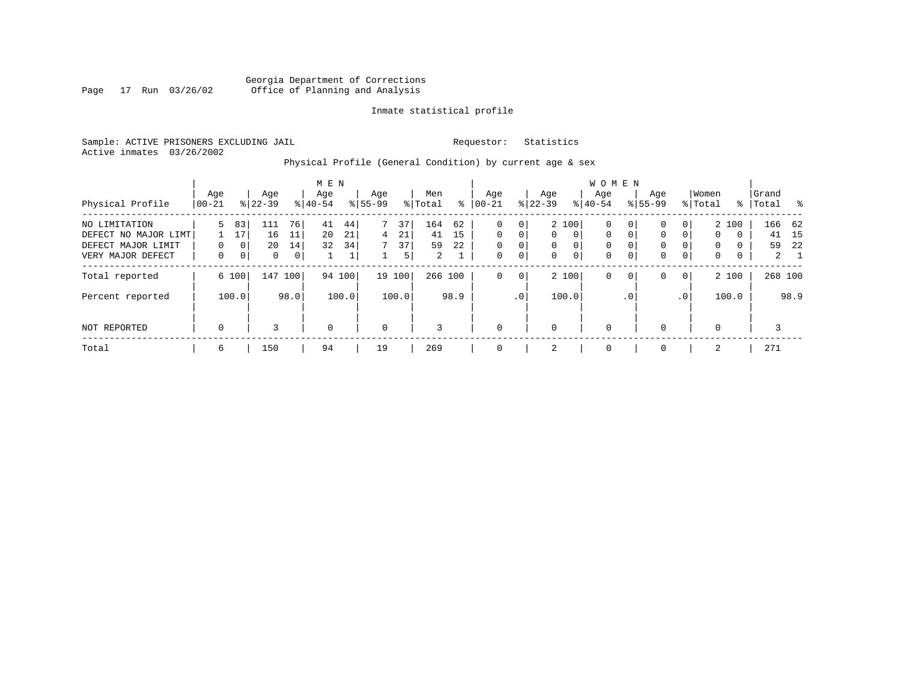Georgia Department of Corrections
Office of Planning and Analysis

Inmate statistical profile

Sample: ACTIVE PRISONERS EXCLUDING JAIL          Requestor: Statistics
Active inmates 03/26/2002

Physical Profile (General Condition) by current age & sex

| Physical Profile | MEN Age 00-21 | % | Age 22-39 | % | Age 40-54 | % | Age 55-99 | % | Men Total | % | WOMEN Age 00-21 | % | Age 22-39 | % | Age 40-54 | % | Age 55-99 | % | Women Total | % | Grand Total | % |
|---|---|---|---|---|---|---|---|---|---|---|---|---|---|---|---|---|---|---|---|---|---|---|
| NO LIMITATION | 5 | 83 | 111 | 76 | 41 | 44 | 7 | 37 | 164 | 62 | 0 | 0 | 2 | 100 | 0 | 0 | 0 | 0 | 2 | 100 | 166 | 62 |
| DEFECT NO MAJOR LIMT | 1 | 17 | 16 | 11 | 20 | 21 | 4 | 21 | 41 | 15 | 0 | 0 | 0 | 0 | 0 | 0 | 0 | 0 | 0 | 0 | 41 | 15 |
| DEFECT MAJOR LIMIT | 0 | 0 | 20 | 14 | 32 | 34 | 7 | 37 | 59 | 22 | 0 | 0 | 0 | 0 | 0 | 0 | 0 | 0 | 0 | 0 | 59 | 22 |
| VERY MAJOR DEFECT | 0 | 0 | 0 | 0 | 1 | 1 | 1 | 5 | 2 | 1 | 0 | 0 | 0 | 0 | 0 | 0 | 0 | 0 | 0 | 0 | 2 | 1 |
| Total reported | 6 | 100 | 147 | 100 | 94 | 100 | 19 | 100 | 266 | 100 | 0 | 0 | 2 | 100 | 0 | 0 | 0 | 0 | 2 | 100 | 268 | 100 |
| Percent reported | | 100.0 | | 98.0 | | 100.0 | | 100.0 | | 98.9 | | .0 | | 100.0 | | .0 | | .0 | | 100.0 | | 98.9 |
| NOT REPORTED | 0 | | 3 | | 0 | | 0 | | 3 | | 0 | | 0 | | 0 | | 0 | | 0 | | 3 | |
| Total | 6 | | 150 | | 94 | | 19 | | 269 | | 0 | | 2 | | 0 | | 0 | | 2 | | 271 | |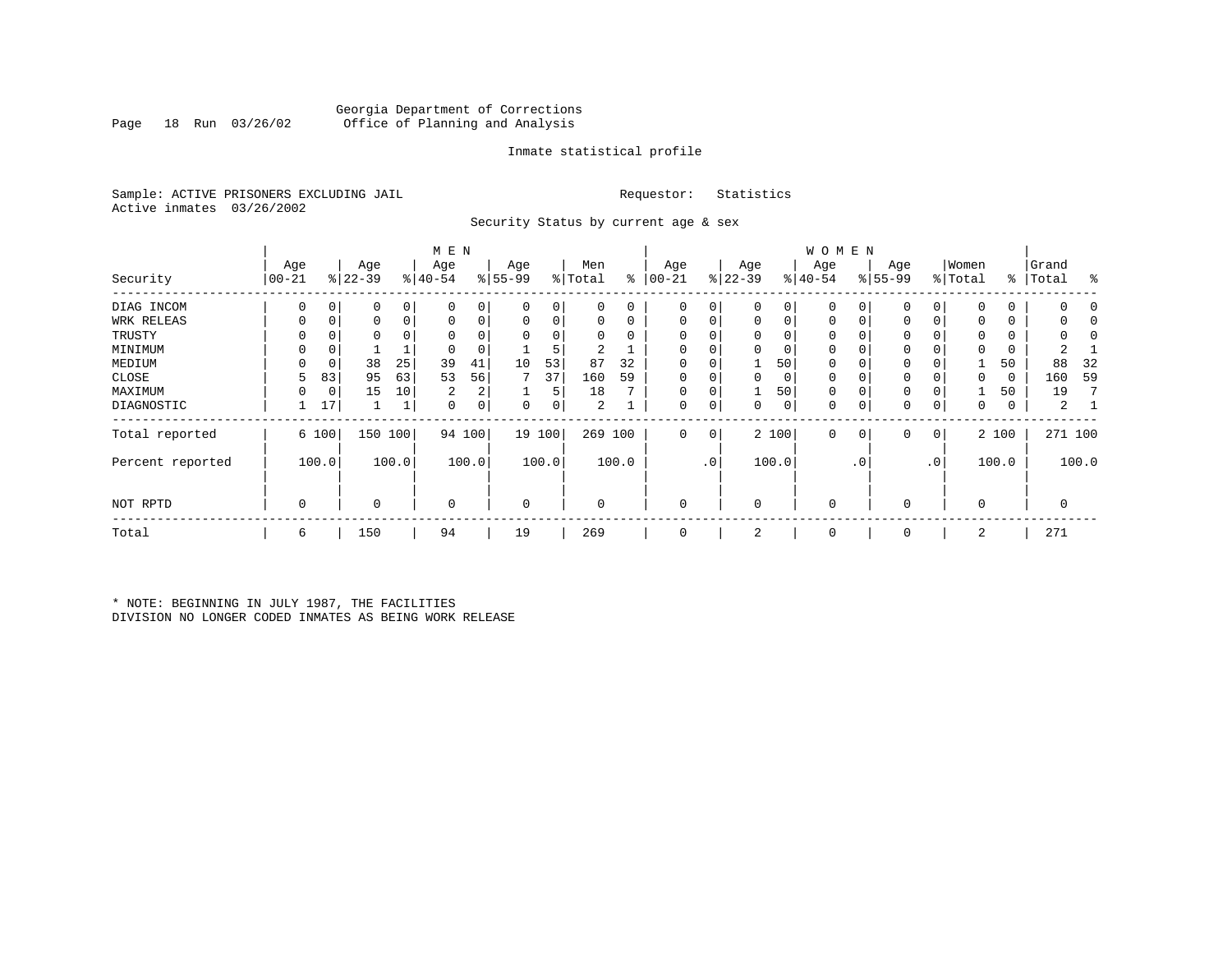Georgia Department of Corrections
Office of Planning and Analysis

Page 18 Run 03/26/02

Inmate statistical profile

Sample: ACTIVE PRISONERS EXCLUDING JAIL

Requestor: Statistics

Active inmates 03/26/2002

Security Status by current age & sex

| Security | MEN Age 00-21 | % | Age 22-39 | % | Age 40-54 | % | Age 55-99 | % | Men Total | % | WOMEN Age 00-21 | % | Age 22-39 | % | Age 40-54 | % | Age 55-99 | % | Women Total | % | Grand Total | % |
|---|---|---|---|---|---|---|---|---|---|---|---|---|---|---|---|---|---|---|---|---|---|---|
| DIAG INCOM | 0 | 0 | 0 | 0 | 0 | 0 | 0 | 0 | 0 | 0 | 0 | 0 | 0 | 0 | 0 | 0 | 0 | 0 | 0 | 0 | 0 | 0 |
| WRK RELEAS | 0 | 0 | 0 | 0 | 0 | 0 | 0 | 0 | 0 | 0 | 0 | 0 | 0 | 0 | 0 | 0 | 0 | 0 | 0 | 0 | 0 | 0 |
| TRUSTY | 0 | 0 | 0 | 0 | 0 | 0 | 0 | 0 | 0 | 0 | 0 | 0 | 0 | 0 | 0 | 0 | 0 | 0 | 0 | 0 | 0 | 0 |
| MINIMUM | 0 | 0 | 1 | 1 | 0 | 0 | 1 | 5 | 2 | 1 | 0 | 0 | 0 | 0 | 0 | 0 | 0 | 0 | 0 | 0 | 2 | 1 |
| MEDIUM | 0 | 0 | 38 | 25 | 39 | 41 | 10 | 53 | 87 | 32 | 0 | 0 | 1 | 50 | 0 | 0 | 0 | 0 | 1 | 50 | 88 | 32 |
| CLOSE | 5 | 83 | 95 | 63 | 53 | 56 | 7 | 37 | 160 | 59 | 0 | 0 | 0 | 0 | 0 | 0 | 0 | 0 | 0 | 0 | 160 | 59 |
| MAXIMUM | 0 | 0 | 15 | 10 | 2 | 2 | 1 | 5 | 18 | 7 | 0 | 0 | 1 | 50 | 0 | 0 | 0 | 0 | 1 | 50 | 19 | 7 |
| DIAGNOSTIC | 1 | 17 | 1 | 1 | 0 | 0 | 0 | 0 | 2 | 1 | 0 | 0 | 0 | 0 | 0 | 0 | 0 | 0 | 0 | 0 | 2 | 1 |
| Total reported | 6 | 100 | 150 | 100 | 94 | 100 | 19 | 100 | 269 | 100 | 0 | 0 | 2 | 100 | 0 | 0 | 0 | 0 | 2 | 100 | 271 | 100 |
| Percent reported | | 100.0 | | 100.0 | | 100.0 | | 100.0 | | 100.0 | | .0 | | 100.0 | | .0 | | .0 | | 100.0 | | 100.0 |
| NOT RPTD | 0 | | 0 | | 0 | | 0 | | 0 | | 0 | | 0 | | 0 | | 0 | | 0 | | 0 | |
| Total | 6 | | 150 | | 94 | | 19 | | 269 | | 0 | | 2 | | 0 | | 0 | | 2 | | 271 | |

* NOTE: BEGINNING IN JULY 1987, THE FACILITIES
DIVISION NO LONGER CODED INMATES AS BEING WORK RELEASE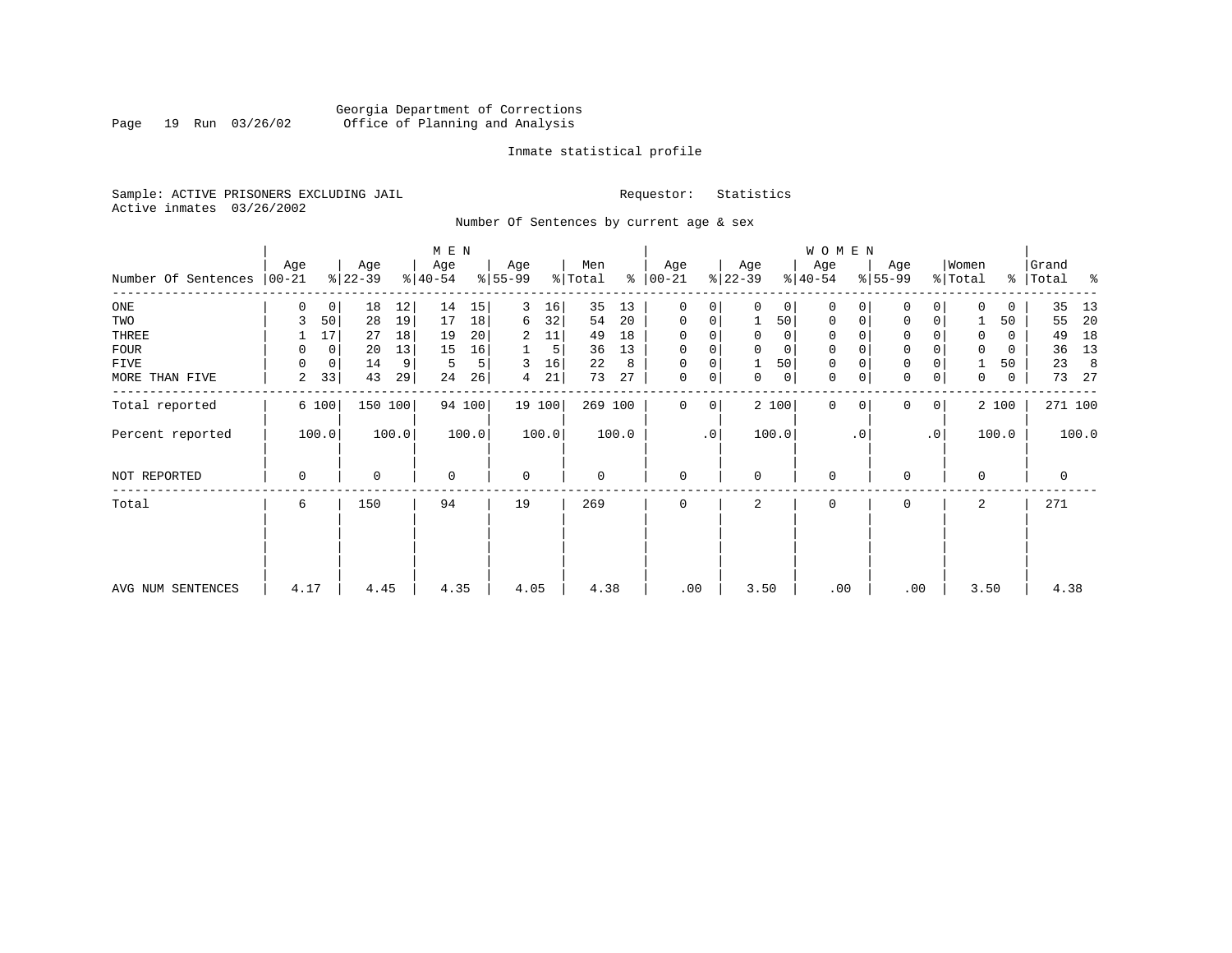Georgia Department of Corrections
Office of Planning and Analysis

Inmate statistical profile

Sample: ACTIVE PRISONERS EXCLUDING JAIL
Active inmates 03/26/2002

Requestor: Statistics

Number Of Sentences by current age & sex

| Number Of Sentences | MEN Age 00-21 | % | Age 22-39 | % | Age 40-54 | % | Age 55-99 | % | Men Total | % | WOMEN Age 00-21 | % | Age 22-39 | % | Age 40-54 | % | Age 55-99 | % | Women Total | % | Grand Total | % |
|---|---|---|---|---|---|---|---|---|---|---|---|---|---|---|---|---|---|---|---|---|---|---|
| ONE | 0 | 0 | 18 | 12 | 14 | 15 | 3 | 16 | 35 | 13 | 0 | 0 | 0 | 0 | 0 | 0 | 0 | 0 | 0 | 0 | 35 | 13 |
| TWO | 3 | 50 | 28 | 19 | 17 | 18 | 6 | 32 | 54 | 20 | 0 | 0 | 1 | 50 | 0 | 0 | 0 | 0 | 1 | 50 | 55 | 20 |
| THREE | 1 | 17 | 27 | 18 | 19 | 20 | 2 | 11 | 49 | 18 | 0 | 0 | 0 | 0 | 0 | 0 | 0 | 0 | 0 | 0 | 49 | 18 |
| FOUR | 0 | 0 | 20 | 13 | 15 | 16 | 1 | 5 | 36 | 13 | 0 | 0 | 0 | 0 | 0 | 0 | 0 | 0 | 0 | 0 | 36 | 13 |
| FIVE | 0 | 0 | 14 | 9 | 5 | 5 | 3 | 16 | 22 | 8 | 0 | 0 | 1 | 50 | 0 | 0 | 0 | 0 | 1 | 50 | 23 | 8 |
| MORE THAN FIVE | 2 | 33 | 43 | 29 | 24 | 26 | 4 | 21 | 73 | 27 | 0 | 0 | 0 | 0 | 0 | 0 | 0 | 0 | 0 | 0 | 73 | 27 |
| Total reported | 6 | 100 | 150 | 100 | 94 | 100 | 19 | 100 | 269 | 100 | 0 | 0 | 2 | 100 | 0 | 0 | 0 | 0 | 2 | 100 | 271 | 100 |
| Percent reported | | 100.0 | | 100.0 | | 100.0 | | 100.0 | | 100.0 | | .0 | | 100.0 | | .0 | | .0 | | 100.0 | | 100.0 |
| NOT REPORTED | 0 | | 0 | | 0 | | 0 | | 0 | | 0 | | 0 | | 0 | | 0 | | 0 | | 0 | |
| Total | 6 | | 150 | | 94 | | 19 | | 269 | | 0 | | 2 | | 0 | | 0 | | 2 | | 271 | |
| AVG NUM SENTENCES | 4.17 | | 4.45 | | 4.35 | | 4.05 | | 4.38 | | .00 | | 3.50 | | .00 | | .00 | | 3.50 | | 4.38 | |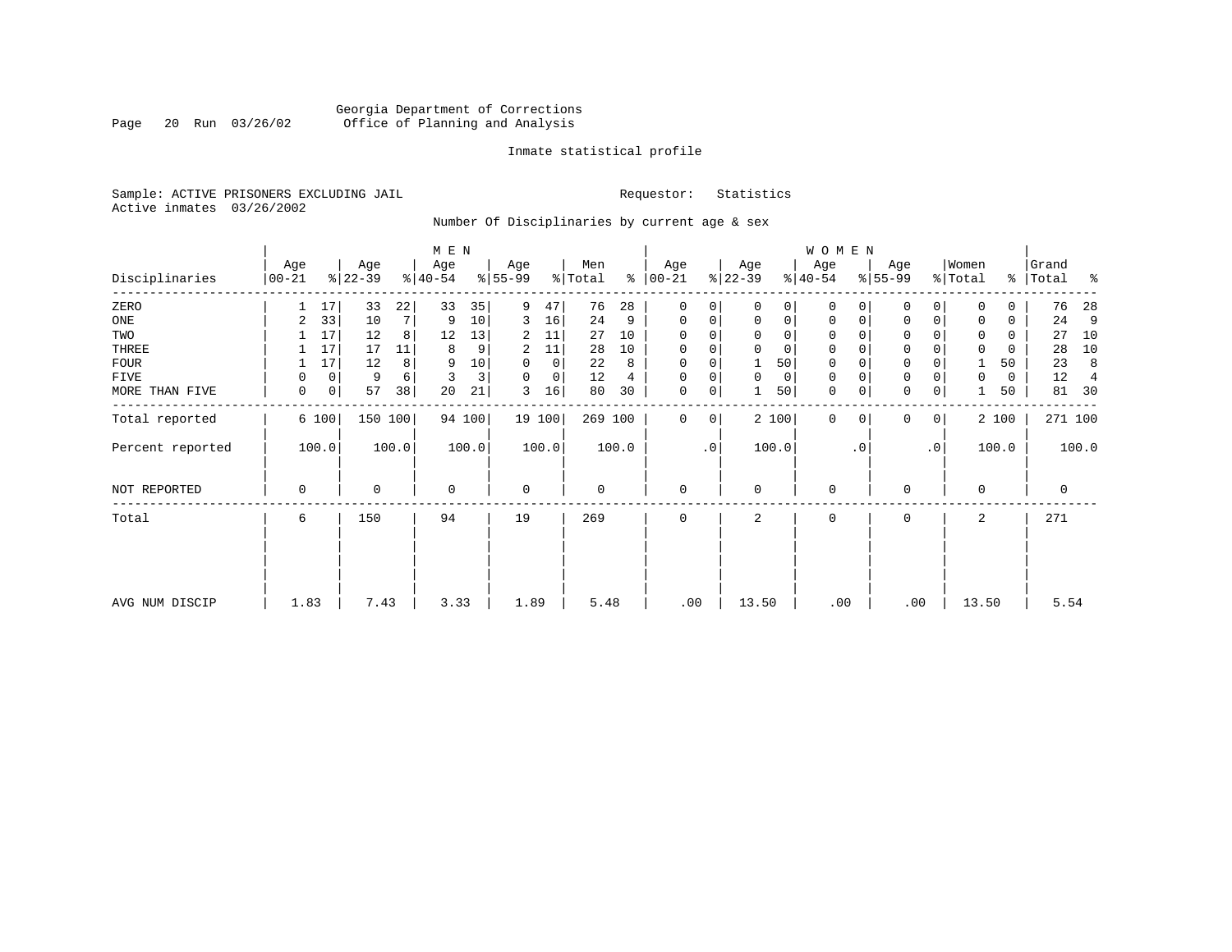Georgia Department of Corrections
Office of Planning and Analysis

Inmate statistical profile

Sample: ACTIVE PRISONERS EXCLUDING JAIL

Active inmates 03/26/2002

Requestor: Statistics

Number Of Disciplinaries by current age & sex

| Disciplinaries | MEN Age 00-21 | % | Age 22-39 | % | Age 40-54 | % | Age 55-99 | % | Men Total | % | WOMEN Age 00-21 | % | Age 22-39 | % | Age 40-54 | % | Age 55-99 | % | Women Total | % | Grand Total | % |
|---|---|---|---|---|---|---|---|---|---|---|---|---|---|---|---|---|---|---|---|---|---|---|
| ZERO | 1 | 17 | 33 | 22 | 33 | 35 | 9 | 47 | 76 | 28 | 0 | 0 | 0 | 0 | 0 | 0 | 0 | 0 | 0 | 0 | 76 | 28 |
| ONE | 2 | 33 | 10 | 7 | 9 | 10 | 3 | 16 | 24 | 9 | 0 | 0 | 0 | 0 | 0 | 0 | 0 | 0 | 0 | 0 | 24 | 9 |
| TWO | 1 | 17 | 12 | 8 | 12 | 13 | 2 | 11 | 27 | 10 | 0 | 0 | 0 | 0 | 0 | 0 | 0 | 0 | 0 | 0 | 27 | 10 |
| THREE | 1 | 17 | 17 | 11 | 8 | 9 | 2 | 11 | 28 | 10 | 0 | 0 | 0 | 0 | 0 | 0 | 0 | 0 | 0 | 0 | 28 | 10 |
| FOUR | 1 | 17 | 12 | 8 | 9 | 10 | 0 | 0 | 22 | 8 | 0 | 0 | 1 | 50 | 0 | 0 | 0 | 0 | 1 | 50 | 23 | 8 |
| FIVE | 0 | 0 | 9 | 6 | 3 | 3 | 0 | 0 | 12 | 4 | 0 | 0 | 0 | 0 | 0 | 0 | 0 | 0 | 0 | 0 | 12 | 4 |
| MORE THAN FIVE | 0 | 0 | 57 | 38 | 20 | 21 | 3 | 16 | 80 | 30 | 0 | 0 | 1 | 50 | 0 | 0 | 0 | 0 | 1 | 50 | 81 | 30 |
| Total reported | 6 | 100 | 150 | 100 | 94 | 100 | 19 | 100 | 269 | 100 | 0 | 0 | 2 | 100 | 0 | 0 | 0 | 0 | 2 | 100 | 271 | 100 |
| Percent reported | 100.0 | | 100.0 | | 100.0 | | 100.0 | | 100.0 | | .0 | | 100.0 | | .0 | | .0 | | 100.0 | | 100.0 | |
| NOT REPORTED | 0 | | 0 | | 0 | | 0 | | 0 | | 0 | | 0 | | 0 | | 0 | | 0 | | 0 | |
| Total | 6 | | 150 | | 94 | | 19 | | 269 | | 0 | | 2 | | 0 | | 0 | | 2 | | 271 | |
| AVG NUM DISCIP | 1.83 | | 7.43 | | 3.33 | | 1.89 | | 5.48 | | .00 | | 13.50 | | .00 | | .00 | | 13.50 | | 5.54 | |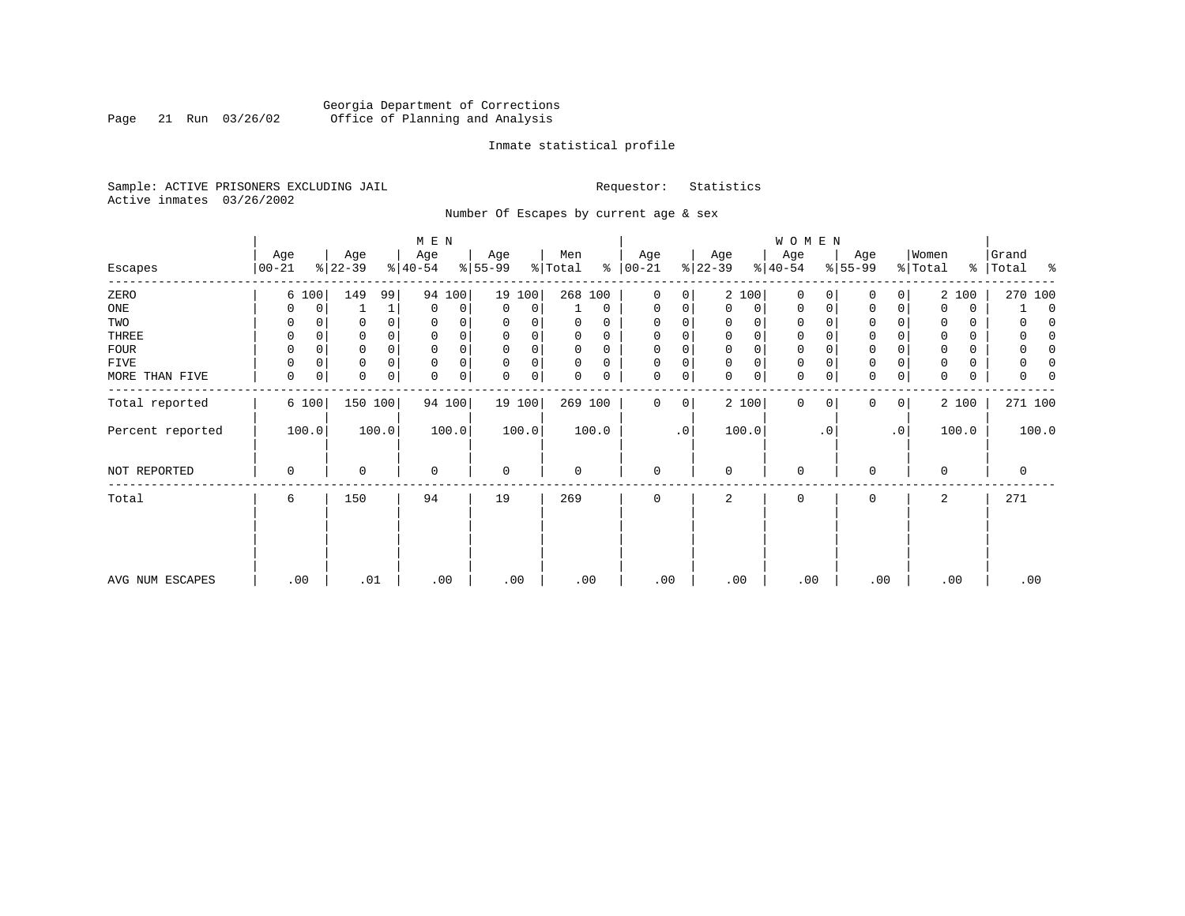Georgia Department of Corrections
Office of Planning and Analysis

Inmate statistical profile

Sample: ACTIVE PRISONERS EXCLUDING JAIL    Requestor: Statistics
Active inmates 03/26/2002

Number Of Escapes by current age & sex

| | MEN | | | | | | | | | | WOMEN | | | | | | | | | | | |
|---|---|---|---|---|---|---|---|---|---|---|---|---|---|---|---|---|---|---|---|---|---|---|
| Escapes | Age 00-21 | % | Age 22-39 | % | Age 40-54 | % | Age 55-99 | % | Men Total | % | Age 00-21 | % | Age 22-39 | % | Age 40-54 | % | Age 55-99 | % | Women Total | % | Grand Total | % |
| ZERO | 6 | 100 | 149 | 99 | 94 | 100 | 19 | 100 | 268 | 100 | 0 | 0 | 2 | 100 | 0 | 0 | 0 | 0 | 2 | 100 | 270 | 100 |
| ONE | 0 | 0 | 1 | 1 | 0 | 0 | 0 | 0 | 1 | 0 | 0 | 0 | 0 | 0 | 0 | 0 | 0 | 0 | 0 | 0 | 1 | 0 |
| TWO | 0 | 0 | 0 | 0 | 0 | 0 | 0 | 0 | 0 | 0 | 0 | 0 | 0 | 0 | 0 | 0 | 0 | 0 | 0 | 0 | 0 | 0 |
| THREE | 0 | 0 | 0 | 0 | 0 | 0 | 0 | 0 | 0 | 0 | 0 | 0 | 0 | 0 | 0 | 0 | 0 | 0 | 0 | 0 | 0 | 0 |
| FOUR | 0 | 0 | 0 | 0 | 0 | 0 | 0 | 0 | 0 | 0 | 0 | 0 | 0 | 0 | 0 | 0 | 0 | 0 | 0 | 0 | 0 | 0 |
| FIVE | 0 | 0 | 0 | 0 | 0 | 0 | 0 | 0 | 0 | 0 | 0 | 0 | 0 | 0 | 0 | 0 | 0 | 0 | 0 | 0 | 0 | 0 |
| MORE THAN FIVE | 0 | 0 | 0 | 0 | 0 | 0 | 0 | 0 | 0 | 0 | 0 | 0 | 0 | 0 | 0 | 0 | 0 | 0 | 0 | 0 | 0 | 0 |
| Total reported | 6 | 100 | 150 | 100 | 94 | 100 | 19 | 100 | 269 | 100 | 0 | 0 | 2 | 100 | 0 | 0 | 0 | 0 | 2 | 100 | 271 | 100 |
| Percent reported | 100.0 | | 100.0 | | 100.0 | | 100.0 | | 100.0 | | .0 | | 100.0 | | .0 | | .0 | | 100.0 | | 100.0 | |
| NOT REPORTED | 0 | | 0 | | 0 | | 0 | | 0 | | 0 | | 0 | | 0 | | 0 | | 0 | | 0 | |
| Total | 6 | | 150 | | 94 | | 19 | | 269 | | 0 | | 2 | | 0 | | 0 | | 2 | | 271 | |
| AVG NUM ESCAPES | .00 | | .01 | | .00 | | .00 | | .00 | | .00 | | .00 | | .00 | | .00 | | .00 | | .00 | |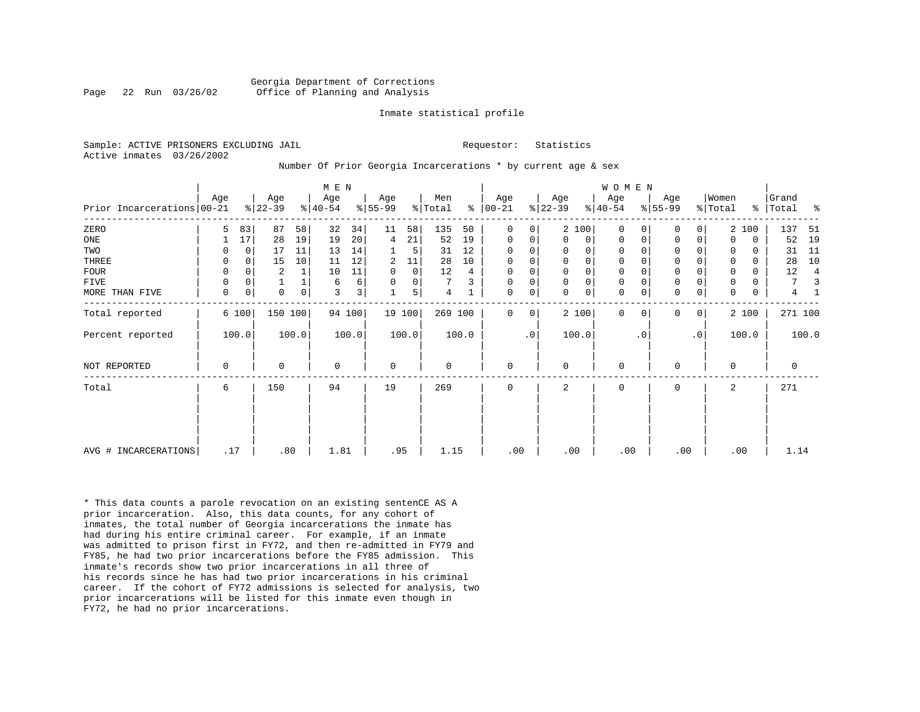Georgia Department of Corrections
Office of Planning and Analysis

Inmate statistical profile

Sample: ACTIVE PRISONERS EXCLUDING JAIL

Requestor: Statistics

Active inmates 03/26/2002

Number Of Prior Georgia Incarcerations * by current age & sex

| Prior Incarcerations | MEN Age 00-21 | % | Age 22-39 | % | Age 40-54 | % | Age 55-99 | % | Men Total | % | WOMEN Age 00-21 | % | Age 22-39 | % | Age 40-54 | % | Age 55-99 | % | Women Total | % | Grand Total | % |
|---|---|---|---|---|---|---|---|---|---|---|---|---|---|---|---|---|---|---|---|---|---|---|
| ZERO | 5 | 83 | 87 | 58 | 32 | 34 | 11 | 58 | 135 | 50 | 0 | 0 | 2 | 100 | 0 | 0 | 0 | 0 | 2 | 100 | 137 | 51 |
| ONE | 1 | 17 | 28 | 19 | 19 | 20 | 4 | 21 | 52 | 19 | 0 | 0 | 0 | 0 | 0 | 0 | 0 | 0 | 0 | 0 | 52 | 19 |
| TWO | 0 | 0 | 17 | 11 | 13 | 14 | 1 | 5 | 31 | 12 | 0 | 0 | 0 | 0 | 0 | 0 | 0 | 0 | 0 | 0 | 31 | 11 |
| THREE | 0 | 0 | 15 | 10 | 11 | 12 | 2 | 11 | 28 | 10 | 0 | 0 | 0 | 0 | 0 | 0 | 0 | 0 | 0 | 0 | 28 | 10 |
| FOUR | 0 | 0 | 2 | 1 | 10 | 11 | 0 | 0 | 12 | 4 | 0 | 0 | 0 | 0 | 0 | 0 | 0 | 0 | 0 | 0 | 12 | 4 |
| FIVE | 0 | 0 | 1 | 1 | 6 | 6 | 0 | 0 | 7 | 3 | 0 | 0 | 0 | 0 | 0 | 0 | 0 | 0 | 0 | 0 | 7 | 3 |
| MORE THAN FIVE | 0 | 0 | 0 | 0 | 3 | 3 | 1 | 5 | 4 | 1 | 0 | 0 | 0 | 0 | 0 | 0 | 0 | 0 | 0 | 0 | 4 | 1 |
| Total reported | 6 | 100 | 150 | 100 | 94 | 100 | 19 | 100 | 269 | 100 | 0 | 0 | 2 | 100 | 0 | 0 | 0 | 0 | 2 | 100 | 271 | 100 |
| Percent reported | 100.0 | | 100.0 | | 100.0 | | 100.0 | | 100.0 | | .0 | | 100.0 | | .0 | | .0 | | 100.0 | | 100.0 | |
| NOT REPORTED | 0 | | 0 | | 0 | | 0 | | 0 | | 0 | | 0 | | 0 | | 0 | | 0 | | 0 | |
| Total | 6 | | 150 | | 94 | | 19 | | 269 | | 0 | | 2 | | 0 | | 0 | | 2 | | 271 | |
| AVG # INCARCERATIONS | .17 | | .80 | | 1.81 | | .95 | | 1.15 | | .00 | | .00 | | .00 | | .00 | | .00 | | 1.14 | |

* This data counts a parole revocation on an existing sentenCE AS A prior incarceration. Also, this data counts, for any cohort of inmates, the total number of Georgia incarcerations the inmate has had during his entire criminal career. For example, if an inmate was admitted to prison first in FY72, and then re-admitted in FY79 and FY85, he had two prior incarcerations before the FY85 admission. This inmate's records show two prior incarcerations in all three of his records since he has had two prior incarcerations in his criminal career. If the cohort of FY72 admissions is selected for analysis, two prior incarcerations will be listed for this inmate even though in FY72, he had no prior incarcerations.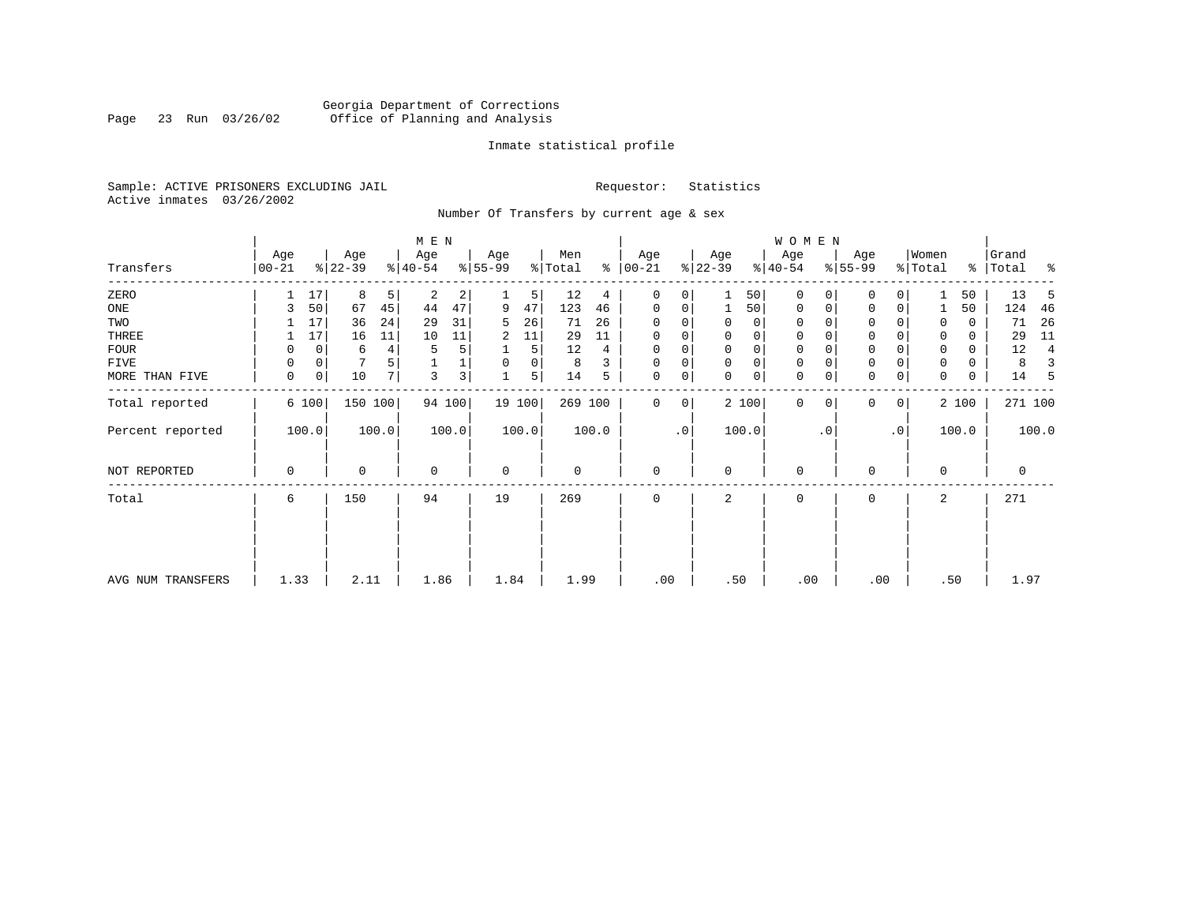Georgia Department of Corrections
Office of Planning and Analysis

Inmate statistical profile

Sample: ACTIVE PRISONERS EXCLUDING JAIL    Requestor: Statistics
Active inmates 03/26/2002

Number Of Transfers by current age & sex

| Transfers | MEN Age 00-21 | % | Age 22-39 | % | Age 40-54 | % | Age 55-99 | % | Men Total | % | WOMEN Age 00-21 | % | Age 22-39 | % | Age 40-54 | % | Age 55-99 | % | Women Total | % | Grand Total | % |
|---|---|---|---|---|---|---|---|---|---|---|---|---|---|---|---|---|---|---|---|---|---|---|
| ZERO | 1 | 17 | 8 | 5 | 2 | 2 | 1 | 5 | 12 | 4 | 0 | 0 | 1 | 50 | 0 | 0 | 0 | 0 | 1 | 50 | 13 | 5 |
| ONE | 3 | 50 | 67 | 45 | 44 | 47 | 9 | 47 | 123 | 46 | 0 | 0 | 1 | 50 | 0 | 0 | 0 | 0 | 1 | 50 | 124 | 46 |
| TWO | 1 | 17 | 36 | 24 | 29 | 31 | 5 | 26 | 71 | 26 | 0 | 0 | 0 | 0 | 0 | 0 | 0 | 0 | 0 | 0 | 71 | 26 |
| THREE | 1 | 17 | 16 | 11 | 10 | 11 | 2 | 11 | 29 | 11 | 0 | 0 | 0 | 0 | 0 | 0 | 0 | 0 | 0 | 0 | 29 | 11 |
| FOUR | 0 | 0 | 6 | 4 | 5 | 5 | 1 | 5 | 12 | 4 | 0 | 0 | 0 | 0 | 0 | 0 | 0 | 0 | 0 | 0 | 12 | 4 |
| FIVE | 0 | 0 | 7 | 5 | 1 | 1 | 0 | 0 | 8 | 3 | 0 | 0 | 0 | 0 | 0 | 0 | 0 | 0 | 0 | 0 | 8 | 3 |
| MORE THAN FIVE | 0 | 0 | 10 | 7 | 3 | 3 | 1 | 5 | 14 | 5 | 0 | 0 | 0 | 0 | 0 | 0 | 0 | 0 | 0 | 0 | 14 | 5 |
| Total reported | 6 | 100 | 150 | 100 | 94 | 100 | 19 | 100 | 269 | 100 | 0 | 0 | 2 | 100 | 0 | 0 | 0 | 0 | 2 | 100 | 271 | 100 |
| Percent reported | | 100.0 | | 100.0 | | 100.0 | | 100.0 | | 100.0 | | .0 | | 100.0 | | .0 | | .0 | | 100.0 | | 100.0 |
| NOT REPORTED | 0 | | 0 | | 0 | | 0 | | 0 | | 0 | | 0 | | 0 | | 0 | | 0 | | 0 | |
| Total | 6 | | 150 | | 94 | | 19 | | 269 | | 0 | | 2 | | 0 | | 0 | | 2 | | 271 | |
| AVG NUM TRANSFERS | 1.33 | | 2.11 | | 1.86 | | 1.84 | | 1.99 | | .00 | | .50 | | .00 | | .00 | | .50 | | 1.97 | |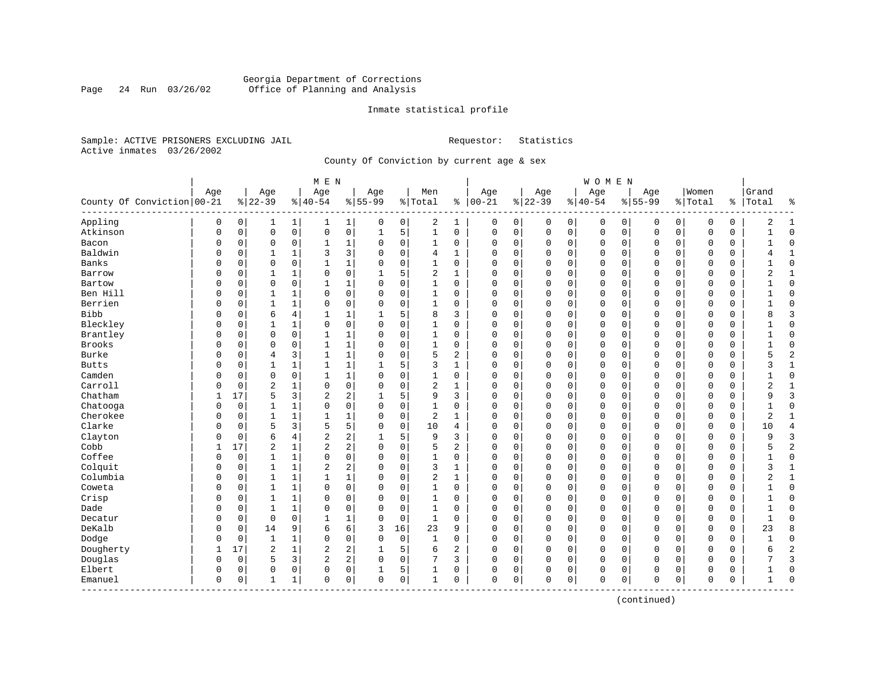Georgia Department of Corrections
Office of Planning and Analysis

Inmate statistical profile

Sample: ACTIVE PRISONERS EXCLUDING JAIL
Active inmates 03/26/2002

Requestor: Statistics

County Of Conviction by current age & sex

| County Of Conviction | MEN Age 00-21 | % | Age 22-39 | % | Age 40-54 | % | Age 55-99 | % | Men Total | % | WOMEN Age 00-21 | % | Age 22-39 | % | Age 40-54 | % | Age 55-99 | % | Women Total | % | Grand Total | % |
|---|---|---|---|---|---|---|---|---|---|---|---|---|---|---|---|---|---|---|---|---|---|---|
| Appling | 0 | 0 | 1 | 1 | 1 | 1 | 0 | 0 | 2 | 1 | 0 | 0 | 0 | 0 | 0 | 0 | 0 | 0 | 0 | 0 | 2 | 1 |
| Atkinson | 0 | 0 | 0 | 0 | 0 | 0 | 1 | 5 | 1 | 0 | 0 | 0 | 0 | 0 | 0 | 0 | 0 | 0 | 0 | 0 | 1 | 0 |
| Bacon | 0 | 0 | 0 | 0 | 1 | 1 | 0 | 0 | 1 | 0 | 0 | 0 | 0 | 0 | 0 | 0 | 0 | 0 | 0 | 0 | 1 | 0 |
| Baldwin | 0 | 0 | 1 | 1 | 3 | 3 | 0 | 0 | 4 | 1 | 0 | 0 | 0 | 0 | 0 | 0 | 0 | 0 | 0 | 0 | 4 | 1 |
| Banks | 0 | 0 | 0 | 0 | 1 | 1 | 0 | 0 | 1 | 0 | 0 | 0 | 0 | 0 | 0 | 0 | 0 | 0 | 0 | 0 | 1 | 0 |
| Barrow | 0 | 0 | 1 | 1 | 0 | 0 | 1 | 5 | 2 | 1 | 0 | 0 | 0 | 0 | 0 | 0 | 0 | 0 | 0 | 0 | 2 | 1 |
| Bartow | 0 | 0 | 0 | 0 | 1 | 1 | 0 | 0 | 1 | 0 | 0 | 0 | 0 | 0 | 0 | 0 | 0 | 0 | 0 | 0 | 1 | 0 |
| Ben Hill | 0 | 0 | 1 | 1 | 0 | 0 | 0 | 0 | 1 | 0 | 0 | 0 | 0 | 0 | 0 | 0 | 0 | 0 | 0 | 0 | 1 | 0 |
| Berrien | 0 | 0 | 1 | 1 | 0 | 0 | 0 | 0 | 1 | 0 | 0 | 0 | 0 | 0 | 0 | 0 | 0 | 0 | 0 | 0 | 1 | 0 |
| Bibb | 0 | 0 | 6 | 4 | 1 | 1 | 1 | 5 | 8 | 3 | 0 | 0 | 0 | 0 | 0 | 0 | 0 | 0 | 0 | 0 | 8 | 3 |
| Bleckley | 0 | 0 | 1 | 1 | 0 | 0 | 0 | 0 | 1 | 0 | 0 | 0 | 0 | 0 | 0 | 0 | 0 | 0 | 0 | 0 | 1 | 0 |
| Brantley | 0 | 0 | 0 | 0 | 1 | 1 | 0 | 0 | 1 | 0 | 0 | 0 | 0 | 0 | 0 | 0 | 0 | 0 | 0 | 0 | 1 | 0 |
| Brooks | 0 | 0 | 0 | 0 | 1 | 1 | 0 | 0 | 1 | 0 | 0 | 0 | 0 | 0 | 0 | 0 | 0 | 0 | 0 | 0 | 1 | 0 |
| Burke | 0 | 0 | 4 | 3 | 1 | 1 | 0 | 0 | 5 | 2 | 0 | 0 | 0 | 0 | 0 | 0 | 0 | 0 | 0 | 0 | 5 | 2 |
| Butts | 0 | 0 | 1 | 1 | 1 | 1 | 1 | 5 | 3 | 1 | 0 | 0 | 0 | 0 | 0 | 0 | 0 | 0 | 0 | 0 | 3 | 1 |
| Camden | 0 | 0 | 0 | 0 | 1 | 1 | 0 | 0 | 1 | 0 | 0 | 0 | 0 | 0 | 0 | 0 | 0 | 0 | 0 | 0 | 1 | 0 |
| Carroll | 0 | 0 | 2 | 1 | 0 | 0 | 0 | 0 | 2 | 1 | 0 | 0 | 0 | 0 | 0 | 0 | 0 | 0 | 0 | 0 | 2 | 1 |
| Chatham | 1 | 17 | 5 | 3 | 2 | 2 | 1 | 5 | 9 | 3 | 0 | 0 | 0 | 0 | 0 | 0 | 0 | 0 | 0 | 0 | 9 | 3 |
| Chatooga | 0 | 0 | 1 | 1 | 0 | 0 | 0 | 0 | 1 | 0 | 0 | 0 | 0 | 0 | 0 | 0 | 0 | 0 | 0 | 0 | 1 | 0 |
| Cherokee | 0 | 0 | 1 | 1 | 1 | 1 | 0 | 0 | 2 | 1 | 0 | 0 | 0 | 0 | 0 | 0 | 0 | 0 | 0 | 0 | 2 | 1 |
| Clarke | 0 | 0 | 5 | 3 | 5 | 5 | 0 | 0 | 10 | 4 | 0 | 0 | 0 | 0 | 0 | 0 | 0 | 0 | 0 | 0 | 10 | 4 |
| Clayton | 0 | 0 | 6 | 4 | 2 | 2 | 1 | 5 | 9 | 3 | 0 | 0 | 0 | 0 | 0 | 0 | 0 | 0 | 0 | 0 | 9 | 3 |
| Cobb | 1 | 17 | 2 | 1 | 2 | 2 | 0 | 0 | 5 | 2 | 0 | 0 | 0 | 0 | 0 | 0 | 0 | 0 | 0 | 0 | 5 | 2 |
| Coffee | 0 | 0 | 1 | 1 | 0 | 0 | 0 | 0 | 1 | 0 | 0 | 0 | 0 | 0 | 0 | 0 | 0 | 0 | 0 | 0 | 1 | 0 |
| Colquit | 0 | 0 | 1 | 1 | 2 | 2 | 0 | 0 | 3 | 1 | 0 | 0 | 0 | 0 | 0 | 0 | 0 | 0 | 0 | 0 | 3 | 1 |
| Columbia | 0 | 0 | 1 | 1 | 1 | 1 | 0 | 0 | 2 | 1 | 0 | 0 | 0 | 0 | 0 | 0 | 0 | 0 | 0 | 0 | 2 | 1 |
| Coweta | 0 | 0 | 1 | 1 | 0 | 0 | 0 | 0 | 1 | 0 | 0 | 0 | 0 | 0 | 0 | 0 | 0 | 0 | 0 | 0 | 1 | 0 |
| Crisp | 0 | 0 | 1 | 1 | 0 | 0 | 0 | 0 | 1 | 0 | 0 | 0 | 0 | 0 | 0 | 0 | 0 | 0 | 0 | 0 | 1 | 0 |
| Dade | 0 | 0 | 1 | 1 | 0 | 0 | 0 | 0 | 1 | 0 | 0 | 0 | 0 | 0 | 0 | 0 | 0 | 0 | 0 | 0 | 1 | 0 |
| Decatur | 0 | 0 | 0 | 0 | 1 | 1 | 0 | 0 | 1 | 0 | 0 | 0 | 0 | 0 | 0 | 0 | 0 | 0 | 0 | 0 | 1 | 0 |
| DeKalb | 0 | 0 | 14 | 9 | 6 | 6 | 3 | 16 | 23 | 9 | 0 | 0 | 0 | 0 | 0 | 0 | 0 | 0 | 0 | 0 | 23 | 8 |
| Dodge | 0 | 0 | 1 | 1 | 0 | 0 | 0 | 0 | 1 | 0 | 0 | 0 | 0 | 0 | 0 | 0 | 0 | 0 | 0 | 0 | 1 | 0 |
| Dougherty | 1 | 17 | 2 | 1 | 2 | 2 | 1 | 5 | 6 | 2 | 0 | 0 | 0 | 0 | 0 | 0 | 0 | 0 | 0 | 0 | 6 | 2 |
| Douglas | 0 | 0 | 5 | 3 | 2 | 2 | 0 | 0 | 7 | 3 | 0 | 0 | 0 | 0 | 0 | 0 | 0 | 0 | 0 | 0 | 7 | 3 |
| Elbert | 0 | 0 | 0 | 0 | 0 | 0 | 1 | 5 | 1 | 0 | 0 | 0 | 0 | 0 | 0 | 0 | 0 | 0 | 0 | 0 | 1 | 0 |
| Emanuel | 0 | 0 | 1 | 1 | 0 | 0 | 0 | 0 | 1 | 0 | 0 | 0 | 0 | 0 | 0 | 0 | 0 | 0 | 0 | 0 | 1 | 0 |

(continued)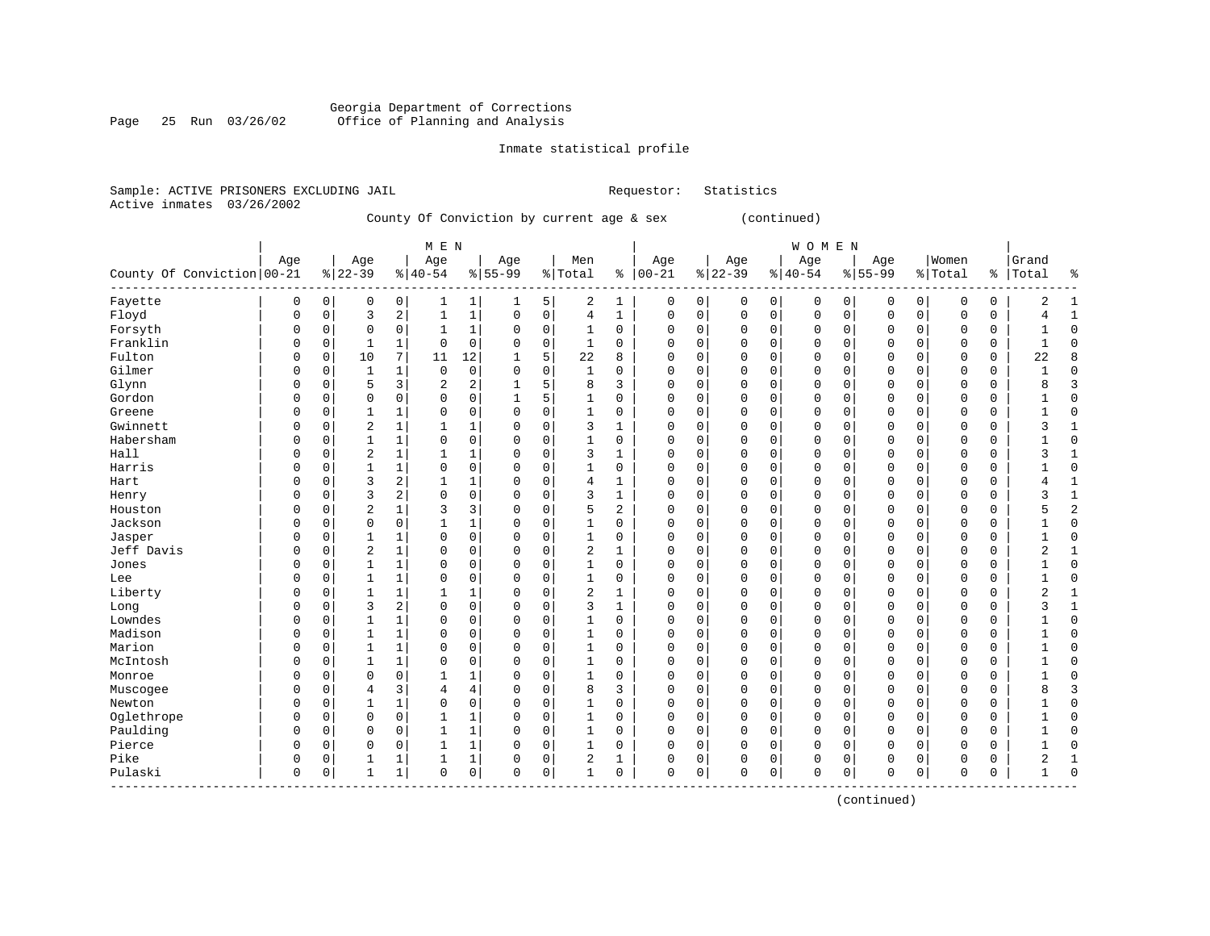Georgia Department of Corrections
Office of Planning and Analysis

Inmate statistical profile

Sample: ACTIVE PRISONERS EXCLUDING JAIL                    Requestor: Statistics
Active inmates 03/26/2002

County Of Conviction by current age & sex (continued)

| County Of Conviction | MEN Age 00-21 | % | Age 22-39 | % | Age 40-54 | % | Age 55-99 | % | Men Total | % | WOMEN Age 00-21 | % | Age 22-39 | % | Age 40-54 | % | Age 55-99 | % | Women Total | % | Grand Total | % |
|---|---|---|---|---|---|---|---|---|---|---|---|---|---|---|---|---|---|---|---|---|---|---|
| Fayette | 0 | 0 | 0 | 0 | 1 | 1 | 1 | 5 | 2 | 1 | 0 | 0 | 0 | 0 | 0 | 0 | 0 | 0 | 0 | 0 | 2 | 1 |
| Floyd | 0 | 0 | 3 | 2 | 1 | 1 | 0 | 0 | 4 | 1 | 0 | 0 | 0 | 0 | 0 | 0 | 0 | 0 | 0 | 0 | 4 | 1 |
| Forsyth | 0 | 0 | 0 | 0 | 1 | 1 | 0 | 0 | 1 | 0 | 0 | 0 | 0 | 0 | 0 | 0 | 0 | 0 | 0 | 0 | 1 | 0 |
| Franklin | 0 | 0 | 1 | 1 | 0 | 0 | 0 | 0 | 1 | 0 | 0 | 0 | 0 | 0 | 0 | 0 | 0 | 0 | 0 | 0 | 1 | 0 |
| Fulton | 0 | 0 | 10 | 7 | 11 | 12 | 1 | 5 | 22 | 8 | 0 | 0 | 0 | 0 | 0 | 0 | 0 | 0 | 0 | 0 | 22 | 8 |
| Gilmer | 0 | 0 | 1 | 1 | 0 | 0 | 0 | 0 | 1 | 0 | 0 | 0 | 0 | 0 | 0 | 0 | 0 | 0 | 0 | 0 | 1 | 0 |
| Glynn | 0 | 0 | 5 | 3 | 2 | 2 | 1 | 5 | 8 | 3 | 0 | 0 | 0 | 0 | 0 | 0 | 0 | 0 | 0 | 0 | 8 | 3 |
| Gordon | 0 | 0 | 0 | 0 | 0 | 0 | 1 | 5 | 1 | 0 | 0 | 0 | 0 | 0 | 0 | 0 | 0 | 0 | 0 | 0 | 1 | 0 |
| Greene | 0 | 0 | 1 | 1 | 0 | 0 | 0 | 0 | 1 | 0 | 0 | 0 | 0 | 0 | 0 | 0 | 0 | 0 | 0 | 0 | 1 | 0 |
| Gwinnett | 0 | 0 | 2 | 1 | 1 | 1 | 0 | 0 | 3 | 1 | 0 | 0 | 0 | 0 | 0 | 0 | 0 | 0 | 0 | 0 | 3 | 1 |
| Habersham | 0 | 0 | 1 | 1 | 0 | 0 | 0 | 0 | 1 | 0 | 0 | 0 | 0 | 0 | 0 | 0 | 0 | 0 | 0 | 0 | 1 | 0 |
| Hall | 0 | 0 | 2 | 1 | 1 | 1 | 0 | 0 | 3 | 1 | 0 | 0 | 0 | 0 | 0 | 0 | 0 | 0 | 0 | 0 | 3 | 1 |
| Harris | 0 | 0 | 1 | 1 | 0 | 0 | 0 | 0 | 1 | 0 | 0 | 0 | 0 | 0 | 0 | 0 | 0 | 0 | 0 | 0 | 1 | 0 |
| Hart | 0 | 0 | 3 | 2 | 1 | 1 | 0 | 0 | 4 | 1 | 0 | 0 | 0 | 0 | 0 | 0 | 0 | 0 | 0 | 0 | 4 | 1 |
| Henry | 0 | 0 | 3 | 2 | 0 | 0 | 0 | 0 | 3 | 1 | 0 | 0 | 0 | 0 | 0 | 0 | 0 | 0 | 0 | 0 | 3 | 1 |
| Houston | 0 | 0 | 2 | 1 | 3 | 3 | 0 | 0 | 5 | 2 | 0 | 0 | 0 | 0 | 0 | 0 | 0 | 0 | 0 | 0 | 5 | 2 |
| Jackson | 0 | 0 | 0 | 0 | 1 | 1 | 0 | 0 | 1 | 0 | 0 | 0 | 0 | 0 | 0 | 0 | 0 | 0 | 0 | 0 | 1 | 0 |
| Jasper | 0 | 0 | 1 | 1 | 0 | 0 | 0 | 0 | 1 | 0 | 0 | 0 | 0 | 0 | 0 | 0 | 0 | 0 | 0 | 0 | 1 | 0 |
| Jeff Davis | 0 | 0 | 2 | 1 | 0 | 0 | 0 | 0 | 2 | 1 | 0 | 0 | 0 | 0 | 0 | 0 | 0 | 0 | 0 | 0 | 2 | 1 |
| Jones | 0 | 0 | 1 | 1 | 0 | 0 | 0 | 0 | 1 | 0 | 0 | 0 | 0 | 0 | 0 | 0 | 0 | 0 | 0 | 0 | 1 | 0 |
| Lee | 0 | 0 | 1 | 1 | 0 | 0 | 0 | 0 | 1 | 0 | 0 | 0 | 0 | 0 | 0 | 0 | 0 | 0 | 0 | 0 | 1 | 0 |
| Liberty | 0 | 0 | 1 | 1 | 1 | 1 | 0 | 0 | 2 | 1 | 0 | 0 | 0 | 0 | 0 | 0 | 0 | 0 | 0 | 0 | 2 | 1 |
| Long | 0 | 0 | 3 | 2 | 0 | 0 | 0 | 0 | 3 | 1 | 0 | 0 | 0 | 0 | 0 | 0 | 0 | 0 | 0 | 0 | 3 | 1 |
| Lowndes | 0 | 0 | 1 | 1 | 0 | 0 | 0 | 0 | 1 | 0 | 0 | 0 | 0 | 0 | 0 | 0 | 0 | 0 | 0 | 0 | 1 | 0 |
| Madison | 0 | 0 | 1 | 1 | 0 | 0 | 0 | 0 | 1 | 0 | 0 | 0 | 0 | 0 | 0 | 0 | 0 | 0 | 0 | 0 | 1 | 0 |
| Marion | 0 | 0 | 1 | 1 | 0 | 0 | 0 | 0 | 1 | 0 | 0 | 0 | 0 | 0 | 0 | 0 | 0 | 0 | 0 | 0 | 1 | 0 |
| McIntosh | 0 | 0 | 1 | 1 | 0 | 0 | 0 | 0 | 1 | 0 | 0 | 0 | 0 | 0 | 0 | 0 | 0 | 0 | 0 | 0 | 1 | 0 |
| Monroe | 0 | 0 | 0 | 0 | 1 | 1 | 0 | 0 | 1 | 0 | 0 | 0 | 0 | 0 | 0 | 0 | 0 | 0 | 0 | 0 | 1 | 0 |
| Muscogee | 0 | 0 | 4 | 3 | 4 | 4 | 0 | 0 | 8 | 3 | 0 | 0 | 0 | 0 | 0 | 0 | 0 | 0 | 0 | 0 | 8 | 3 |
| Newton | 0 | 0 | 1 | 1 | 0 | 0 | 0 | 0 | 1 | 0 | 0 | 0 | 0 | 0 | 0 | 0 | 0 | 0 | 0 | 0 | 1 | 0 |
| Oglethrope | 0 | 0 | 0 | 0 | 1 | 1 | 0 | 0 | 1 | 0 | 0 | 0 | 0 | 0 | 0 | 0 | 0 | 0 | 0 | 0 | 1 | 0 |
| Paulding | 0 | 0 | 0 | 0 | 1 | 1 | 0 | 0 | 1 | 0 | 0 | 0 | 0 | 0 | 0 | 0 | 0 | 0 | 0 | 0 | 1 | 0 |
| Pierce | 0 | 0 | 0 | 0 | 1 | 1 | 0 | 0 | 1 | 0 | 0 | 0 | 0 | 0 | 0 | 0 | 0 | 0 | 0 | 0 | 1 | 0 |
| Pike | 0 | 0 | 1 | 1 | 1 | 1 | 0 | 0 | 2 | 1 | 0 | 0 | 0 | 0 | 0 | 0 | 0 | 0 | 0 | 0 | 2 | 1 |
| Pulaski | 0 | 0 | 1 | 1 | 0 | 0 | 0 | 0 | 1 | 0 | 0 | 0 | 0 | 0 | 0 | 0 | 0 | 0 | 0 | 0 | 1 | 0 |

(continued)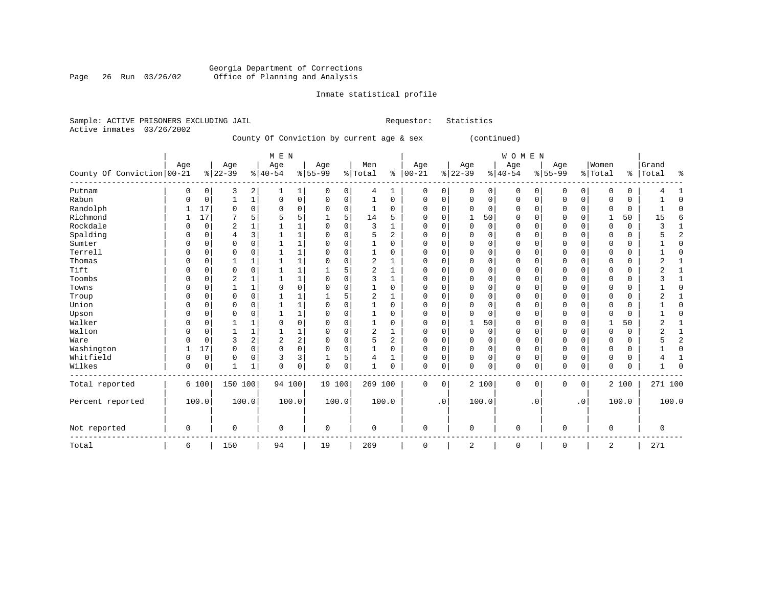Georgia Department of Corrections
Office of Planning and Analysis

Inmate statistical profile

Sample: ACTIVE PRISONERS EXCLUDING JAIL    Requestor: Statistics
Active inmates 03/26/2002

County Of Conviction by current age & sex (continued)

| County Of Conviction | MEN Age 00-21 | % | Age 22-39 | % | Age 40-54 | % | Age 55-99 | % | Men Total | % | WOMEN Age 00-21 | % | Age 22-39 | % | Age 40-54 | % | Age 55-99 | % | Women Total | % | Grand Total | % |
|---|---|---|---|---|---|---|---|---|---|---|---|---|---|---|---|---|---|---|---|---|---|---|
| Putnam | 0 | 0 | 3 | 2 | 1 | 1 | 0 | 0 | 4 | 1 | 0 | 0 | 0 | 0 | 0 | 0 | 0 | 0 | 0 | 0 | 4 | 1 |
| Rabun | 0 | 0 | 1 | 1 | 0 | 0 | 0 | 0 | 1 | 0 | 0 | 0 | 0 | 0 | 0 | 0 | 0 | 0 | 0 | 0 | 1 | 0 |
| Randolph | 1 | 17 | 0 | 0 | 0 | 0 | 0 | 0 | 1 | 0 | 0 | 0 | 0 | 0 | 0 | 0 | 0 | 0 | 0 | 0 | 1 | 0 |
| Richmond | 1 | 17 | 7 | 5 | 5 | 5 | 1 | 5 | 14 | 5 | 0 | 0 | 1 | 50 | 0 | 0 | 0 | 0 | 1 | 50 | 15 | 6 |
| Rockdale | 0 | 0 | 2 | 1 | 1 | 1 | 0 | 0 | 3 | 1 | 0 | 0 | 0 | 0 | 0 | 0 | 0 | 0 | 0 | 0 | 3 | 1 |
| Spalding | 0 | 0 | 4 | 3 | 1 | 1 | 0 | 0 | 5 | 2 | 0 | 0 | 0 | 0 | 0 | 0 | 0 | 0 | 0 | 0 | 5 | 2 |
| Sumter | 0 | 0 | 0 | 0 | 1 | 1 | 0 | 0 | 1 | 0 | 0 | 0 | 0 | 0 | 0 | 0 | 0 | 0 | 0 | 0 | 1 | 0 |
| Terrell | 0 | 0 | 0 | 0 | 1 | 1 | 0 | 0 | 1 | 0 | 0 | 0 | 0 | 0 | 0 | 0 | 0 | 0 | 0 | 0 | 1 | 0 |
| Thomas | 0 | 0 | 1 | 1 | 1 | 1 | 0 | 0 | 2 | 1 | 0 | 0 | 0 | 0 | 0 | 0 | 0 | 0 | 0 | 0 | 2 | 1 |
| Tift | 0 | 0 | 0 | 0 | 1 | 1 | 1 | 5 | 2 | 1 | 0 | 0 | 0 | 0 | 0 | 0 | 0 | 0 | 0 | 0 | 2 | 1 |
| Toombs | 0 | 0 | 2 | 1 | 1 | 1 | 0 | 0 | 3 | 1 | 0 | 0 | 0 | 0 | 0 | 0 | 0 | 0 | 0 | 0 | 3 | 1 |
| Towns | 0 | 0 | 1 | 1 | 0 | 0 | 0 | 0 | 1 | 0 | 0 | 0 | 0 | 0 | 0 | 0 | 0 | 0 | 0 | 0 | 1 | 0 |
| Troup | 0 | 0 | 0 | 0 | 1 | 1 | 1 | 5 | 2 | 1 | 0 | 0 | 0 | 0 | 0 | 0 | 0 | 0 | 0 | 0 | 2 | 1 |
| Union | 0 | 0 | 0 | 0 | 1 | 1 | 0 | 0 | 1 | 0 | 0 | 0 | 0 | 0 | 0 | 0 | 0 | 0 | 0 | 0 | 1 | 0 |
| Upson | 0 | 0 | 0 | 0 | 1 | 1 | 0 | 0 | 1 | 0 | 0 | 0 | 0 | 0 | 0 | 0 | 0 | 0 | 0 | 0 | 1 | 0 |
| Walker | 0 | 0 | 1 | 1 | 0 | 0 | 0 | 0 | 1 | 0 | 0 | 0 | 1 | 50 | 0 | 0 | 0 | 0 | 1 | 50 | 2 | 1 |
| Walton | 0 | 0 | 1 | 1 | 1 | 1 | 0 | 0 | 2 | 1 | 0 | 0 | 0 | 0 | 0 | 0 | 0 | 0 | 0 | 0 | 2 | 1 |
| Ware | 0 | 0 | 3 | 2 | 2 | 2 | 0 | 0 | 5 | 2 | 0 | 0 | 0 | 0 | 0 | 0 | 0 | 0 | 0 | 0 | 5 | 2 |
| Washington | 1 | 17 | 0 | 0 | 0 | 0 | 0 | 0 | 1 | 0 | 0 | 0 | 0 | 0 | 0 | 0 | 0 | 0 | 0 | 0 | 1 | 0 |
| Whitfield | 0 | 0 | 0 | 0 | 3 | 3 | 1 | 5 | 4 | 1 | 0 | 0 | 0 | 0 | 0 | 0 | 0 | 0 | 0 | 0 | 4 | 1 |
| Wilkes | 0 | 0 | 1 | 1 | 0 | 0 | 0 | 0 | 1 | 0 | 0 | 0 | 0 | 0 | 0 | 0 | 0 | 0 | 0 | 0 | 1 | 0 |
| Total reported | 6 | 100 | 150 | 100 | 94 | 100 | 19 | 100 | 269 | 100 | 0 | 0 | 2 | 100 | 0 | 0 | 0 | 0 | 2 | 100 | 271 | 100 |
| Percent reported | 100.0 | | 100.0 | | 100.0 | | 100.0 | | 100.0 | | .0 | | 100.0 | | .0 | | .0 | | 100.0 | | 100.0 | |
| Not reported | 0 | | 0 | | 0 | | 0 | | 0 | | 0 | | 0 | | 0 | | 0 | | 0 | | 0 | |
| Total | 6 | | 150 | | 94 | | 19 | | 269 | | 0 | | 2 | | 0 | | 0 | | 2 | | 271 | |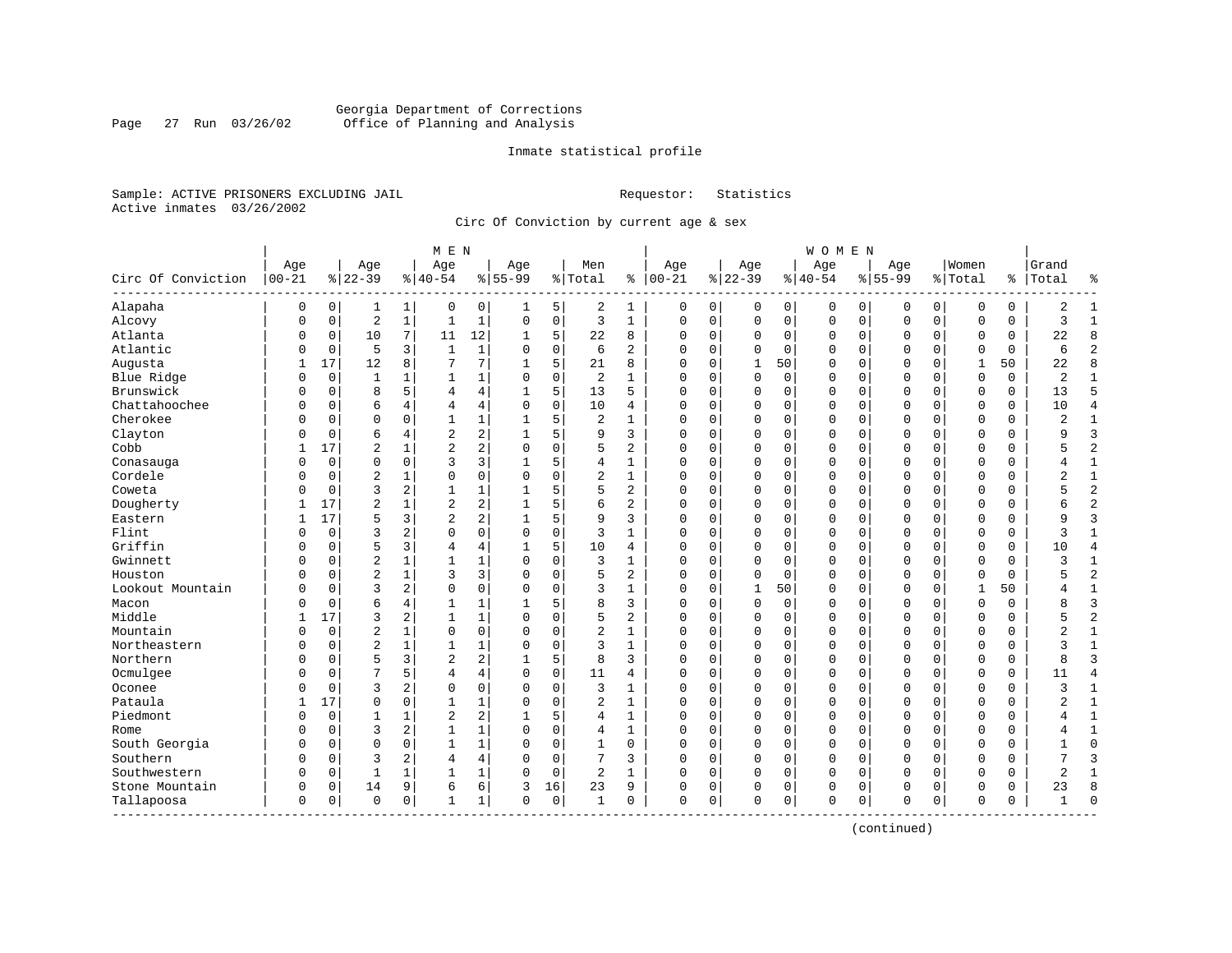Georgia Department of Corrections
Office of Planning and Analysis

Inmate statistical profile

Sample: ACTIVE PRISONERS EXCLUDING JAIL    Requestor: Statistics
Active inmates 03/26/2002

Circ Of Conviction by current age & sex

| Circ Of Conviction | MEN Age 00-21 | % | Age 22-39 | % | Age 40-54 | % | Age 55-99 | % | Men Total | % | WOMEN Age 00-21 | % | Age 22-39 | % | Age 40-54 | % | Age 55-99 | % | Women Total | % | Grand Total | % |
|---|---|---|---|---|---|---|---|---|---|---|---|---|---|---|---|---|---|---|---|---|---|---|
| Alapaha | 0 | 0 | 1 | 1 | 0 | 0 | 1 | 5 | 2 | 1 | 0 | 0 | 0 | 0 | 0 | 0 | 0 | 0 | 0 | 0 | 2 | 1 |
| Alcovy | 0 | 0 | 2 | 1 | 1 | 1 | 0 | 0 | 3 | 1 | 0 | 0 | 0 | 0 | 0 | 0 | 0 | 0 | 0 | 0 | 3 | 1 |
| Atlanta | 0 | 0 | 10 | 7 | 11 | 12 | 1 | 5 | 22 | 8 | 0 | 0 | 0 | 0 | 0 | 0 | 0 | 0 | 0 | 0 | 22 | 8 |
| Atlantic | 0 | 0 | 5 | 3 | 1 | 1 | 0 | 0 | 6 | 2 | 0 | 0 | 0 | 0 | 0 | 0 | 0 | 0 | 0 | 0 | 6 | 2 |
| Augusta | 1 | 17 | 12 | 8 | 7 | 7 | 1 | 5 | 21 | 8 | 0 | 0 | 1 | 50 | 0 | 0 | 0 | 0 | 1 | 50 | 22 | 8 |
| Blue Ridge | 0 | 0 | 1 | 1 | 1 | 1 | 0 | 0 | 2 | 1 | 0 | 0 | 0 | 0 | 0 | 0 | 0 | 0 | 0 | 0 | 2 | 1 |
| Brunswick | 0 | 0 | 8 | 5 | 4 | 4 | 1 | 5 | 13 | 5 | 0 | 0 | 0 | 0 | 0 | 0 | 0 | 0 | 0 | 0 | 13 | 5 |
| Chattahoochee | 0 | 0 | 6 | 4 | 4 | 4 | 0 | 0 | 10 | 4 | 0 | 0 | 0 | 0 | 0 | 0 | 0 | 0 | 0 | 0 | 10 | 4 |
| Cherokee | 0 | 0 | 0 | 0 | 1 | 1 | 1 | 5 | 2 | 1 | 0 | 0 | 0 | 0 | 0 | 0 | 0 | 0 | 0 | 0 | 2 | 1 |
| Clayton | 0 | 0 | 6 | 4 | 2 | 2 | 1 | 5 | 9 | 3 | 0 | 0 | 0 | 0 | 0 | 0 | 0 | 0 | 0 | 0 | 9 | 3 |
| Cobb | 1 | 17 | 2 | 1 | 2 | 2 | 0 | 0 | 5 | 2 | 0 | 0 | 0 | 0 | 0 | 0 | 0 | 0 | 0 | 0 | 5 | 2 |
| Conasauga | 0 | 0 | 0 | 0 | 3 | 3 | 1 | 5 | 4 | 1 | 0 | 0 | 0 | 0 | 0 | 0 | 0 | 0 | 0 | 0 | 4 | 1 |
| Cordele | 0 | 0 | 2 | 1 | 0 | 0 | 0 | 0 | 2 | 1 | 0 | 0 | 0 | 0 | 0 | 0 | 0 | 0 | 0 | 0 | 2 | 1 |
| Coweta | 0 | 0 | 3 | 2 | 1 | 1 | 1 | 5 | 5 | 2 | 0 | 0 | 0 | 0 | 0 | 0 | 0 | 0 | 0 | 0 | 5 | 2 |
| Dougherty | 1 | 17 | 2 | 1 | 2 | 2 | 1 | 5 | 6 | 2 | 0 | 0 | 0 | 0 | 0 | 0 | 0 | 0 | 0 | 0 | 6 | 2 |
| Eastern | 1 | 17 | 5 | 3 | 2 | 2 | 1 | 5 | 9 | 3 | 0 | 0 | 0 | 0 | 0 | 0 | 0 | 0 | 0 | 0 | 9 | 3 |
| Flint | 0 | 0 | 3 | 2 | 0 | 0 | 0 | 0 | 3 | 1 | 0 | 0 | 0 | 0 | 0 | 0 | 0 | 0 | 0 | 0 | 3 | 1 |
| Griffin | 0 | 0 | 5 | 3 | 4 | 4 | 1 | 5 | 10 | 4 | 0 | 0 | 0 | 0 | 0 | 0 | 0 | 0 | 0 | 0 | 10 | 4 |
| Gwinnett | 0 | 0 | 2 | 1 | 1 | 1 | 0 | 0 | 3 | 1 | 0 | 0 | 0 | 0 | 0 | 0 | 0 | 0 | 0 | 0 | 3 | 1 |
| Houston | 0 | 0 | 2 | 1 | 3 | 3 | 0 | 0 | 5 | 2 | 0 | 0 | 0 | 0 | 0 | 0 | 0 | 0 | 0 | 0 | 5 | 2 |
| Lookout Mountain | 0 | 0 | 3 | 2 | 0 | 0 | 0 | 0 | 3 | 1 | 0 | 0 | 1 | 50 | 0 | 0 | 0 | 0 | 1 | 50 | 4 | 1 |
| Macon | 0 | 0 | 6 | 4 | 1 | 1 | 1 | 5 | 8 | 3 | 0 | 0 | 0 | 0 | 0 | 0 | 0 | 0 | 0 | 0 | 8 | 3 |
| Middle | 1 | 17 | 3 | 2 | 1 | 1 | 0 | 0 | 5 | 2 | 0 | 0 | 0 | 0 | 0 | 0 | 0 | 0 | 0 | 0 | 5 | 2 |
| Mountain | 0 | 0 | 2 | 1 | 0 | 0 | 0 | 0 | 2 | 1 | 0 | 0 | 0 | 0 | 0 | 0 | 0 | 0 | 0 | 0 | 2 | 1 |
| Northeastern | 0 | 0 | 2 | 1 | 1 | 1 | 0 | 0 | 3 | 1 | 0 | 0 | 0 | 0 | 0 | 0 | 0 | 0 | 0 | 0 | 3 | 1 |
| Northern | 0 | 0 | 5 | 3 | 2 | 2 | 1 | 5 | 8 | 3 | 0 | 0 | 0 | 0 | 0 | 0 | 0 | 0 | 0 | 0 | 8 | 3 |
| Ocmulgee | 0 | 0 | 7 | 5 | 4 | 4 | 0 | 0 | 11 | 4 | 0 | 0 | 0 | 0 | 0 | 0 | 0 | 0 | 0 | 0 | 11 | 4 |
| Oconee | 0 | 0 | 3 | 2 | 0 | 0 | 0 | 0 | 3 | 1 | 0 | 0 | 0 | 0 | 0 | 0 | 0 | 0 | 0 | 0 | 3 | 1 |
| Pataula | 1 | 17 | 0 | 0 | 1 | 1 | 0 | 0 | 2 | 1 | 0 | 0 | 0 | 0 | 0 | 0 | 0 | 0 | 0 | 0 | 2 | 1 |
| Piedmont | 0 | 0 | 1 | 1 | 2 | 2 | 1 | 5 | 4 | 1 | 0 | 0 | 0 | 0 | 0 | 0 | 0 | 0 | 0 | 0 | 4 | 1 |
| Rome | 0 | 0 | 3 | 2 | 1 | 1 | 0 | 0 | 4 | 1 | 0 | 0 | 0 | 0 | 0 | 0 | 0 | 0 | 0 | 0 | 4 | 1 |
| South Georgia | 0 | 0 | 0 | 0 | 1 | 1 | 0 | 0 | 1 | 0 | 0 | 0 | 0 | 0 | 0 | 0 | 0 | 0 | 0 | 0 | 1 | 0 |
| Southern | 0 | 0 | 3 | 2 | 4 | 4 | 0 | 0 | 7 | 3 | 0 | 0 | 0 | 0 | 0 | 0 | 0 | 0 | 0 | 0 | 7 | 3 |
| Southwestern | 0 | 0 | 1 | 1 | 1 | 1 | 0 | 0 | 2 | 1 | 0 | 0 | 0 | 0 | 0 | 0 | 0 | 0 | 0 | 0 | 2 | 1 |
| Stone Mountain | 0 | 0 | 14 | 9 | 6 | 6 | 3 | 16 | 23 | 9 | 0 | 0 | 0 | 0 | 0 | 0 | 0 | 0 | 0 | 0 | 23 | 8 |
| Tallapoosa | 0 | 0 | 0 | 0 | 1 | 1 | 0 | 0 | 1 | 0 | 0 | 0 | 0 | 0 | 0 | 0 | 0 | 0 | 0 | 0 | 1 | 0 |

(continued)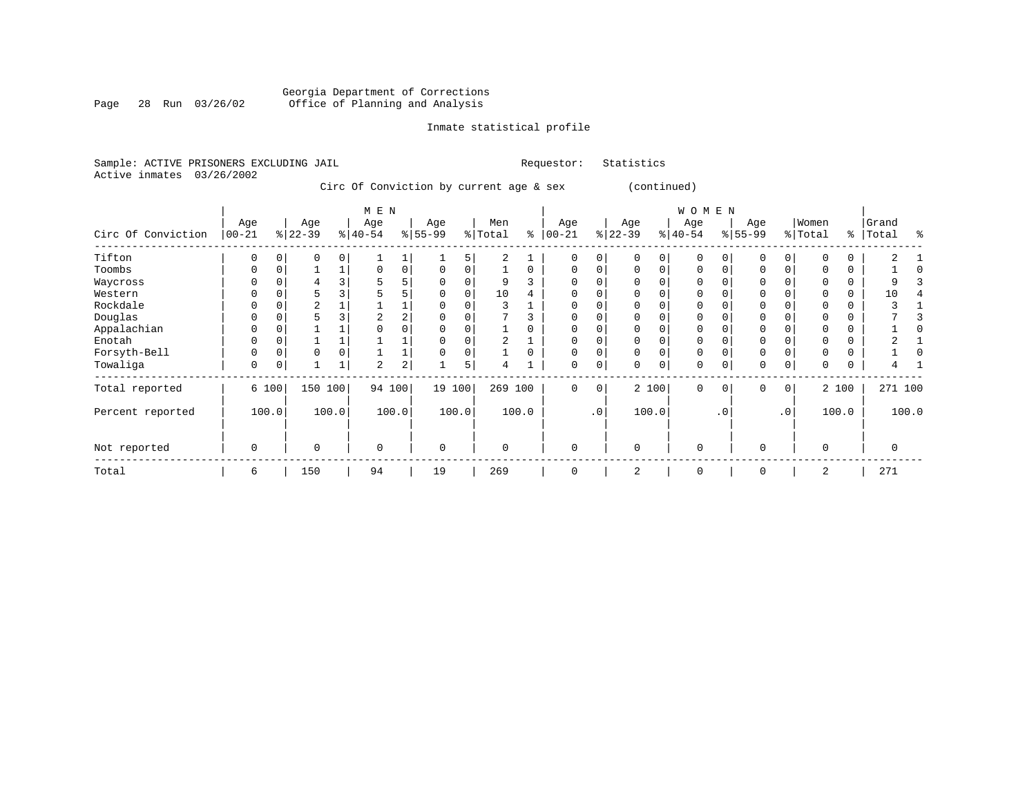Georgia Department of Corrections
Office of Planning and Analysis

Inmate statistical profile

Sample: ACTIVE PRISONERS EXCLUDING JAIL    Requestor: Statistics
Active inmates 03/26/2002

Circ Of Conviction by current age & sex (continued)

| Circ Of Conviction | MEN Age 00-21 | % | Age 22-39 | % | Age 40-54 | % | Age 55-99 | % | Men Total | % | WOMEN Age 00-21 | % | Age 22-39 | % | Age 40-54 | % | Age 55-99 | % | Women Total | % | Grand Total | % |
|---|---|---|---|---|---|---|---|---|---|---|---|---|---|---|---|---|---|---|---|---|---|---|
| Tifton | 0 | 0 | 0 | 0 | 1 | 1 | 1 | 5 | 2 | 1 | 0 | 0 | 0 | 0 | 0 | 0 | 0 | 0 | 0 | 0 | 2 | 1 |
| Toombs | 0 | 0 | 1 | 1 | 0 | 0 | 0 | 0 | 1 | 0 | 0 | 0 | 0 | 0 | 0 | 0 | 0 | 0 | 0 | 0 | 1 | 0 |
| Waycross | 0 | 0 | 4 | 3 | 5 | 5 | 0 | 0 | 9 | 3 | 0 | 0 | 0 | 0 | 0 | 0 | 0 | 0 | 0 | 0 | 9 | 3 |
| Western | 0 | 0 | 5 | 3 | 5 | 5 | 0 | 0 | 10 | 4 | 0 | 0 | 0 | 0 | 0 | 0 | 0 | 0 | 0 | 0 | 10 | 4 |
| Rockdale | 0 | 0 | 2 | 1 | 1 | 1 | 0 | 0 | 3 | 1 | 0 | 0 | 0 | 0 | 0 | 0 | 0 | 0 | 0 | 0 | 3 | 1 |
| Douglas | 0 | 0 | 5 | 3 | 2 | 2 | 0 | 0 | 7 | 3 | 0 | 0 | 0 | 0 | 0 | 0 | 0 | 0 | 0 | 0 | 7 | 3 |
| Appalachian | 0 | 0 | 1 | 1 | 0 | 0 | 0 | 0 | 1 | 0 | 0 | 0 | 0 | 0 | 0 | 0 | 0 | 0 | 0 | 0 | 1 | 0 |
| Enotah | 0 | 0 | 1 | 1 | 1 | 1 | 0 | 0 | 2 | 1 | 0 | 0 | 0 | 0 | 0 | 0 | 0 | 0 | 0 | 0 | 2 | 1 |
| Forsyth-Bell | 0 | 0 | 0 | 0 | 1 | 1 | 0 | 0 | 1 | 0 | 0 | 0 | 0 | 0 | 0 | 0 | 0 | 0 | 0 | 0 | 1 | 0 |
| Towaliga | 0 | 0 | 1 | 1 | 2 | 2 | 1 | 5 | 4 | 1 | 0 | 0 | 0 | 0 | 0 | 0 | 0 | 0 | 0 | 0 | 4 | 1 |
| Total reported | 6 | 100 | 150 | 100 | 94 | 100 | 19 | 100 | 269 | 100 | 0 | 0 | 2 | 100 | 0 | 0 | 0 | 0 | 2 | 100 | 271 | 100 |
| Percent reported | | 100.0 | | 100.0 | | 100.0 | | 100.0 | | 100.0 | | .0 | | 100.0 | | .0 | | .0 | | 100.0 | | 100.0 |
| Not reported | 0 | | 0 | | 0 | | 0 | | 0 | | 0 | | 0 | | 0 | | 0 | | 0 | | 0 | |
| Total | 6 | | 150 | | 94 | | 19 | | 269 | | 0 | | 2 | | 0 | | 0 | | 2 | | 271 | |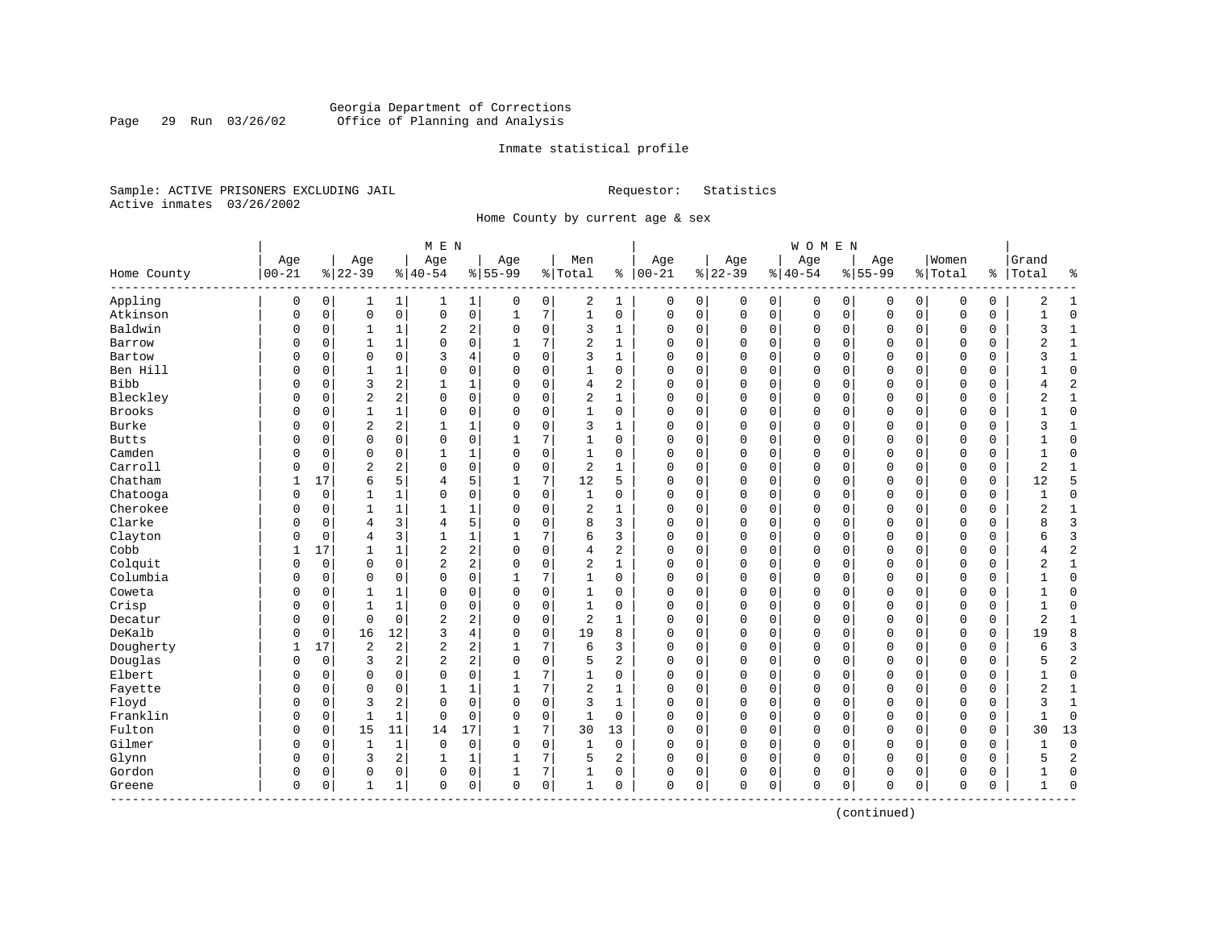Georgia Department of Corrections
Office of Planning and Analysis

Inmate statistical profile

Sample: ACTIVE PRISONERS EXCLUDING JAIL  Requestor: Statistics
Active inmates 03/26/2002

Home County by current age & sex

| | MEN | | | | | | | | | | WOMEN | | | | | | | | | | | |
|---|---|---|---|---|---|---|---|---|---|---|---|---|---|---|---|---|---|---|---|---|---|---|
| Home County | Age 00-21 | % | Age 22-39 | % | Age 40-54 | % | Age 55-99 | % | Men Total | % | Age 00-21 | % | Age 22-39 | % | Age 40-54 | % | Age 55-99 | % | Women Total | % | Grand Total | % |
| Appling | 0 | 0 | 1 | 1 | 1 | 1 | 0 | 0 | 2 | 1 | 0 | 0 | 0 | 0 | 0 | 0 | 0 | 0 | 0 | 0 | 2 | 1 |
| Atkinson | 0 | 0 | 0 | 0 | 0 | 0 | 1 | 7 | 1 | 0 | 0 | 0 | 0 | 0 | 0 | 0 | 0 | 0 | 0 | 0 | 1 | 0 |
| Baldwin | 0 | 0 | 1 | 1 | 2 | 2 | 0 | 0 | 3 | 1 | 0 | 0 | 0 | 0 | 0 | 0 | 0 | 0 | 0 | 0 | 3 | 1 |
| Barrow | 0 | 0 | 1 | 1 | 0 | 0 | 1 | 7 | 2 | 1 | 0 | 0 | 0 | 0 | 0 | 0 | 0 | 0 | 0 | 0 | 2 | 1 |
| Bartow | 0 | 0 | 0 | 0 | 3 | 4 | 0 | 0 | 3 | 1 | 0 | 0 | 0 | 0 | 0 | 0 | 0 | 0 | 0 | 0 | 3 | 1 |
| Ben Hill | 0 | 0 | 1 | 1 | 0 | 0 | 0 | 0 | 1 | 0 | 0 | 0 | 0 | 0 | 0 | 0 | 0 | 0 | 0 | 0 | 1 | 0 |
| Bibb | 0 | 0 | 3 | 2 | 1 | 1 | 0 | 0 | 4 | 2 | 0 | 0 | 0 | 0 | 0 | 0 | 0 | 0 | 0 | 0 | 4 | 2 |
| Bleckley | 0 | 0 | 2 | 2 | 0 | 0 | 0 | 0 | 2 | 1 | 0 | 0 | 0 | 0 | 0 | 0 | 0 | 0 | 0 | 0 | 2 | 1 |
| Brooks | 0 | 0 | 1 | 1 | 0 | 0 | 0 | 0 | 1 | 0 | 0 | 0 | 0 | 0 | 0 | 0 | 0 | 0 | 0 | 0 | 1 | 0 |
| Burke | 0 | 0 | 2 | 2 | 1 | 1 | 0 | 0 | 3 | 1 | 0 | 0 | 0 | 0 | 0 | 0 | 0 | 0 | 0 | 0 | 3 | 1 |
| Butts | 0 | 0 | 0 | 0 | 0 | 0 | 1 | 7 | 1 | 0 | 0 | 0 | 0 | 0 | 0 | 0 | 0 | 0 | 0 | 0 | 1 | 0 |
| Camden | 0 | 0 | 0 | 0 | 1 | 1 | 0 | 0 | 1 | 0 | 0 | 0 | 0 | 0 | 0 | 0 | 0 | 0 | 0 | 0 | 1 | 0 |
| Carroll | 0 | 0 | 2 | 2 | 0 | 0 | 0 | 0 | 2 | 1 | 0 | 0 | 0 | 0 | 0 | 0 | 0 | 0 | 0 | 0 | 2 | 1 |
| Chatham | 1 | 17 | 6 | 5 | 4 | 5 | 1 | 7 | 12 | 5 | 0 | 0 | 0 | 0 | 0 | 0 | 0 | 0 | 0 | 0 | 12 | 5 |
| Chatooga | 0 | 0 | 1 | 1 | 0 | 0 | 0 | 0 | 1 | 0 | 0 | 0 | 0 | 0 | 0 | 0 | 0 | 0 | 0 | 0 | 1 | 0 |
| Cherokee | 0 | 0 | 1 | 1 | 1 | 1 | 0 | 0 | 2 | 1 | 0 | 0 | 0 | 0 | 0 | 0 | 0 | 0 | 0 | 0 | 2 | 1 |
| Clarke | 0 | 0 | 4 | 3 | 4 | 5 | 0 | 0 | 8 | 3 | 0 | 0 | 0 | 0 | 0 | 0 | 0 | 0 | 0 | 0 | 8 | 3 |
| Clayton | 0 | 0 | 4 | 3 | 1 | 1 | 1 | 7 | 6 | 3 | 0 | 0 | 0 | 0 | 0 | 0 | 0 | 0 | 0 | 0 | 6 | 3 |
| Cobb | 1 | 17 | 1 | 1 | 2 | 2 | 0 | 0 | 4 | 2 | 0 | 0 | 0 | 0 | 0 | 0 | 0 | 0 | 0 | 0 | 4 | 2 |
| Colquit | 0 | 0 | 0 | 0 | 2 | 2 | 0 | 0 | 2 | 1 | 0 | 0 | 0 | 0 | 0 | 0 | 0 | 0 | 0 | 0 | 2 | 1 |
| Columbia | 0 | 0 | 0 | 0 | 0 | 0 | 1 | 7 | 1 | 0 | 0 | 0 | 0 | 0 | 0 | 0 | 0 | 0 | 0 | 0 | 1 | 0 |
| Coweta | 0 | 0 | 1 | 1 | 0 | 0 | 0 | 0 | 1 | 0 | 0 | 0 | 0 | 0 | 0 | 0 | 0 | 0 | 0 | 0 | 1 | 0 |
| Crisp | 0 | 0 | 1 | 1 | 0 | 0 | 0 | 0 | 1 | 0 | 0 | 0 | 0 | 0 | 0 | 0 | 0 | 0 | 0 | 0 | 1 | 0 |
| Decatur | 0 | 0 | 0 | 0 | 2 | 2 | 0 | 0 | 2 | 1 | 0 | 0 | 0 | 0 | 0 | 0 | 0 | 0 | 0 | 0 | 2 | 1 |
| DeKalb | 0 | 0 | 16 | 12 | 3 | 4 | 0 | 0 | 19 | 8 | 0 | 0 | 0 | 0 | 0 | 0 | 0 | 0 | 0 | 0 | 19 | 8 |
| Dougherty | 1 | 17 | 2 | 2 | 2 | 2 | 1 | 7 | 6 | 3 | 0 | 0 | 0 | 0 | 0 | 0 | 0 | 0 | 0 | 0 | 6 | 3 |
| Douglas | 0 | 0 | 3 | 2 | 2 | 2 | 0 | 0 | 5 | 2 | 0 | 0 | 0 | 0 | 0 | 0 | 0 | 0 | 0 | 0 | 5 | 2 |
| Elbert | 0 | 0 | 0 | 0 | 0 | 0 | 1 | 7 | 1 | 0 | 0 | 0 | 0 | 0 | 0 | 0 | 0 | 0 | 0 | 0 | 1 | 0 |
| Fayette | 0 | 0 | 0 | 0 | 1 | 1 | 1 | 7 | 2 | 1 | 0 | 0 | 0 | 0 | 0 | 0 | 0 | 0 | 0 | 0 | 2 | 1 |
| Floyd | 0 | 0 | 3 | 2 | 0 | 0 | 0 | 0 | 3 | 1 | 0 | 0 | 0 | 0 | 0 | 0 | 0 | 0 | 0 | 0 | 3 | 1 |
| Franklin | 0 | 0 | 1 | 1 | 0 | 0 | 0 | 0 | 1 | 0 | 0 | 0 | 0 | 0 | 0 | 0 | 0 | 0 | 0 | 0 | 1 | 0 |
| Fulton | 0 | 0 | 15 | 11 | 14 | 17 | 1 | 7 | 30 | 13 | 0 | 0 | 0 | 0 | 0 | 0 | 0 | 0 | 0 | 0 | 30 | 13 |
| Gilmer | 0 | 0 | 1 | 1 | 0 | 0 | 0 | 0 | 1 | 0 | 0 | 0 | 0 | 0 | 0 | 0 | 0 | 0 | 0 | 0 | 1 | 0 |
| Glynn | 0 | 0 | 3 | 2 | 1 | 1 | 1 | 7 | 5 | 2 | 0 | 0 | 0 | 0 | 0 | 0 | 0 | 0 | 0 | 0 | 5 | 2 |
| Gordon | 0 | 0 | 0 | 0 | 0 | 0 | 1 | 7 | 1 | 0 | 0 | 0 | 0 | 0 | 0 | 0 | 0 | 0 | 0 | 0 | 1 | 0 |
| Greene | 0 | 0 | 1 | 1 | 0 | 0 | 0 | 0 | 1 | 0 | 0 | 0 | 0 | 0 | 0 | 0 | 0 | 0 | 0 | 0 | 1 | 0 |

(continued)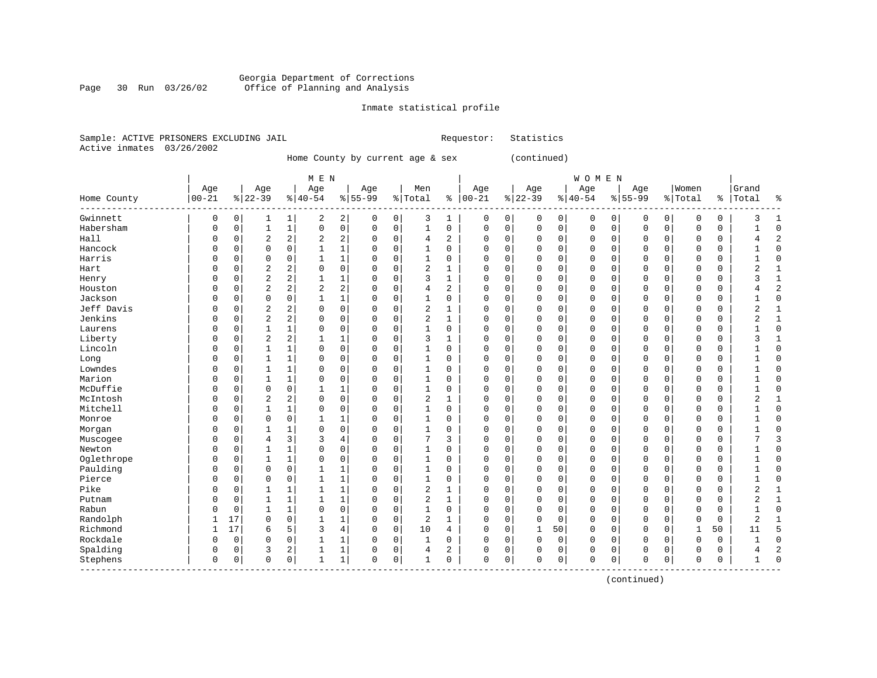Georgia Department of Corrections
Office of Planning and Analysis

Inmate statistical profile

Sample: ACTIVE PRISONERS EXCLUDING JAIL
Active inmates 03/26/2002

Requestor: Statistics

Home County by current age & sex (continued)

| Home County | MEN Age 00-21 | % | Age 22-39 | % | Age 40-54 | % | Age 55-99 | % | Men Total | % | WOMEN Age 00-21 | % | Age 22-39 | % | Age 40-54 | % | Age 55-99 | % | Women Total | % | Grand Total | % |
|---|---|---|---|---|---|---|---|---|---|---|---|---|---|---|---|---|---|---|---|---|---|---|
| Gwinnett | 0 | 0 | 1 | 1 | 2 | 2 | 0 | 0 | 3 | 1 | 0 | 0 | 0 | 0 | 0 | 0 | 0 | 0 | 0 | 0 | 3 | 1 |
| Habersham | 0 | 0 | 1 | 1 | 0 | 0 | 0 | 0 | 1 | 0 | 0 | 0 | 0 | 0 | 0 | 0 | 0 | 0 | 0 | 0 | 1 | 0 |
| Hall | 0 | 0 | 2 | 2 | 2 | 2 | 0 | 0 | 4 | 2 | 0 | 0 | 0 | 0 | 0 | 0 | 0 | 0 | 0 | 0 | 4 | 2 |
| Hancock | 0 | 0 | 0 | 0 | 1 | 1 | 0 | 0 | 1 | 0 | 0 | 0 | 0 | 0 | 0 | 0 | 0 | 0 | 0 | 0 | 1 | 0 |
| Harris | 0 | 0 | 0 | 0 | 1 | 1 | 0 | 0 | 1 | 0 | 0 | 0 | 0 | 0 | 0 | 0 | 0 | 0 | 0 | 0 | 1 | 0 |
| Hart | 0 | 0 | 2 | 2 | 0 | 0 | 0 | 0 | 2 | 1 | 0 | 0 | 0 | 0 | 0 | 0 | 0 | 0 | 0 | 0 | 2 | 1 |
| Henry | 0 | 0 | 2 | 2 | 1 | 1 | 0 | 0 | 3 | 1 | 0 | 0 | 0 | 0 | 0 | 0 | 0 | 0 | 0 | 0 | 3 | 1 |
| Houston | 0 | 0 | 2 | 2 | 2 | 2 | 0 | 0 | 4 | 2 | 0 | 0 | 0 | 0 | 0 | 0 | 0 | 0 | 0 | 0 | 4 | 2 |
| Jackson | 0 | 0 | 0 | 0 | 1 | 1 | 0 | 0 | 1 | 0 | 0 | 0 | 0 | 0 | 0 | 0 | 0 | 0 | 0 | 0 | 1 | 0 |
| Jeff Davis | 0 | 0 | 2 | 2 | 0 | 0 | 0 | 0 | 2 | 1 | 0 | 0 | 0 | 0 | 0 | 0 | 0 | 0 | 0 | 0 | 2 | 1 |
| Jenkins | 0 | 0 | 2 | 2 | 0 | 0 | 0 | 0 | 2 | 1 | 0 | 0 | 0 | 0 | 0 | 0 | 0 | 0 | 0 | 0 | 2 | 1 |
| Laurens | 0 | 0 | 1 | 1 | 0 | 0 | 0 | 0 | 1 | 0 | 0 | 0 | 0 | 0 | 0 | 0 | 0 | 0 | 0 | 0 | 1 | 0 |
| Liberty | 0 | 0 | 2 | 2 | 1 | 1 | 0 | 0 | 3 | 1 | 0 | 0 | 0 | 0 | 0 | 0 | 0 | 0 | 0 | 0 | 3 | 1 |
| Lincoln | 0 | 0 | 1 | 1 | 0 | 0 | 0 | 0 | 1 | 0 | 0 | 0 | 0 | 0 | 0 | 0 | 0 | 0 | 0 | 0 | 1 | 0 |
| Long | 0 | 0 | 1 | 1 | 0 | 0 | 0 | 0 | 1 | 0 | 0 | 0 | 0 | 0 | 0 | 0 | 0 | 0 | 0 | 0 | 1 | 0 |
| Lowndes | 0 | 0 | 1 | 1 | 0 | 0 | 0 | 0 | 1 | 0 | 0 | 0 | 0 | 0 | 0 | 0 | 0 | 0 | 0 | 0 | 1 | 0 |
| Marion | 0 | 0 | 1 | 1 | 0 | 0 | 0 | 0 | 1 | 0 | 0 | 0 | 0 | 0 | 0 | 0 | 0 | 0 | 0 | 0 | 1 | 0 |
| McDuffie | 0 | 0 | 0 | 0 | 1 | 1 | 0 | 0 | 1 | 0 | 0 | 0 | 0 | 0 | 0 | 0 | 0 | 0 | 0 | 0 | 1 | 0 |
| McIntosh | 0 | 0 | 2 | 2 | 0 | 0 | 0 | 0 | 2 | 1 | 0 | 0 | 0 | 0 | 0 | 0 | 0 | 0 | 0 | 0 | 2 | 1 |
| Mitchell | 0 | 0 | 1 | 1 | 0 | 0 | 0 | 0 | 1 | 0 | 0 | 0 | 0 | 0 | 0 | 0 | 0 | 0 | 0 | 0 | 1 | 0 |
| Monroe | 0 | 0 | 0 | 0 | 1 | 1 | 0 | 0 | 1 | 0 | 0 | 0 | 0 | 0 | 0 | 0 | 0 | 0 | 0 | 0 | 1 | 0 |
| Morgan | 0 | 0 | 1 | 1 | 0 | 0 | 0 | 0 | 1 | 0 | 0 | 0 | 0 | 0 | 0 | 0 | 0 | 0 | 0 | 0 | 1 | 0 |
| Muscogee | 0 | 0 | 4 | 3 | 3 | 4 | 0 | 0 | 7 | 3 | 0 | 0 | 0 | 0 | 0 | 0 | 0 | 0 | 0 | 0 | 7 | 3 |
| Newton | 0 | 0 | 1 | 1 | 0 | 0 | 0 | 0 | 1 | 0 | 0 | 0 | 0 | 0 | 0 | 0 | 0 | 0 | 0 | 0 | 1 | 0 |
| Oglethrope | 0 | 0 | 1 | 1 | 0 | 0 | 0 | 0 | 1 | 0 | 0 | 0 | 0 | 0 | 0 | 0 | 0 | 0 | 0 | 0 | 1 | 0 |
| Paulding | 0 | 0 | 0 | 0 | 1 | 1 | 0 | 0 | 1 | 0 | 0 | 0 | 0 | 0 | 0 | 0 | 0 | 0 | 0 | 0 | 1 | 0 |
| Pierce | 0 | 0 | 0 | 0 | 1 | 1 | 0 | 0 | 1 | 0 | 0 | 0 | 0 | 0 | 0 | 0 | 0 | 0 | 0 | 0 | 1 | 0 |
| Pike | 0 | 0 | 1 | 1 | 1 | 1 | 0 | 0 | 2 | 1 | 0 | 0 | 0 | 0 | 0 | 0 | 0 | 0 | 0 | 0 | 2 | 1 |
| Putnam | 0 | 0 | 1 | 1 | 1 | 1 | 0 | 0 | 2 | 1 | 0 | 0 | 0 | 0 | 0 | 0 | 0 | 0 | 0 | 0 | 2 | 1 |
| Rabun | 0 | 0 | 1 | 1 | 0 | 0 | 0 | 0 | 1 | 0 | 0 | 0 | 0 | 0 | 0 | 0 | 0 | 0 | 0 | 0 | 1 | 0 |
| Randolph | 1 | 17 | 0 | 0 | 1 | 1 | 0 | 0 | 2 | 1 | 0 | 0 | 0 | 0 | 0 | 0 | 0 | 0 | 0 | 0 | 2 | 1 |
| Richmond | 1 | 17 | 6 | 5 | 3 | 4 | 0 | 0 | 10 | 4 | 0 | 0 | 1 | 50 | 0 | 0 | 0 | 0 | 1 | 50 | 11 | 5 |
| Rockdale | 0 | 0 | 0 | 0 | 1 | 1 | 0 | 0 | 1 | 0 | 0 | 0 | 0 | 0 | 0 | 0 | 0 | 0 | 0 | 0 | 1 | 0 |
| Spalding | 0 | 0 | 3 | 2 | 1 | 1 | 0 | 0 | 4 | 2 | 0 | 0 | 0 | 0 | 0 | 0 | 0 | 0 | 0 | 0 | 4 | 2 |
| Stephens | 0 | 0 | 0 | 0 | 1 | 1 | 0 | 0 | 1 | 0 | 0 | 0 | 0 | 0 | 0 | 0 | 0 | 0 | 0 | 0 | 1 | 0 |

(continued)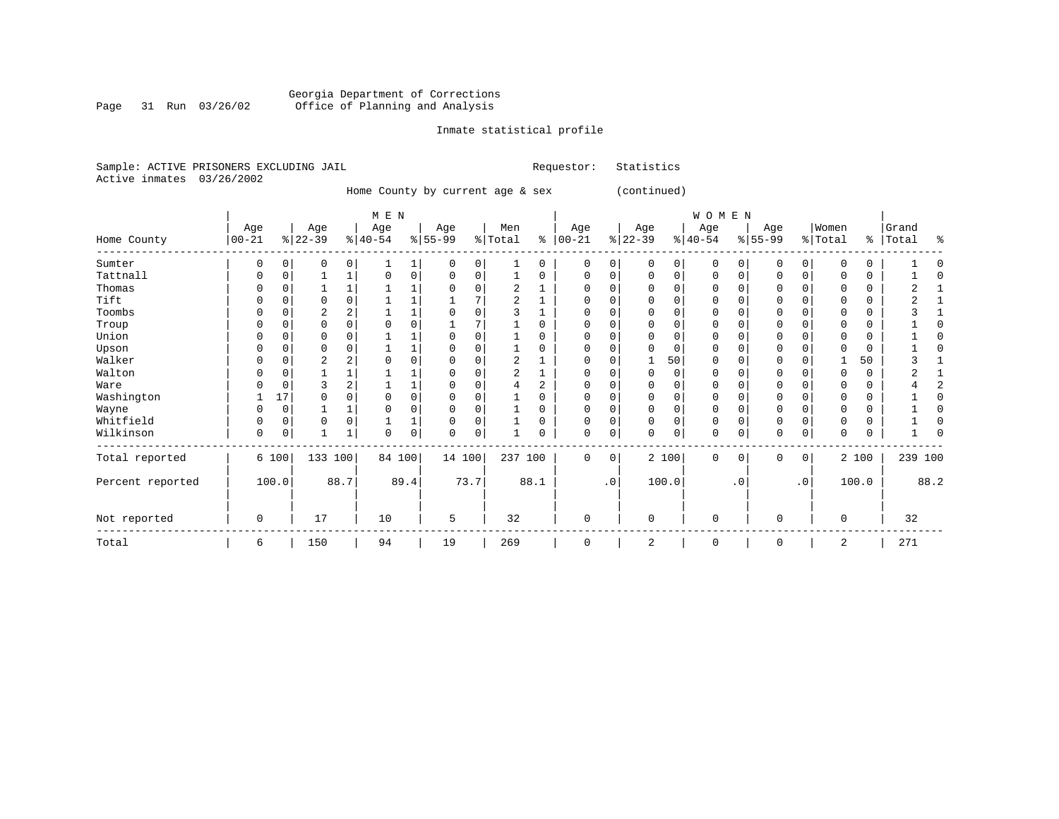Georgia Department of Corrections
Office of Planning and Analysis

Inmate statistical profile

Sample: ACTIVE PRISONERS EXCLUDING JAIL    Requestor: Statistics
Active inmates 03/26/2002

Home County by current age & sex (continued)

| Home County | MEN Age 00-21 | % | Age 22-39 | % | Age 40-54 | % | Age 55-99 | % | Men Total | % | WOMEN Age 00-21 | % | Age 22-39 | % | Age 40-54 | % | Age 55-99 | % | Women Total | % | Grand Total | % |
|---|---|---|---|---|---|---|---|---|---|---|---|---|---|---|---|---|---|---|---|---|---|---|
| Sumter | 0 | 0 | 0 | 0 | 1 | 1 | 0 | 0 | 1 | 0 | 0 | 0 | 0 | 0 | 0 | 0 | 0 | 0 | 0 | 0 | 1 | 0 |
| Tattnall | 0 | 0 | 1 | 1 | 0 | 0 | 0 | 0 | 1 | 0 | 0 | 0 | 0 | 0 | 0 | 0 | 0 | 0 | 0 | 0 | 1 | 0 |
| Thomas | 0 | 0 | 1 | 1 | 1 | 1 | 0 | 0 | 2 | 1 | 0 | 0 | 0 | 0 | 0 | 0 | 0 | 0 | 0 | 0 | 2 | 1 |
| Tift | 0 | 0 | 0 | 0 | 1 | 1 | 1 | 7 | 2 | 1 | 0 | 0 | 0 | 0 | 0 | 0 | 0 | 0 | 0 | 0 | 2 | 1 |
| Toombs | 0 | 0 | 2 | 2 | 1 | 1 | 0 | 0 | 3 | 1 | 0 | 0 | 0 | 0 | 0 | 0 | 0 | 0 | 0 | 0 | 3 | 1 |
| Troup | 0 | 0 | 0 | 0 | 0 | 0 | 1 | 7 | 1 | 0 | 0 | 0 | 0 | 0 | 0 | 0 | 0 | 0 | 0 | 0 | 1 | 0 |
| Union | 0 | 0 | 0 | 0 | 1 | 1 | 0 | 0 | 1 | 0 | 0 | 0 | 0 | 0 | 0 | 0 | 0 | 0 | 0 | 0 | 1 | 0 |
| Upson | 0 | 0 | 0 | 0 | 1 | 1 | 0 | 0 | 1 | 0 | 0 | 0 | 0 | 0 | 0 | 0 | 0 | 0 | 0 | 0 | 1 | 0 |
| Walker | 0 | 0 | 2 | 2 | 0 | 0 | 0 | 0 | 2 | 1 | 0 | 0 | 1 | 50 | 0 | 0 | 0 | 0 | 1 | 50 | 3 | 1 |
| Walton | 0 | 0 | 1 | 1 | 1 | 1 | 0 | 0 | 2 | 1 | 0 | 0 | 0 | 0 | 0 | 0 | 0 | 0 | 0 | 0 | 2 | 1 |
| Ware | 0 | 0 | 3 | 2 | 1 | 1 | 0 | 0 | 4 | 2 | 0 | 0 | 0 | 0 | 0 | 0 | 0 | 0 | 0 | 0 | 4 | 2 |
| Washington | 1 | 17 | 0 | 0 | 0 | 0 | 0 | 0 | 1 | 0 | 0 | 0 | 0 | 0 | 0 | 0 | 0 | 0 | 0 | 0 | 1 | 0 |
| Wayne | 0 | 0 | 1 | 1 | 0 | 0 | 0 | 0 | 1 | 0 | 0 | 0 | 0 | 0 | 0 | 0 | 0 | 0 | 0 | 0 | 1 | 0 |
| Whitfield | 0 | 0 | 0 | 0 | 1 | 1 | 0 | 0 | 1 | 0 | 0 | 0 | 0 | 0 | 0 | 0 | 0 | 0 | 0 | 0 | 1 | 0 |
| Wilkinson | 0 | 0 | 1 | 1 | 0 | 0 | 0 | 0 | 1 | 0 | 0 | 0 | 0 | 0 | 0 | 0 | 0 | 0 | 0 | 0 | 1 | 0 |
| Total reported | 6 | 100 | 133 | 100 | 84 | 100 | 14 | 100 | 237 | 100 | 0 | 0 | 2 | 100 | 0 | 0 | 0 | 0 | 2 | 100 | 239 | 100 |
| Percent reported | 100.0 | | 88.7 | | 89.4 | | 73.7 | | 88.1 | | .0 | | 100.0 | | .0 | | .0 | | 100.0 | | 88.2 | |
| Not reported | 0 | | 17 | | 10 | | 5 | | 32 | | 0 | | 0 | | 0 | | 0 | | 0 | | 32 | |
| Total | 6 | | 150 | | 94 | | 19 | | 269 | | 0 | | 2 | | 0 | | 0 | | 2 | | 271 | |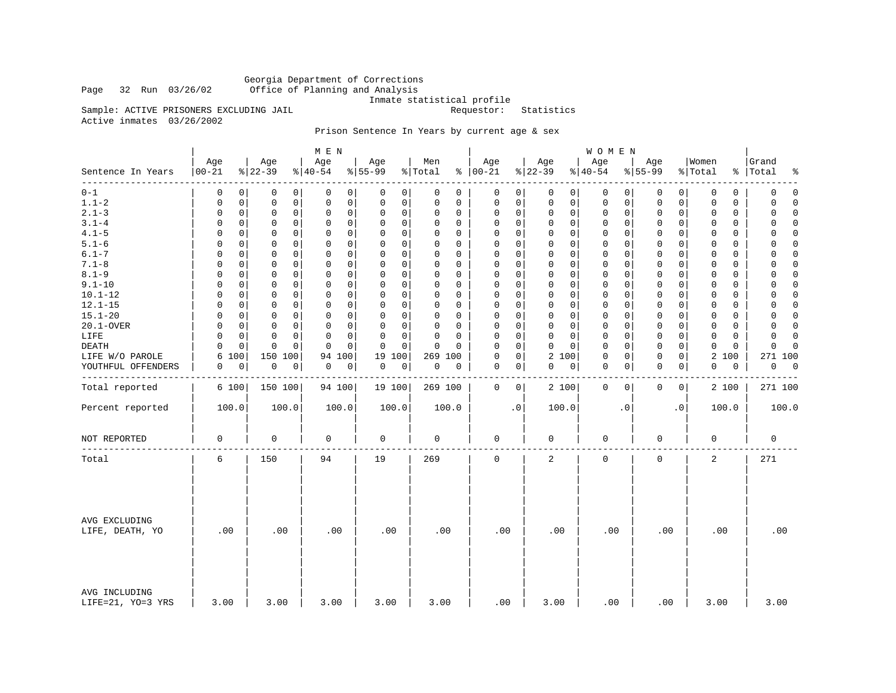Georgia Department of Corrections
Office of Planning and Analysis
Inmate statistical profile

Page 32 Run 03/26/02

Sample: ACTIVE PRISONERS EXCLUDING JAIL    Requestor: Statistics

Active inmates 03/26/2002

Prison Sentence In Years by current age & sex

| | MEN | | | | | | | | | | WOMEN | | | | | | | | | | Grand | |
|---|---|---|---|---|---|---|---|---|---|---|---|---|---|---|---|---|---|---|---|---|---|---|
| Sentence In Years | Age 00-21 | % | Age 22-39 | % | Age 40-54 | % | Age 55-99 | % | Men Total | % | Age 00-21 | % | Age 22-39 | % | Age 40-54 | % | Age 55-99 | % | Women Total | % | Total | % |
| 0-1 | 0 | 0 | 0 | 0 | 0 | 0 | 0 | 0 | 0 | 0 | 0 | 0 | 0 | 0 | 0 | 0 | 0 | 0 | 0 | 0 | 0 | 0 |
| 1.1-2 | 0 | 0 | 0 | 0 | 0 | 0 | 0 | 0 | 0 | 0 | 0 | 0 | 0 | 0 | 0 | 0 | 0 | 0 | 0 | 0 | 0 | 0 |
| 2.1-3 | 0 | 0 | 0 | 0 | 0 | 0 | 0 | 0 | 0 | 0 | 0 | 0 | 0 | 0 | 0 | 0 | 0 | 0 | 0 | 0 | 0 | 0 |
| 3.1-4 | 0 | 0 | 0 | 0 | 0 | 0 | 0 | 0 | 0 | 0 | 0 | 0 | 0 | 0 | 0 | 0 | 0 | 0 | 0 | 0 | 0 | 0 |
| 4.1-5 | 0 | 0 | 0 | 0 | 0 | 0 | 0 | 0 | 0 | 0 | 0 | 0 | 0 | 0 | 0 | 0 | 0 | 0 | 0 | 0 | 0 | 0 |
| 5.1-6 | 0 | 0 | 0 | 0 | 0 | 0 | 0 | 0 | 0 | 0 | 0 | 0 | 0 | 0 | 0 | 0 | 0 | 0 | 0 | 0 | 0 | 0 |
| 6.1-7 | 0 | 0 | 0 | 0 | 0 | 0 | 0 | 0 | 0 | 0 | 0 | 0 | 0 | 0 | 0 | 0 | 0 | 0 | 0 | 0 | 0 | 0 |
| 7.1-8 | 0 | 0 | 0 | 0 | 0 | 0 | 0 | 0 | 0 | 0 | 0 | 0 | 0 | 0 | 0 | 0 | 0 | 0 | 0 | 0 | 0 | 0 |
| 8.1-9 | 0 | 0 | 0 | 0 | 0 | 0 | 0 | 0 | 0 | 0 | 0 | 0 | 0 | 0 | 0 | 0 | 0 | 0 | 0 | 0 | 0 | 0 |
| 9.1-10 | 0 | 0 | 0 | 0 | 0 | 0 | 0 | 0 | 0 | 0 | 0 | 0 | 0 | 0 | 0 | 0 | 0 | 0 | 0 | 0 | 0 | 0 |
| 10.1-12 | 0 | 0 | 0 | 0 | 0 | 0 | 0 | 0 | 0 | 0 | 0 | 0 | 0 | 0 | 0 | 0 | 0 | 0 | 0 | 0 | 0 | 0 |
| 12.1-15 | 0 | 0 | 0 | 0 | 0 | 0 | 0 | 0 | 0 | 0 | 0 | 0 | 0 | 0 | 0 | 0 | 0 | 0 | 0 | 0 | 0 | 0 |
| 15.1-20 | 0 | 0 | 0 | 0 | 0 | 0 | 0 | 0 | 0 | 0 | 0 | 0 | 0 | 0 | 0 | 0 | 0 | 0 | 0 | 0 | 0 | 0 |
| 20.1-OVER | 0 | 0 | 0 | 0 | 0 | 0 | 0 | 0 | 0 | 0 | 0 | 0 | 0 | 0 | 0 | 0 | 0 | 0 | 0 | 0 | 0 | 0 |
| LIFE | 0 | 0 | 0 | 0 | 0 | 0 | 0 | 0 | 0 | 0 | 0 | 0 | 0 | 0 | 0 | 0 | 0 | 0 | 0 | 0 | 0 | 0 |
| DEATH | 0 | 0 | 0 | 0 | 0 | 0 | 0 | 0 | 0 | 0 | 0 | 0 | 0 | 0 | 0 | 0 | 0 | 0 | 0 | 0 | 0 | 0 |
| LIFE W/O PAROLE | 6 | 100 | 150 | 100 | 94 | 100 | 19 | 100 | 269 | 100 | 0 | 0 | 2 | 100 | 0 | 0 | 0 | 0 | 2 | 100 | 271 | 100 |
| YOUTHFUL OFFENDERS | 0 | 0 | 0 | 0 | 0 | 0 | 0 | 0 | 0 | 0 | 0 | 0 | 0 | 0 | 0 | 0 | 0 | 0 | 0 | 0 | 0 | 0 |
| Total reported | 6 | 100 | 150 | 100 | 94 | 100 | 19 | 100 | 269 | 100 | 0 | 0 | 2 | 100 | 0 | 0 | 0 | 0 | 2 | 100 | 271 | 100 |
| Percent reported | 100.0 | | 100.0 | | 100.0 | | 100.0 | | 100.0 | | .0 | | 100.0 | | .0 | | .0 | | 100.0 | | 100.0 | |
| NOT REPORTED | 0 | | 0 | | 0 | | 0 | | 0 | | 0 | | 0 | | 0 | | 0 | | 0 | | 0 | |
| Total | 6 | | 150 | | 94 | | 19 | | 269 | | 0 | | 2 | | 0 | | 0 | | 2 | | 271 | |
| AVG EXCLUDING LIFE, DEATH, YO | .00 | | .00 | | .00 | | .00 | | .00 | | .00 | | .00 | | .00 | | .00 | | .00 | | .00 | |
| AVG INCLUDING LIFE=21, YO=3 YRS | 3.00 | | 3.00 | | 3.00 | | 3.00 | | 3.00 | | .00 | | 3.00 | | .00 | | .00 | | 3.00 | | 3.00 | |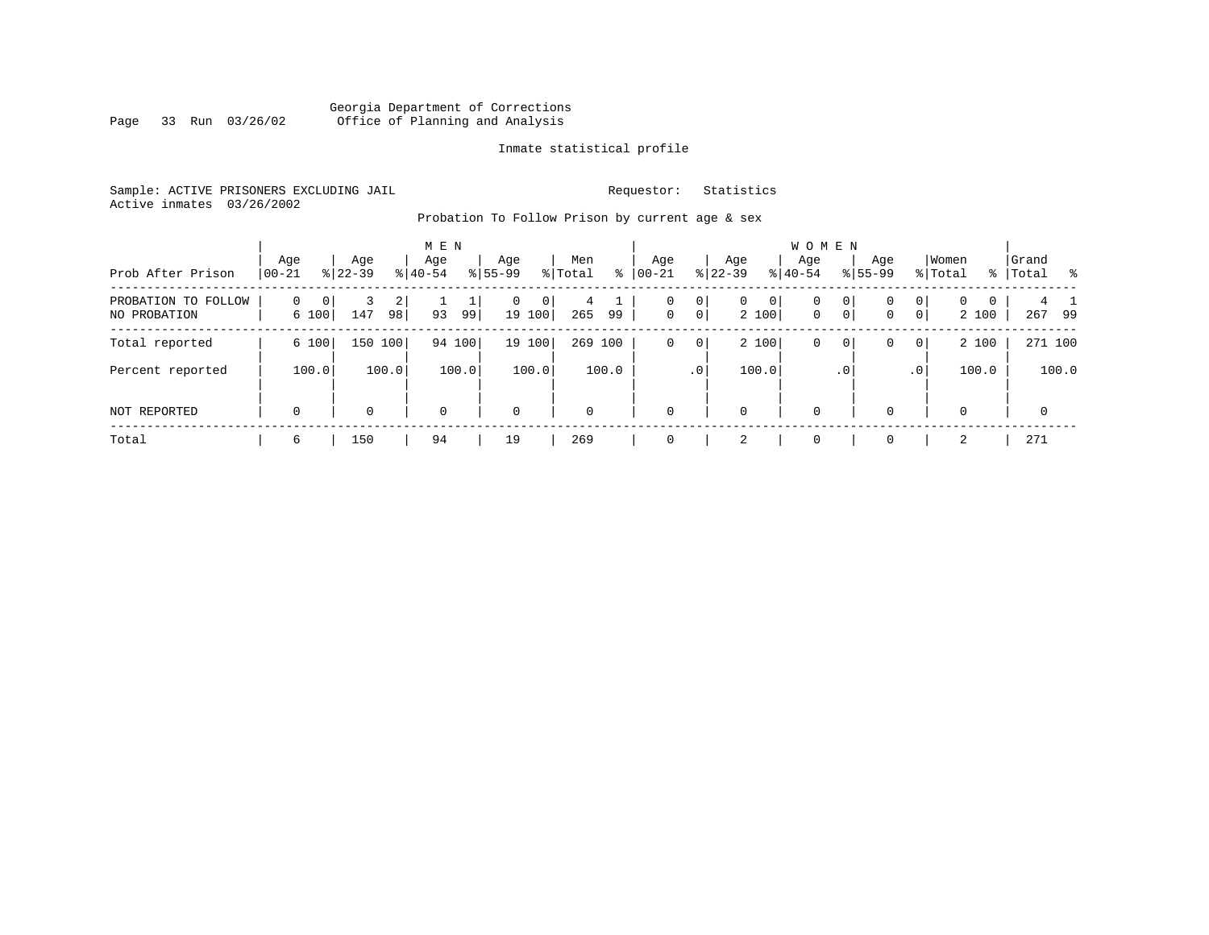Georgia Department of Corrections
Office of Planning and Analysis

Inmate statistical profile

Sample: ACTIVE PRISONERS EXCLUDING JAIL

Requestor: Statistics

Active inmates 03/26/2002

Probation To Follow Prison by current age & sex

| Prob After Prison | MEN Age 00-21 | % | Age 22-39 | % | Age 40-54 | % | Age 55-99 | % | Men Total | % | WOMEN Age 00-21 | % | Age 22-39 | % | Age 40-54 | % | Age 55-99 | % | Women Total | % | Grand Total | % |
|---|---|---|---|---|---|---|---|---|---|---|---|---|---|---|---|---|---|---|---|---|---|---|
| PROBATION TO FOLLOW | 0 | 0 | 3 | 2 | 1 | 1 | 0 | 0 | 4 | 1 | 0 | 0 | 0 | 0 | 0 | 0 | 0 | 0 | 0 | 0 | 4 | 1 |
| NO PROBATION | 6 | 100 | 147 | 98 | 93 | 99 | 19 | 100 | 265 | 99 | 0 | 0 | 2 | 100 | 0 | 0 | 0 | 0 | 2 | 100 | 267 | 99 |
| Total reported | 6 | 100 | 150 | 100 | 94 | 100 | 19 | 100 | 269 | 100 | 0 | 0 | 2 | 100 | 0 | 0 | 0 | 0 | 2 | 100 | 271 | 100 |
| Percent reported | 100.0 | | 100.0 | | 100.0 | | 100.0 | | 100.0 | | .0 | | 100.0 | | .0 | | .0 | | 100.0 | | 100.0 | |
| NOT REPORTED | 0 | | 0 | | 0 | | 0 | | 0 | | 0 | | 0 | | 0 | | 0 | | 0 | | 0 | |
| Total | 6 | | 150 | | 94 | | 19 | | 269 | | 0 | | 2 | | 0 | | 0 | | 2 | | 271 | |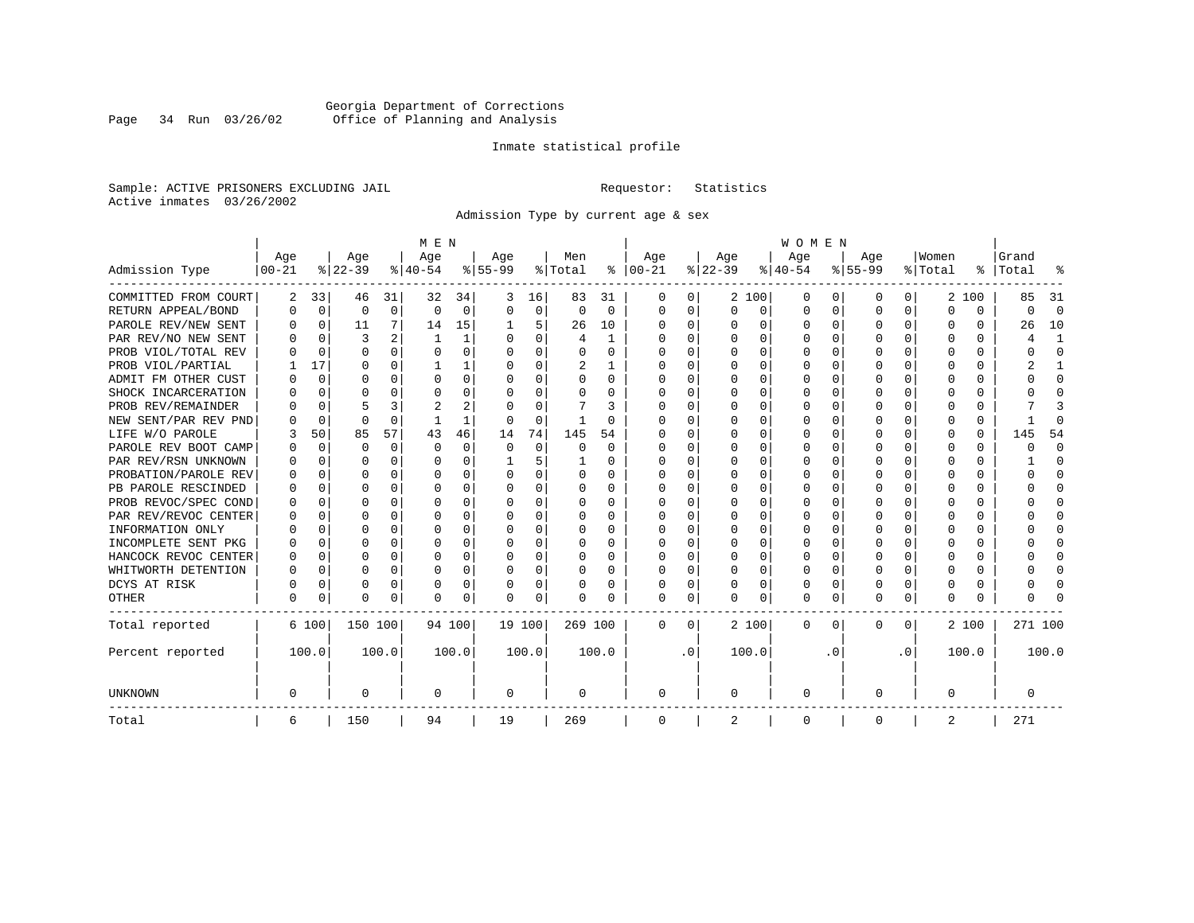Georgia Department of Corrections
Office of Planning and Analysis

Inmate statistical profile

Sample: ACTIVE PRISONERS EXCLUDING JAIL     Requestor: Statistics
Active inmates 03/26/2002

Admission Type by current age & sex

| Admission Type | MEN Age 00-21 | % | Age 22-39 | % | Age 40-54 | % | Age 55-99 | % | Men Total | % | WOMEN Age 00-21 | % | Age 22-39 | % | Age 40-54 | % | Age 55-99 | % | Women Total | % | Grand Total | % |
|---|---|---|---|---|---|---|---|---|---|---|---|---|---|---|---|---|---|---|---|---|---|---|
| COMMITTED FROM COURT | 2 | 33 | 46 | 31 | 32 | 34 | 3 | 16 | 83 | 31 | 0 | 0 | 2 | 100 | 0 | 0 | 0 | 0 | 2 | 100 | 85 | 31 |
| RETURN APPEAL/BOND | 0 | 0 | 0 | 0 | 0 | 0 | 0 | 0 | 0 | 0 | 0 | 0 | 0 | 0 | 0 | 0 | 0 | 0 | 0 | 0 | 0 | 0 |
| PAROLE REV/NEW SENT | 0 | 0 | 11 | 7 | 14 | 15 | 1 | 5 | 26 | 10 | 0 | 0 | 0 | 0 | 0 | 0 | 0 | 0 | 0 | 0 | 26 | 10 |
| PAR REV/NO NEW SENT | 0 | 0 | 3 | 2 | 1 | 1 | 0 | 0 | 4 | 1 | 0 | 0 | 0 | 0 | 0 | 0 | 0 | 0 | 0 | 0 | 4 | 1 |
| PROB VIOL/TOTAL REV | 0 | 0 | 0 | 0 | 0 | 0 | 0 | 0 | 0 | 0 | 0 | 0 | 0 | 0 | 0 | 0 | 0 | 0 | 0 | 0 | 0 | 0 |
| PROB VIOL/PARTIAL | 1 | 17 | 0 | 0 | 1 | 1 | 0 | 0 | 2 | 1 | 0 | 0 | 0 | 0 | 0 | 0 | 0 | 0 | 0 | 0 | 2 | 1 |
| ADMIT FM OTHER CUST | 0 | 0 | 0 | 0 | 0 | 0 | 0 | 0 | 0 | 0 | 0 | 0 | 0 | 0 | 0 | 0 | 0 | 0 | 0 | 0 | 0 | 0 |
| SHOCK INCARCERATION | 0 | 0 | 0 | 0 | 0 | 0 | 0 | 0 | 0 | 0 | 0 | 0 | 0 | 0 | 0 | 0 | 0 | 0 | 0 | 0 | 0 | 0 |
| PROB REV/REMAINDER | 0 | 0 | 5 | 3 | 2 | 2 | 0 | 0 | 7 | 3 | 0 | 0 | 0 | 0 | 0 | 0 | 0 | 0 | 0 | 0 | 7 | 3 |
| NEW SENT/PAR REV PND | 0 | 0 | 0 | 0 | 1 | 1 | 0 | 0 | 1 | 0 | 0 | 0 | 0 | 0 | 0 | 0 | 0 | 0 | 0 | 0 | 1 | 0 |
| LIFE W/O PAROLE | 3 | 50 | 85 | 57 | 43 | 46 | 14 | 74 | 145 | 54 | 0 | 0 | 0 | 0 | 0 | 0 | 0 | 0 | 0 | 0 | 145 | 54 |
| PAROLE REV BOOT CAMP | 0 | 0 | 0 | 0 | 0 | 0 | 0 | 0 | 0 | 0 | 0 | 0 | 0 | 0 | 0 | 0 | 0 | 0 | 0 | 0 | 0 | 0 |
| PAR REV/RSN UNKNOWN | 0 | 0 | 0 | 0 | 0 | 0 | 1 | 5 | 1 | 0 | 0 | 0 | 0 | 0 | 0 | 0 | 0 | 0 | 0 | 0 | 1 | 0 |
| PROBATION/PAROLE REV | 0 | 0 | 0 | 0 | 0 | 0 | 0 | 0 | 0 | 0 | 0 | 0 | 0 | 0 | 0 | 0 | 0 | 0 | 0 | 0 | 0 | 0 |
| PB PAROLE RESCINDED | 0 | 0 | 0 | 0 | 0 | 0 | 0 | 0 | 0 | 0 | 0 | 0 | 0 | 0 | 0 | 0 | 0 | 0 | 0 | 0 | 0 | 0 |
| PROB REVOC/SPEC COND | 0 | 0 | 0 | 0 | 0 | 0 | 0 | 0 | 0 | 0 | 0 | 0 | 0 | 0 | 0 | 0 | 0 | 0 | 0 | 0 | 0 | 0 |
| PAR REV/REVOC CENTER | 0 | 0 | 0 | 0 | 0 | 0 | 0 | 0 | 0 | 0 | 0 | 0 | 0 | 0 | 0 | 0 | 0 | 0 | 0 | 0 | 0 | 0 |
| INFORMATION ONLY | 0 | 0 | 0 | 0 | 0 | 0 | 0 | 0 | 0 | 0 | 0 | 0 | 0 | 0 | 0 | 0 | 0 | 0 | 0 | 0 | 0 | 0 |
| INCOMPLETE SENT PKG | 0 | 0 | 0 | 0 | 0 | 0 | 0 | 0 | 0 | 0 | 0 | 0 | 0 | 0 | 0 | 0 | 0 | 0 | 0 | 0 | 0 | 0 |
| HANCOCK REVOC CENTER | 0 | 0 | 0 | 0 | 0 | 0 | 0 | 0 | 0 | 0 | 0 | 0 | 0 | 0 | 0 | 0 | 0 | 0 | 0 | 0 | 0 | 0 |
| WHITWORTH DETENTION | 0 | 0 | 0 | 0 | 0 | 0 | 0 | 0 | 0 | 0 | 0 | 0 | 0 | 0 | 0 | 0 | 0 | 0 | 0 | 0 | 0 | 0 |
| DCYS AT RISK | 0 | 0 | 0 | 0 | 0 | 0 | 0 | 0 | 0 | 0 | 0 | 0 | 0 | 0 | 0 | 0 | 0 | 0 | 0 | 0 | 0 | 0 |
| OTHER | 0 | 0 | 0 | 0 | 0 | 0 | 0 | 0 | 0 | 0 | 0 | 0 | 0 | 0 | 0 | 0 | 0 | 0 | 0 | 0 | 0 | 0 |
| Total reported | 6 | 100 | 150 | 100 | 94 | 100 | 19 | 100 | 269 | 100 | 0 | 0 | 2 | 100 | 0 | 0 | 0 | 0 | 2 | 100 | 271 | 100 |
| Percent reported | | 100.0 | | 100.0 | | 100.0 | | 100.0 | | 100.0 | | .0 | | 100.0 | | .0 | | .0 | | 100.0 | | 100.0 |
| UNKNOWN | 0 | | 0 | | 0 | | 0 | | 0 | | 0 | | 0 | | 0 | | 0 | | 0 | | 0 | |
| Total | 6 | | 150 | | 94 | | 19 | | 269 | | 0 | | 2 | | 0 | | 0 | | 2 | | 271 | |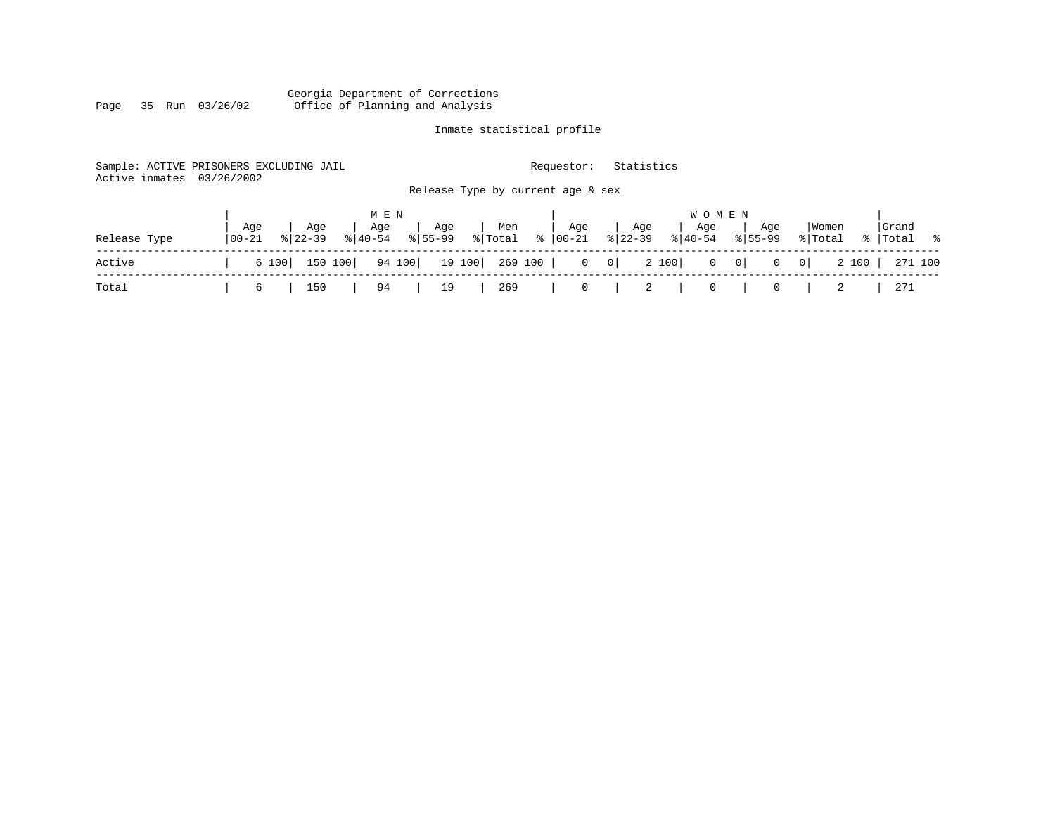Georgia Department of Corrections
Office of Planning and Analysis

Inmate statistical profile

Sample: ACTIVE PRISONERS EXCLUDING JAIL    Requestor: Statistics
Active inmates 03/26/2002

Release Type by current age & sex

| Release Type | MEN Age 00-21 | % | Age 22-39 | % | Age 40-54 | % | Age 55-99 | % | Men Total | % | WOMEN Age 00-21 | % | Age 22-39 | % | Age 40-54 | % | Age 55-99 | % | Women Total | % | Grand Total | % |
|---|---|---|---|---|---|---|---|---|---|---|---|---|---|---|---|---|---|---|---|---|---|---|
| Active | 6 | 100 | 150 | 100 | 94 | 100 | 19 | 100 | 269 | 100 | 0 | 0 | 2 | 100 | 0 | 0 | 0 | 0 | 2 | 100 | 271 | 100 |
| Total | 6 | | 150 | | 94 | | 19 | | 269 | | 0 | | 2 | | 0 | | 0 | | 2 | | 271 | |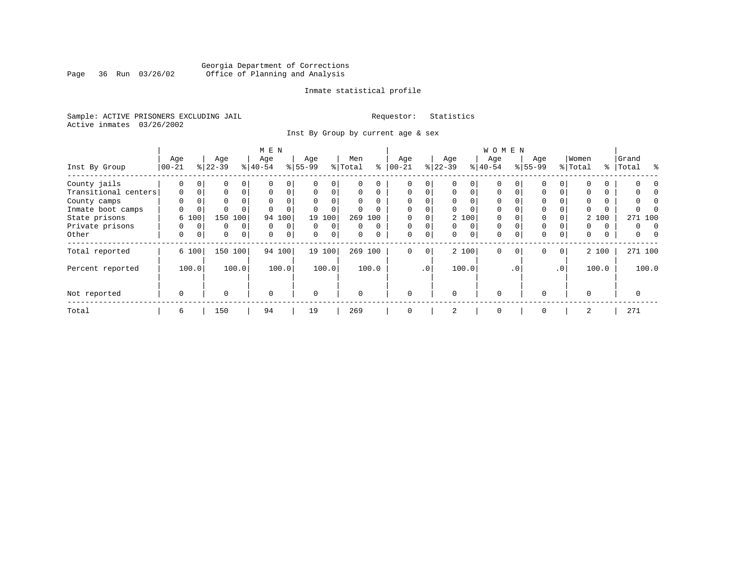Georgia Department of Corrections
Office of Planning and Analysis

Inmate statistical profile

Sample: ACTIVE PRISONERS EXCLUDING JAIL                    Requestor: Statistics
Active inmates 03/26/2002

Inst By Group by current age & sex

| Inst By Group | MEN Age 00-21 | % | Age 22-39 | % | Age 40-54 | % | Age 55-99 | % | Men Total | % | WOMEN Age 00-21 | % | Age 22-39 | % | Age 40-54 | % | Age 55-99 | % | Women Total | % | Grand Total | % |
|---|---|---|---|---|---|---|---|---|---|---|---|---|---|---|---|---|---|---|---|---|---|---|
| County jails | 0 | 0 | 0 | 0 | 0 | 0 | 0 | 0 | 0 | 0 | 0 | 0 | 0 | 0 | 0 | 0 | 0 | 0 | 0 | 0 | 0 | 0 |
| Transitional centers | 0 | 0 | 0 | 0 | 0 | 0 | 0 | 0 | 0 | 0 | 0 | 0 | 0 | 0 | 0 | 0 | 0 | 0 | 0 | 0 | 0 | 0 |
| County camps | 0 | 0 | 0 | 0 | 0 | 0 | 0 | 0 | 0 | 0 | 0 | 0 | 0 | 0 | 0 | 0 | 0 | 0 | 0 | 0 | 0 | 0 |
| Inmate boot camps | 0 | 0 | 0 | 0 | 0 | 0 | 0 | 0 | 0 | 0 | 0 | 0 | 0 | 0 | 0 | 0 | 0 | 0 | 0 | 0 | 0 | 0 |
| State prisons | 6 | 100 | 150 | 100 | 94 | 100 | 19 | 100 | 269 | 100 | 0 | 0 | 2 | 100 | 0 | 0 | 0 | 0 | 2 | 100 | 271 | 100 |
| Private prisons | 0 | 0 | 0 | 0 | 0 | 0 | 0 | 0 | 0 | 0 | 0 | 0 | 0 | 0 | 0 | 0 | 0 | 0 | 0 | 0 | 0 | 0 |
| Other | 0 | 0 | 0 | 0 | 0 | 0 | 0 | 0 | 0 | 0 | 0 | 0 | 0 | 0 | 0 | 0 | 0 | 0 | 0 | 0 | 0 | 0 |
| Total reported | 6 | 100 | 150 | 100 | 94 | 100 | 19 | 100 | 269 | 100 | 0 | 0 | 2 | 100 | 0 | 0 | 0 | 0 | 2 | 100 | 271 | 100 |
| Percent reported | | 100.0 | | 100.0 | | 100.0 | | 100.0 | | 100.0 | | .0 | | 100.0 | | .0 | | .0 | | 100.0 | | 100.0 |
| Not reported | 0 | | 0 | | 0 | | 0 | | 0 | | 0 | | 0 | | 0 | | 0 | | 0 | | 0 | |
| Total | 6 | | 150 | | 94 | | 19 | | 269 | | 0 | | 2 | | 0 | | 0 | | 2 | | 271 | |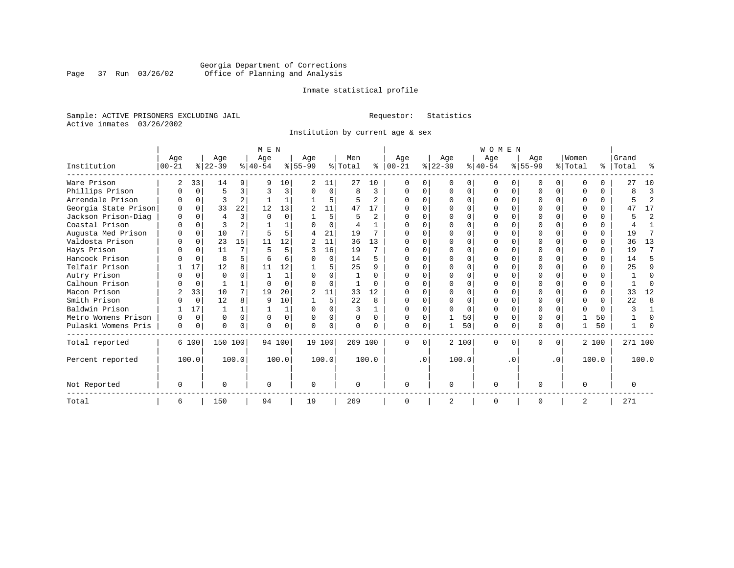Georgia Department of Corrections
Office of Planning and Analysis

Inmate statistical profile

Sample: ACTIVE PRISONERS EXCLUDING JAIL

Requestor: Statistics

Active inmates 03/26/2002

Institution by current age & sex

| Institution | MEN Age 00-21 | % | Age 22-39 | % | Age 40-54 | % | Age 55-99 | % | Men Total | % | WOMEN Age 00-21 | % | Age 22-39 | % | Age 40-54 | % | Age 55-99 | % | Women Total | % | Grand Total | % |
|---|---|---|---|---|---|---|---|---|---|---|---|---|---|---|---|---|---|---|---|---|---|---|
| Ware Prison | 2 | 33 | 14 | 9 | 9 | 10 | 2 | 11 | 27 | 10 | 0 | 0 | 0 | 0 | 0 | 0 | 0 | 0 | 0 | 0 | 27 | 10 |
| Phillips Prison | 0 | 0 | 5 | 3 | 3 | 3 | 0 | 0 | 8 | 3 | 0 | 0 | 0 | 0 | 0 | 0 | 0 | 0 | 0 | 0 | 8 | 3 |
| Arrendale Prison | 0 | 0 | 3 | 2 | 1 | 1 | 1 | 5 | 5 | 2 | 0 | 0 | 0 | 0 | 0 | 0 | 0 | 0 | 0 | 0 | 5 | 2 |
| Georgia State Prison | 0 | 0 | 33 | 22 | 12 | 13 | 2 | 11 | 47 | 17 | 0 | 0 | 0 | 0 | 0 | 0 | 0 | 0 | 0 | 0 | 47 | 17 |
| Jackson Prison-Diag | 0 | 0 | 4 | 3 | 0 | 0 | 1 | 5 | 5 | 2 | 0 | 0 | 0 | 0 | 0 | 0 | 0 | 0 | 0 | 0 | 5 | 2 |
| Coastal Prison | 0 | 0 | 3 | 2 | 1 | 1 | 0 | 0 | 4 | 1 | 0 | 0 | 0 | 0 | 0 | 0 | 0 | 0 | 0 | 0 | 4 | 1 |
| Augusta Med Prison | 0 | 0 | 10 | 7 | 5 | 5 | 4 | 21 | 19 | 7 | 0 | 0 | 0 | 0 | 0 | 0 | 0 | 0 | 0 | 0 | 19 | 7 |
| Valdosta Prison | 0 | 0 | 23 | 15 | 11 | 12 | 2 | 11 | 36 | 13 | 0 | 0 | 0 | 0 | 0 | 0 | 0 | 0 | 0 | 0 | 36 | 13 |
| Hays Prison | 0 | 0 | 11 | 7 | 5 | 5 | 3 | 16 | 19 | 7 | 0 | 0 | 0 | 0 | 0 | 0 | 0 | 0 | 0 | 0 | 19 | 7 |
| Hancock Prison | 0 | 0 | 8 | 5 | 6 | 6 | 0 | 0 | 14 | 5 | 0 | 0 | 0 | 0 | 0 | 0 | 0 | 0 | 0 | 0 | 14 | 5 |
| Telfair Prison | 1 | 17 | 12 | 8 | 11 | 12 | 1 | 5 | 25 | 9 | 0 | 0 | 0 | 0 | 0 | 0 | 0 | 0 | 0 | 0 | 25 | 9 |
| Autry Prison | 0 | 0 | 0 | 0 | 1 | 1 | 0 | 0 | 1 | 0 | 0 | 0 | 0 | 0 | 0 | 0 | 0 | 0 | 0 | 0 | 1 | 0 |
| Calhoun Prison | 0 | 0 | 1 | 1 | 0 | 0 | 0 | 0 | 1 | 0 | 0 | 0 | 0 | 0 | 0 | 0 | 0 | 0 | 0 | 0 | 1 | 0 |
| Macon Prison | 2 | 33 | 10 | 7 | 19 | 20 | 2 | 11 | 33 | 12 | 0 | 0 | 0 | 0 | 0 | 0 | 0 | 0 | 0 | 0 | 33 | 12 |
| Smith Prison | 0 | 0 | 12 | 8 | 9 | 10 | 1 | 5 | 22 | 8 | 0 | 0 | 0 | 0 | 0 | 0 | 0 | 0 | 0 | 0 | 22 | 8 |
| Baldwin Prison | 1 | 17 | 1 | 1 | 1 | 1 | 0 | 0 | 3 | 1 | 0 | 0 | 0 | 0 | 0 | 0 | 0 | 0 | 0 | 0 | 3 | 1 |
| Metro Womens Prison | 0 | 0 | 0 | 0 | 0 | 0 | 0 | 0 | 0 | 0 | 0 | 0 | 1 | 50 | 0 | 0 | 0 | 0 | 1 | 50 | 1 | 0 |
| Pulaski Womens Pris | 0 | 0 | 0 | 0 | 0 | 0 | 0 | 0 | 0 | 0 | 0 | 0 | 1 | 50 | 0 | 0 | 0 | 0 | 1 | 50 | 1 | 0 |
| Total reported | 6 | 100 | 150 | 100 | 94 | 100 | 19 | 100 | 269 | 100 | 0 | 0 | 2 | 100 | 0 | 0 | 0 | 0 | 2 | 100 | 271 | 100 |
| Percent reported | | 100.0 | | 100.0 | | 100.0 | | 100.0 | | 100.0 | | .0 | | 100.0 | | .0 | | .0 | | 100.0 | | 100.0 |
| Not Reported | 0 | | 0 | | 0 | | 0 | | 0 | | 0 | | 0 | | 0 | | 0 | | 0 | | 0 | |
| Total | 6 | | 150 | | 94 | | 19 | | 269 | | 0 | | 2 | | 0 | | 0 | | 2 | | 271 | |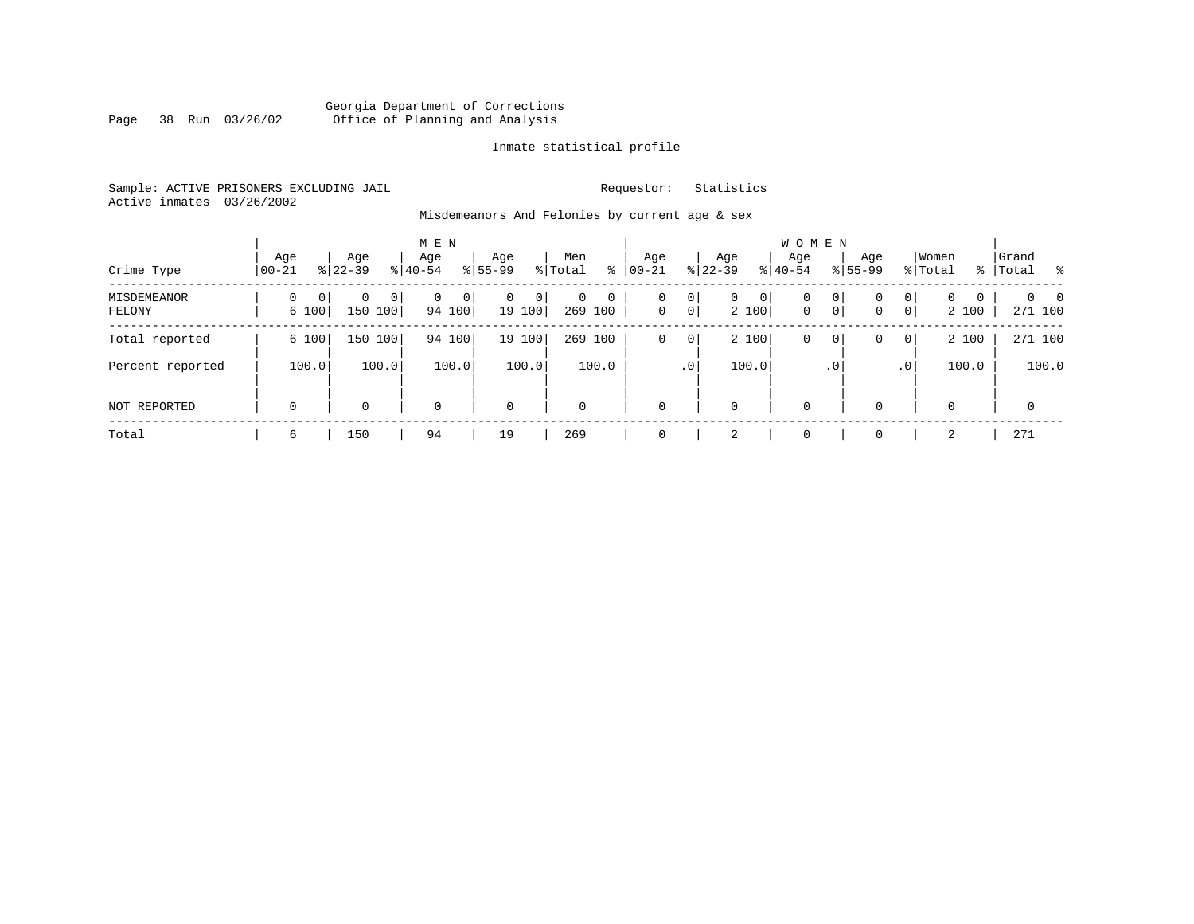Georgia Department of Corrections
Office of Planning and Analysis

Inmate statistical profile

Sample: ACTIVE PRISONERS EXCLUDING JAIL    Requestor: Statistics
Active inmates 03/26/2002

Misdemeanors And Felonies by current age & sex

| Crime Type | MEN Age 00-21 | % | Age 22-39 | % | Age 40-54 | % | Age 55-99 | % | Men Total | % | WOMEN Age 00-21 | % | Age 22-39 | % | Age 40-54 | % | Age 55-99 | % | Women Total | % | Grand Total | % |
|---|---|---|---|---|---|---|---|---|---|---|---|---|---|---|---|---|---|---|---|---|---|---|
| MISDEMEANOR | 0 | 0 | 0 | 0 | 0 | 0 | 0 | 0 | 0 | 0 | 0 | 0 | 0 | 0 | 0 | 0 | 0 | 0 | 0 | 0 | 0 | 0 |
| FELONY | 6 | 100 | 150 | 100 | 94 | 100 | 19 | 100 | 269 | 100 | 0 | 0 | 2 | 100 | 0 | 0 | 0 | 0 | 2 | 100 | 271 | 100 |
| Total reported | 6 | 100 | 150 | 100 | 94 | 100 | 19 | 100 | 269 | 100 | 0 | 0 | 2 | 100 | 0 | 0 | 0 | 0 | 2 | 100 | 271 | 100 |
| Percent reported | | 100.0 | | 100.0 | | 100.0 | | 100.0 | | 100.0 | | .0 | | 100.0 | | .0 | | .0 | | 100.0 | | 100.0 |
| NOT REPORTED | 0 | | 0 | | 0 | | 0 | | 0 | | 0 | | 0 | | 0 | | 0 | | 0 | | 0 | |
| Total | 6 | | 150 | | 94 | | 19 | | 269 | | 0 | | 2 | | 0 | | 0 | | 2 | | 271 | |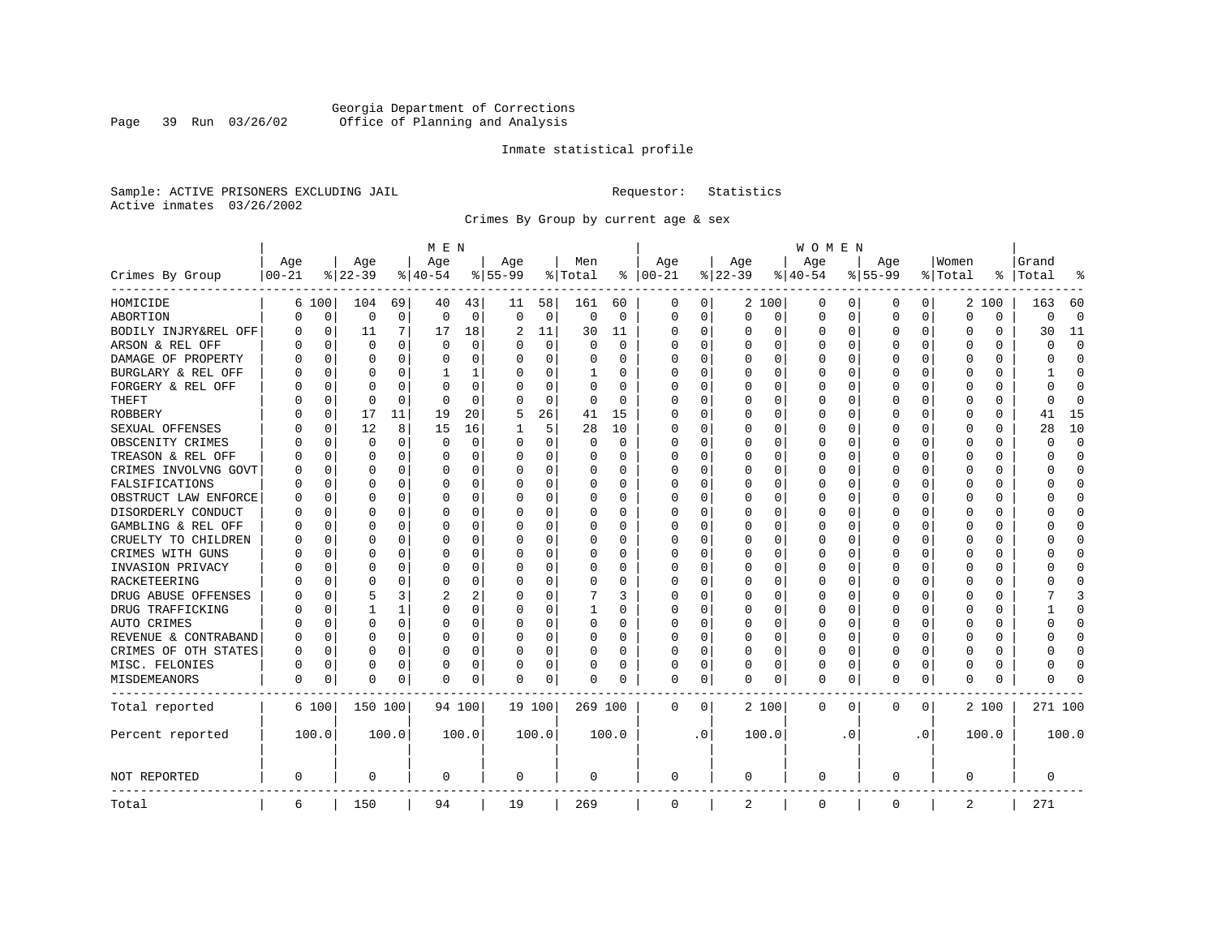Georgia Department of Corrections
Office of Planning and Analysis

Inmate statistical profile

Sample: ACTIVE PRISONERS EXCLUDING JAIL    Requestor: Statistics
Active inmates 03/26/2002

Crimes By Group by current age & sex

| Crimes By Group | MEN Age 00-21 | % | Age 22-39 | % | Age 40-54 | % | Age 55-99 | % | Men Total | % | WOMEN Age 00-21 | % | Age 22-39 | % | Age 40-54 | % | Age 55-99 | % | Women Total | % | Grand Total | % |
|---|---|---|---|---|---|---|---|---|---|---|---|---|---|---|---|---|---|---|---|---|---|---|
| HOMICIDE | 6 | 100 | 104 | 69 | 40 | 43 | 11 | 58 | 161 | 60 | 0 | 0 | 2 | 100 | 0 | 0 | 0 | 0 | 2 | 100 | 163 | 60 |
| ABORTION | 0 | 0 | 0 | 0 | 0 | 0 | 0 | 0 | 0 | 0 | 0 | 0 | 0 | 0 | 0 | 0 | 0 | 0 | 0 | 0 | 0 | 0 |
| BODILY INJRY&REL OFF | 0 | 0 | 11 | 7 | 17 | 18 | 2 | 11 | 30 | 11 | 0 | 0 | 0 | 0 | 0 | 0 | 0 | 0 | 0 | 0 | 30 | 11 |
| ARSON & REL OFF | 0 | 0 | 0 | 0 | 0 | 0 | 0 | 0 | 0 | 0 | 0 | 0 | 0 | 0 | 0 | 0 | 0 | 0 | 0 | 0 | 0 | 0 |
| DAMAGE OF PROPERTY | 0 | 0 | 0 | 0 | 0 | 0 | 0 | 0 | 0 | 0 | 0 | 0 | 0 | 0 | 0 | 0 | 0 | 0 | 0 | 0 | 0 | 0 |
| BURGLARY & REL OFF | 0 | 0 | 0 | 0 | 1 | 1 | 0 | 0 | 1 | 0 | 0 | 0 | 0 | 0 | 0 | 0 | 0 | 0 | 0 | 0 | 1 | 0 |
| FORGERY & REL OFF | 0 | 0 | 0 | 0 | 0 | 0 | 0 | 0 | 0 | 0 | 0 | 0 | 0 | 0 | 0 | 0 | 0 | 0 | 0 | 0 | 0 | 0 |
| THEFT | 0 | 0 | 0 | 0 | 0 | 0 | 0 | 0 | 0 | 0 | 0 | 0 | 0 | 0 | 0 | 0 | 0 | 0 | 0 | 0 | 0 | 0 |
| ROBBERY | 0 | 0 | 17 | 11 | 19 | 20 | 5 | 26 | 41 | 15 | 0 | 0 | 0 | 0 | 0 | 0 | 0 | 0 | 0 | 0 | 41 | 15 |
| SEXUAL OFFENSES | 0 | 0 | 12 | 8 | 15 | 16 | 1 | 5 | 28 | 10 | 0 | 0 | 0 | 0 | 0 | 0 | 0 | 0 | 0 | 0 | 28 | 10 |
| OBSCENITY CRIMES | 0 | 0 | 0 | 0 | 0 | 0 | 0 | 0 | 0 | 0 | 0 | 0 | 0 | 0 | 0 | 0 | 0 | 0 | 0 | 0 | 0 | 0 |
| TREASON & REL OFF | 0 | 0 | 0 | 0 | 0 | 0 | 0 | 0 | 0 | 0 | 0 | 0 | 0 | 0 | 0 | 0 | 0 | 0 | 0 | 0 | 0 | 0 |
| CRIMES INVOLVNG GOVT | 0 | 0 | 0 | 0 | 0 | 0 | 0 | 0 | 0 | 0 | 0 | 0 | 0 | 0 | 0 | 0 | 0 | 0 | 0 | 0 | 0 | 0 |
| FALSIFICATIONS | 0 | 0 | 0 | 0 | 0 | 0 | 0 | 0 | 0 | 0 | 0 | 0 | 0 | 0 | 0 | 0 | 0 | 0 | 0 | 0 | 0 | 0 |
| OBSTRUCT LAW ENFORCE | 0 | 0 | 0 | 0 | 0 | 0 | 0 | 0 | 0 | 0 | 0 | 0 | 0 | 0 | 0 | 0 | 0 | 0 | 0 | 0 | 0 | 0 |
| DISORDERLY CONDUCT | 0 | 0 | 0 | 0 | 0 | 0 | 0 | 0 | 0 | 0 | 0 | 0 | 0 | 0 | 0 | 0 | 0 | 0 | 0 | 0 | 0 | 0 |
| GAMBLING & REL OFF | 0 | 0 | 0 | 0 | 0 | 0 | 0 | 0 | 0 | 0 | 0 | 0 | 0 | 0 | 0 | 0 | 0 | 0 | 0 | 0 | 0 | 0 |
| CRUELTY TO CHILDREN | 0 | 0 | 0 | 0 | 0 | 0 | 0 | 0 | 0 | 0 | 0 | 0 | 0 | 0 | 0 | 0 | 0 | 0 | 0 | 0 | 0 | 0 |
| CRIMES WITH GUNS | 0 | 0 | 0 | 0 | 0 | 0 | 0 | 0 | 0 | 0 | 0 | 0 | 0 | 0 | 0 | 0 | 0 | 0 | 0 | 0 | 0 | 0 |
| INVASION PRIVACY | 0 | 0 | 0 | 0 | 0 | 0 | 0 | 0 | 0 | 0 | 0 | 0 | 0 | 0 | 0 | 0 | 0 | 0 | 0 | 0 | 0 | 0 |
| RACKETEERING | 0 | 0 | 0 | 0 | 0 | 0 | 0 | 0 | 0 | 0 | 0 | 0 | 0 | 0 | 0 | 0 | 0 | 0 | 0 | 0 | 0 | 0 |
| DRUG ABUSE OFFENSES | 0 | 0 | 5 | 3 | 2 | 2 | 0 | 0 | 7 | 3 | 0 | 0 | 0 | 0 | 0 | 0 | 0 | 0 | 0 | 0 | 7 | 3 |
| DRUG TRAFFICKING | 0 | 0 | 1 | 1 | 0 | 0 | 0 | 0 | 1 | 0 | 0 | 0 | 0 | 0 | 0 | 0 | 0 | 0 | 0 | 0 | 1 | 0 |
| AUTO CRIMES | 0 | 0 | 0 | 0 | 0 | 0 | 0 | 0 | 0 | 0 | 0 | 0 | 0 | 0 | 0 | 0 | 0 | 0 | 0 | 0 | 0 | 0 |
| REVENUE & CONTRABAND | 0 | 0 | 0 | 0 | 0 | 0 | 0 | 0 | 0 | 0 | 0 | 0 | 0 | 0 | 0 | 0 | 0 | 0 | 0 | 0 | 0 | 0 |
| CRIMES OF OTH STATES | 0 | 0 | 0 | 0 | 0 | 0 | 0 | 0 | 0 | 0 | 0 | 0 | 0 | 0 | 0 | 0 | 0 | 0 | 0 | 0 | 0 | 0 |
| MISC. FELONIES | 0 | 0 | 0 | 0 | 0 | 0 | 0 | 0 | 0 | 0 | 0 | 0 | 0 | 0 | 0 | 0 | 0 | 0 | 0 | 0 | 0 | 0 |
| MISDEMEANORS | 0 | 0 | 0 | 0 | 0 | 0 | 0 | 0 | 0 | 0 | 0 | 0 | 0 | 0 | 0 | 0 | 0 | 0 | 0 | 0 | 0 | 0 |
| Total reported | 6 | 100 | 150 | 100 | 94 | 100 | 19 | 100 | 269 | 100 | 0 | 0 | 2 | 100 | 0 | 0 | 0 | 0 | 2 | 100 | 271 | 100 |
| Percent reported | 100.0 | | 100.0 | | 100.0 | | 100.0 | | 100.0 | | .0 | | 100.0 | | .0 | | .0 | | 100.0 | | 100.0 | |
| NOT REPORTED | 0 | | 0 | | 0 | | 0 | | 0 | | 0 | | 0 | | 0 | | 0 | | 0 | | 0 | |
| Total | 6 | | 150 | | 94 | | 19 | | 269 | | 0 | | 2 | | 0 | | 0 | | 2 | | 271 | |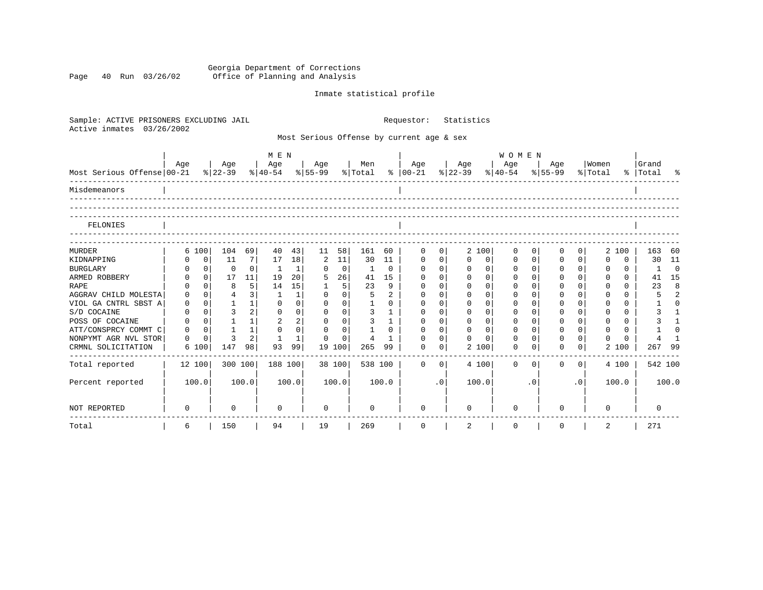Georgia Department of Corrections
Office of Planning and Analysis

Inmate statistical profile

Sample: ACTIVE PRISONERS EXCLUDING JAIL
Active inmates 03/26/2002

Requestor: Statistics

Most Serious Offense by current age & sex

| Most Serious Offense | MEN Age 00-21 | % | MEN Age 22-39 | % | MEN Age 40-54 | % | MEN Age 55-99 | % | Men Total | % | WOMEN Age 00-21 | % | WOMEN Age 22-39 | % | WOMEN Age 40-54 | % | WOMEN Age 55-99 | % | Women Total | % | Grand Total | % |
|---|---|---|---|---|---|---|---|---|---|---|---|---|---|---|---|---|---|---|---|---|---|---|
| Misdemeanors | | | | | | | | | | | | | | | | | | | | | | |
| FELONIES | | | | | | | | | | | | | | | | | | | | | | |
| MURDER | 6 | 100 | 104 | 69 | 40 | 43 | 11 | 58 | 161 | 60 | 0 | 0 | 2 | 100 | 0 | 0 | 0 | 0 | 2 | 100 | 163 | 60 |
| KIDNAPPING | 0 | 0 | 11 | 7 | 17 | 18 | 2 | 11 | 30 | 11 | 0 | 0 | 0 | 0 | 0 | 0 | 0 | 0 | 0 | 0 | 30 | 11 |
| BURGLARY | 0 | 0 | 0 | 0 | 1 | 1 | 0 | 0 | 1 | 0 | 0 | 0 | 0 | 0 | 0 | 0 | 0 | 0 | 0 | 0 | 1 | 0 |
| ARMED ROBBERY | 0 | 0 | 17 | 11 | 19 | 20 | 5 | 26 | 41 | 15 | 0 | 0 | 0 | 0 | 0 | 0 | 0 | 0 | 0 | 0 | 41 | 15 |
| RAPE | 0 | 0 | 8 | 5 | 14 | 15 | 1 | 5 | 23 | 9 | 0 | 0 | 0 | 0 | 0 | 0 | 0 | 0 | 0 | 0 | 23 | 8 |
| AGGRAV CHILD MOLESTA | 0 | 0 | 4 | 3 | 1 | 1 | 0 | 0 | 5 | 2 | 0 | 0 | 0 | 0 | 0 | 0 | 0 | 0 | 0 | 0 | 5 | 2 |
| VIOL GA CNTRL SBST A | 0 | 0 | 1 | 1 | 0 | 0 | 0 | 0 | 1 | 0 | 0 | 0 | 0 | 0 | 0 | 0 | 0 | 0 | 0 | 0 | 1 | 0 |
| S/D COCAINE | 0 | 0 | 3 | 2 | 0 | 0 | 0 | 0 | 3 | 1 | 0 | 0 | 0 | 0 | 0 | 0 | 0 | 0 | 0 | 0 | 3 | 1 |
| POSS OF COCAINE | 0 | 0 | 1 | 1 | 2 | 2 | 0 | 0 | 3 | 1 | 0 | 0 | 0 | 0 | 0 | 0 | 0 | 0 | 0 | 0 | 3 | 1 |
| ATT/CONSPRCY COMMT C | 0 | 0 | 1 | 1 | 0 | 0 | 0 | 0 | 1 | 0 | 0 | 0 | 0 | 0 | 0 | 0 | 0 | 0 | 0 | 0 | 1 | 0 |
| NONPYMT AGR NVL STOR | 0 | 0 | 3 | 2 | 1 | 1 | 0 | 0 | 4 | 1 | 0 | 0 | 0 | 0 | 0 | 0 | 0 | 0 | 0 | 0 | 4 | 1 |
| CRMNL SOLICITATION | 6 | 100 | 147 | 98 | 93 | 99 | 19 | 100 | 265 | 99 | 0 | 0 | 2 | 100 | 0 | 0 | 0 | 0 | 2 | 100 | 267 | 99 |
| Total reported | 12 | 100 | 300 | 100 | 188 | 100 | 38 | 100 | 538 | 100 | 0 | 0 | 4 | 100 | 0 | 0 | 0 | 0 | 4 | 100 | 542 | 100 |
| Percent reported | | 100.0 | | 100.0 | | 100.0 | | 100.0 | | 100.0 | | .0 | | 100.0 | | .0 | | .0 | | 100.0 | | 100.0 |
| NOT REPORTED | 0 | | 0 | | 0 | | 0 | | 0 | | 0 | | 0 | | 0 | | 0 | | 0 | | 0 | |
| Total | 6 | | 150 | | 94 | | 19 | | 269 | | 0 | | 2 | | 0 | | 0 | | 2 | | 271 | |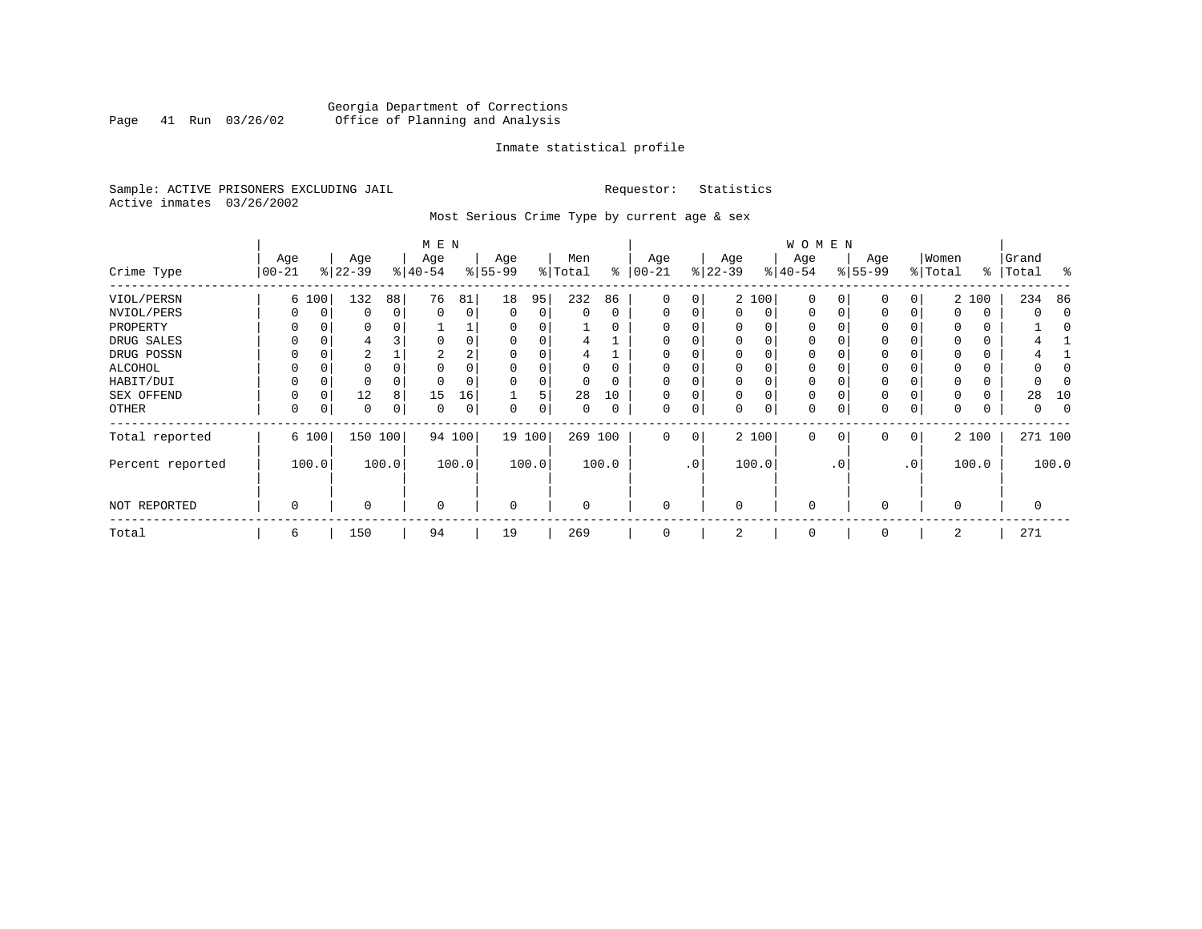Georgia Department of Corrections
Office of Planning and Analysis

Inmate statistical profile

Sample: ACTIVE PRISONERS EXCLUDING JAIL

Requestor: Statistics

Active inmates 03/26/2002

Most Serious Crime Type by current age & sex

| | MEN | | | | | | | | | | WOMEN | | | | | | | | | | | |
|---|---|---|---|---|---|---|---|---|---|---|---|---|---|---|---|---|---|---|---|---|---|---|
| Crime Type | Age 00-21 | % | Age 22-39 | % | Age 40-54 | % | Age 55-99 | % | Men Total | % | Age 00-21 | % | Age 22-39 | % | Age 40-54 | % | Age 55-99 | % | Women Total | % | Grand Total | % |
| VIOL/PERSN | 6 | 100 | 132 | 88 | 76 | 81 | 18 | 95 | 232 | 86 | 0 | 0 | 2 | 100 | 0 | 0 | 0 | 0 | 2 | 100 | 234 | 86 |
| NVIOL/PERS | 0 | 0 | 0 | 0 | 0 | 0 | 0 | 0 | 0 | 0 | 0 | 0 | 0 | 0 | 0 | 0 | 0 | 0 | 0 | 0 | 0 | 0 |
| PROPERTY | 0 | 0 | 0 | 0 | 1 | 1 | 0 | 0 | 1 | 0 | 0 | 0 | 0 | 0 | 0 | 0 | 0 | 0 | 0 | 0 | 1 | 0 |
| DRUG SALES | 0 | 0 | 4 | 3 | 0 | 0 | 0 | 0 | 4 | 1 | 0 | 0 | 0 | 0 | 0 | 0 | 0 | 0 | 0 | 0 | 4 | 1 |
| DRUG POSSN | 0 | 0 | 2 | 1 | 2 | 2 | 0 | 0 | 4 | 1 | 0 | 0 | 0 | 0 | 0 | 0 | 0 | 0 | 0 | 0 | 4 | 1 |
| ALCOHOL | 0 | 0 | 0 | 0 | 0 | 0 | 0 | 0 | 0 | 0 | 0 | 0 | 0 | 0 | 0 | 0 | 0 | 0 | 0 | 0 | 0 | 0 |
| HABIT/DUI | 0 | 0 | 0 | 0 | 0 | 0 | 0 | 0 | 0 | 0 | 0 | 0 | 0 | 0 | 0 | 0 | 0 | 0 | 0 | 0 | 0 | 0 |
| SEX OFFEND | 0 | 0 | 12 | 8 | 15 | 16 | 1 | 5 | 28 | 10 | 0 | 0 | 0 | 0 | 0 | 0 | 0 | 0 | 0 | 0 | 28 | 10 |
| OTHER | 0 | 0 | 0 | 0 | 0 | 0 | 0 | 0 | 0 | 0 | 0 | 0 | 0 | 0 | 0 | 0 | 0 | 0 | 0 | 0 | 0 | 0 |
| Total reported | 6 | 100 | 150 | 100 | 94 | 100 | 19 | 100 | 269 | 100 | 0 | 0 | 2 | 100 | 0 | 0 | 0 | 0 | 2 | 100 | 271 | 100 |
| Percent reported | | 100.0 | | 100.0 | | 100.0 | | 100.0 | | 100.0 | | .0 | | 100.0 | | .0 | | .0 | | 100.0 | | 100.0 |
| NOT REPORTED | 0 | | 0 | | 0 | | 0 | | 0 | | 0 | | 0 | | 0 | | 0 | | 0 | | 0 | |
| Total | 6 | | 150 | | 94 | | 19 | | 269 | | 0 | | 2 | | 0 | | 0 | | 2 | | 271 | |